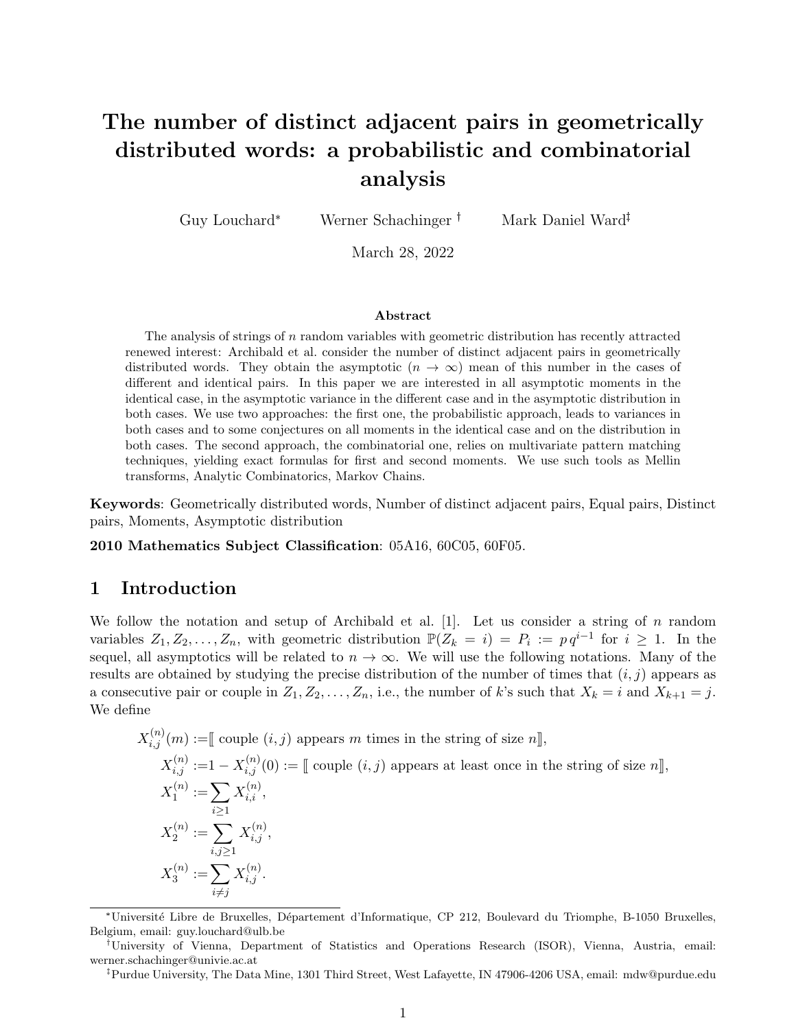# The number of distinct adjacent pairs in geometrically distributed words: a probabilistic and combinatorial analysis

Guy Louchard[*] Werner Schachinger[†] Mark Daniel Ward[‡]

March 28, 2022

### Abstract

The analysis of strings of $n$ random variables with geometric distribution has recently attracted renewed interest: Archibald et al. consider the number of distinct adjacent pairs in geometrically distributed words. They obtain the asymptotic ($n \to \infty$) mean of this number in the cases of different and identical pairs. In this paper we are interested in all asymptotic moments in the identical case, in the asymptotic variance in the different case and in the asymptotic distribution in both cases. We use two approaches: the first one, the probabilistic approach, leads to variances in both cases and to some conjectures on all moments in the identical case and on the distribution in both cases. The second approach, the combinatorial one, relies on multivariate pattern matching techniques, yielding exact formulas for first and second moments. We use such tools as Mellin transforms, Analytic Combinatorics, Markov Chains.

**Keywords**: Geometrically distributed words, Number of distinct adjacent pairs, Equal pairs, Distinct pairs, Moments, Asymptotic distribution

**2010 Mathematics Subject Classification**: 05A16, 60C05, 60F05.

## 1 Introduction

We follow the notation and setup of Archibald et al. [1]. Let us consider a string of $n$ random variables $Z_1, Z_2, \ldots, Z_n$, with geometric distribution $\mathbb{P}(Z_k = i) = P_i := p\,q^{i-1}$ for $i \geq 1$. In the sequel, all asymptotics will be related to $n \to \infty$. We will use the following notations. Many of the results are obtained by studying the precise distribution of the number of times that $(i, j)$ appears as a consecutive pair or couple in $Z_1, Z_2, \ldots, Z_n$, i.e., the number of $k$'s such that $X_k = i$ and $X_{k+1} = j$. We define

$$
\begin{aligned}
X_{i,j}^{(n)}(m) &:= [\![ \text{ couple } (i,j) \text{ appears } m \text{ times in the string of size } n ]\!], \\
X_{i,j}^{(n)} &:= 1 - X_{i,j}^{(n)}(0) := [\![ \text{ couple } (i,j) \text{ appears at least once in the string of size } n ]\!], \\
X_1^{(n)} &:= \sum_{i \geq 1} X_{i,i}^{(n)}, \\
X_2^{(n)} &:= \sum_{i,j \geq 1} X_{i,j}^{(n)}, \\
X_3^{(n)} &:= \sum_{i \neq j} X_{i,j}^{(n)}.
\end{aligned}
$$

---

[*] Université Libre de Bruxelles, Département d'Informatique, CP 212, Boulevard du Triomphe, B-1050 Bruxelles, Belgium, email: guy.louchard@ulb.be

[†] University of Vienna, Department of Statistics and Operations Research (ISOR), Vienna, Austria, email: werner.schachinger@univie.ac.at

[‡] Purdue University, The Data Mine, 1301 Third Street, West Lafayette, IN 47906-4206 USA, email: mdw@purdue.edu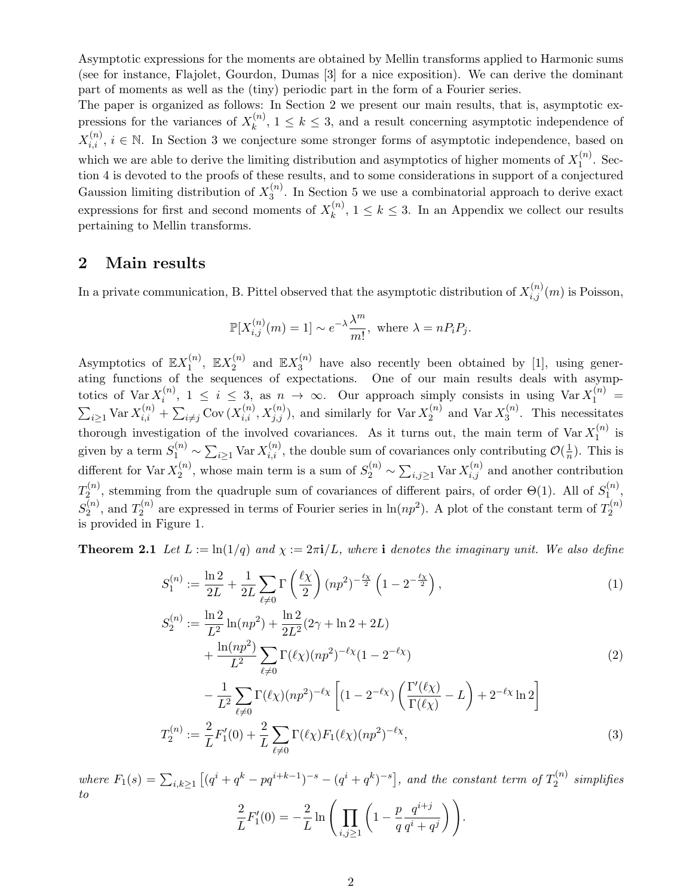Asymptotic expressions for the moments are obtained by Mellin transforms applied to Harmonic sums (see for instance, Flajolet, Gourdon, Dumas [3] for a nice exposition). We can derive the dominant part of moments as well as the (tiny) periodic part in the form of a Fourier series.

The paper is organized as follows: In Section 2 we present our main results, that is, asymptotic expressions for the variances of $X_k^{(n)}$, $1 \leq k \leq 3$, and a result concerning asymptotic independence of $X_{i,i}^{(n)}$, $i \in \mathbb{N}$. In Section 3 we conjecture some stronger forms of asymptotic independence, based on which we are able to derive the limiting distribution and asymptotics of higher moments of $X_1^{(n)}$. Section 4 is devoted to the proofs of these results, and to some considerations in support of a conjectured Gaussion limiting distribution of $X_3^{(n)}$. In Section 5 we use a combinatorial approach to derive exact expressions for first and second moments of $X_k^{(n)}$, $1 \leq k \leq 3$. In an Appendix we collect our results pertaining to Mellin transforms.

## 2 Main results

In a private communication, B. Pittel observed that the asymptotic distribution of $X_{i,j}^{(n)}(m)$ is Poisson,

$$\mathbb{P}[X_{i,j}^{(n)}(m) = 1] \sim e^{-\lambda}\frac{\lambda^m}{m!}, \text{ where } \lambda = nP_iP_j.$$

Asymptotics of $\mathbb{E}X_1^{(n)}$, $\mathbb{E}X_2^{(n)}$ and $\mathbb{E}X_3^{(n)}$ have also recently been obtained by [1], using generating functions of the sequences of expectations. One of our main results deals with asymptotics of $\operatorname{Var} X_i^{(n)}$, $1 \leq i \leq 3$, as $n \to \infty$. Our approach simply consists in using $\operatorname{Var} X_1^{(n)} = \sum_{i\geq 1} \operatorname{Var} X_{i,i}^{(n)} + \sum_{i\neq j} \operatorname{Cov}(X_{i,i}^{(n)}, X_{j,j}^{(n)})$, and similarly for $\operatorname{Var} X_2^{(n)}$ and $\operatorname{Var} X_3^{(n)}$. This necessitates thorough investigation of the involved covariances. As it turns out, the main term of $\operatorname{Var} X_1^{(n)}$ is given by a term $S_1^{(n)} \sim \sum_{i\geq 1} \operatorname{Var} X_{i,i}^{(n)}$, the double sum of covariances only contributing $\mathcal{O}(\frac{1}{n})$. This is different for $\operatorname{Var} X_2^{(n)}$, whose main term is a sum of $S_2^{(n)} \sim \sum_{i,j\geq 1} \operatorname{Var} X_{i,j}^{(n)}$ and another contribution $T_2^{(n)}$, stemming from the quadruple sum of covariances of different pairs, of order $\Theta(1)$. All of $S_1^{(n)}$, $S_2^{(n)}$, and $T_2^{(n)}$ are expressed in terms of Fourier series in $\ln(np^2)$. A plot of the constant term of $T_2^{(n)}$ is provided in Figure 1.

**Theorem 2.1** *Let $L := \ln(1/q)$ and $\chi := 2\pi\mathbf{i}/L$, where $\mathbf{i}$ denotes the imaginary unit. We also define*

$$S_1^{(n)} := \frac{\ln 2}{2L} + \frac{1}{2L}\sum_{\ell\neq 0}\Gamma\left(\frac{\ell\chi}{2}\right)(np^2)^{-\frac{\ell\chi}{2}}\left(1 - 2^{-\frac{\ell\chi}{2}}\right), \tag{1}$$

$$\begin{aligned} S_2^{(n)} := {} & \frac{\ln 2}{L^2}\ln(np^2) + \frac{\ln 2}{2L^2}(2\gamma + \ln 2 + 2L) \\ & + \frac{\ln(np^2)}{L^2}\sum_{\ell\neq 0}\Gamma(\ell\chi)(np^2)^{-\ell\chi}(1 - 2^{-\ell\chi}) \\ & - \frac{1}{L^2}\sum_{\ell\neq 0}\Gamma(\ell\chi)(np^2)^{-\ell\chi}\left[(1 - 2^{-\ell\chi})\left(\frac{\Gamma'(\ell\chi)}{\Gamma(\ell\chi)} - L\right) + 2^{-\ell\chi}\ln 2\right] \end{aligned} \tag{2}$$

$$T_2^{(n)} := \frac{2}{L}F_1'(0) + \frac{2}{L}\sum_{\ell\neq 0}\Gamma(\ell\chi)F_1(\ell\chi)(np^2)^{-\ell\chi}, \tag{3}$$

*where $F_1(s) = \sum_{i,k\geq 1}\left[(q^i + q^k - pq^{i+k-1})^{-s} - (q^i + q^k)^{-s}\right]$, and the constant term of $T_2^{(n)}$ simplifies to*

$$\frac{2}{L}F_1'(0) = -\frac{2}{L}\ln\left(\prod_{i,j\geq 1}\left(1 - \frac{p}{q}\frac{q^{i+j}}{q^i + q^j}\right)\right).$$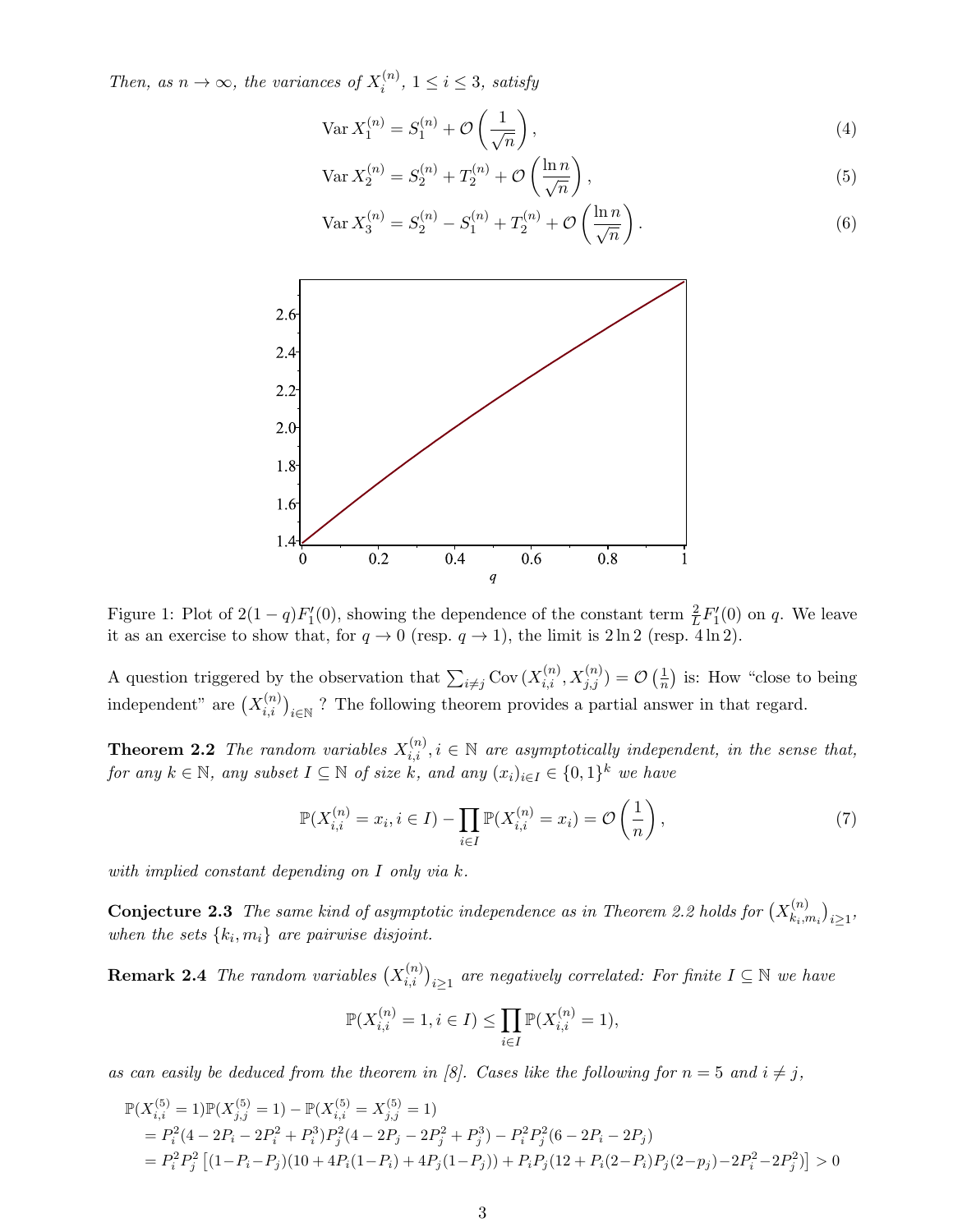*Then, as $n \to \infty$, the variances of $X_i^{(n)}$, $1 \le i \le 3$, satisfy*

$$\operatorname{Var} X_1^{(n)} = S_1^{(n)} + \mathcal{O}\left(\frac{1}{\sqrt{n}}\right), \tag{4}$$

$$\operatorname{Var} X_2^{(n)} = S_2^{(n)} + T_2^{(n)} + \mathcal{O}\left(\frac{\ln n}{\sqrt{n}}\right), \tag{5}$$

$$\operatorname{Var} X_3^{(n)} = S_2^{(n)} - S_1^{(n)} + T_2^{(n)} + \mathcal{O}\left(\frac{\ln n}{\sqrt{n}}\right). \tag{6}$$

Figure 1: Plot of $2(1-q)F_1'(0)$, showing the dependence of the constant term $\frac{2}{L}F_1'(0)$ on $q$. We leave it as an exercise to show that, for $q \to 0$ (resp. $q \to 1$), the limit is $2\ln 2$ (resp. $4\ln 2$).

A question triggered by the observation that $\sum_{i \ne j} \operatorname{Cov}(X_{i,i}^{(n)}, X_{j,j}^{(n)}) = \mathcal{O}\left(\frac{1}{n}\right)$ is: How "close to being independent" are $\left(X_{i,i}^{(n)}\right)_{i \in \mathbb{N}}$ ? The following theorem provides a partial answer in that regard.

**Theorem 2.2** *The random variables $X_{i,i}^{(n)}, i \in \mathbb{N}$ are asymptotically independent, in the sense that, for any $k \in \mathbb{N}$, any subset $I \subseteq \mathbb{N}$ of size $k$, and any $(x_i)_{i \in I} \in \{0,1\}^k$ we have*

$$\mathbb{P}(X_{i,i}^{(n)} = x_i, i \in I) - \prod_{i \in I} \mathbb{P}(X_{i,i}^{(n)} = x_i) = \mathcal{O}\left(\frac{1}{n}\right), \tag{7}$$

*with implied constant depending on $I$ only via $k$.*

**Conjecture 2.3** *The same kind of asymptotic independence as in Theorem 2.2 holds for $\left(X_{k_i,m_i}^{(n)}\right)_{i \ge 1}$, when the sets $\{k_i, m_i\}$ are pairwise disjoint.*

**Remark 2.4** *The random variables $\left(X_{i,i}^{(n)}\right)_{i \ge 1}$ are negatively correlated: For finite $I \subseteq \mathbb{N}$ we have*

$$\mathbb{P}(X_{i,i}^{(n)} = 1, i \in I) \le \prod_{i \in I} \mathbb{P}(X_{i,i}^{(n)} = 1),$$

*as can easily be deduced from the theorem in [8]. Cases like the following for $n = 5$ and $i \ne j$,*

$$\begin{aligned}
&\mathbb{P}(X_{i,i}^{(5)} = 1)\mathbb{P}(X_{j,j}^{(5)} = 1) - \mathbb{P}(X_{i,i}^{(5)} = X_{j,j}^{(5)} = 1) \\
&= P_i^2(4 - 2P_i - 2P_i^2 + P_i^3)P_j^2(4 - 2P_j - 2P_j^2 + P_j^3) - P_i^2P_j^2(6 - 2P_i - 2P_j) \\
&= P_i^2P_j^2\left[(1-P_i-P_j)(10 + 4P_i(1-P_i) + 4P_j(1-P_j)) + P_iP_j(12 + P_i(2-P_i)P_j(2-p_j) - 2P_i^2 - 2P_j^2)\right] > 0
\end{aligned}$$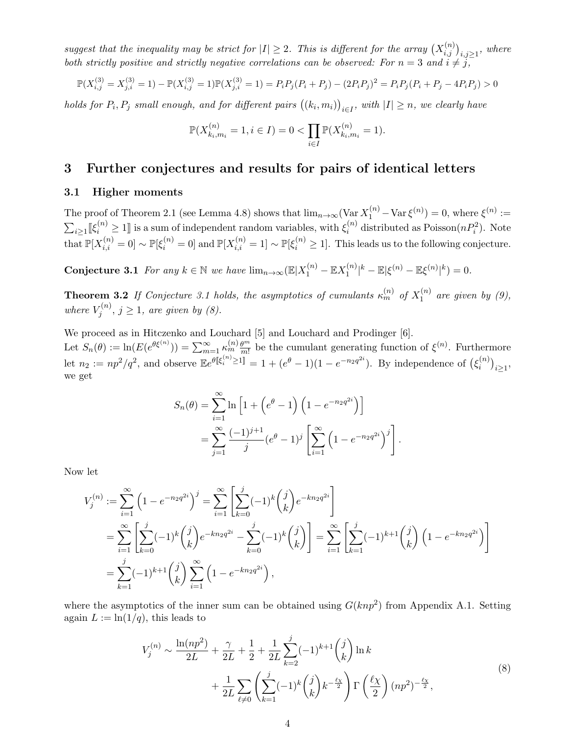*suggest that the inequality may be strict for $|I| \geq 2$. This is different for the array $\big(X_{i,j}^{(n)}\big)_{i,j\geq 1}$, where both strictly positive and strictly negative correlations can be observed: For $n=3$ and $i \neq j$,*

$$\mathbb{P}(X_{i,j}^{(3)} = X_{j,i}^{(3)} = 1) - \mathbb{P}(X_{i,j}^{(3)} = 1)\mathbb{P}(X_{j,i}^{(3)} = 1) = P_iP_j(P_i+P_j) - (2P_iP_j)^2 = P_iP_j(P_i+P_j-4P_iP_j) > 0$$

*holds for $P_i, P_j$ small enough, and for different pairs $\big((k_i, m_i)\big)_{i\in I}$, with $|I| \geq n$, we clearly have*

$$\mathbb{P}(X_{k_i,m_i}^{(n)} = 1, i \in I) = 0 < \prod_{i\in I} \mathbb{P}(X_{k_i,m_i}^{(n)} = 1).$$

## 3 Further conjectures and results for pairs of identical letters

### 3.1 Higher moments

The proof of Theorem 2.1 (see Lemma 4.8) shows that $\lim_{n\to\infty}(\operatorname{Var} X_1^{(n)} - \operatorname{Var} \xi^{(n)}) = 0$, where $\xi^{(n)} := \sum_{i\geq 1} [\![\xi_i^{(n)} \geq 1]\!]$ is a sum of independent random variables, with $\xi_i^{(n)}$ distributed as Poisson$(nP_i^2)$. Note that $\mathbb{P}[X_{i,i}^{(n)} = 0] \sim \mathbb{P}[\xi_i^{(n)} = 0]$ and $\mathbb{P}[X_{i,i}^{(n)} = 1] \sim \mathbb{P}[\xi_i^{(n)} \geq 1]$. This leads us to the following conjecture.

**Conjecture 3.1** *For any $k \in \mathbb{N}$ we have $\lim_{n\to\infty}(\mathbb{E}|X_1^{(n)} - \mathbb{E}X_1^{(n)}|^k - \mathbb{E}|\xi^{(n)} - \mathbb{E}\xi^{(n)}|^k) = 0$.*

**Theorem 3.2** *If Conjecture 3.1 holds, the asymptotics of cumulants $\kappa_m^{(n)}$ of $X_1^{(n)}$ are given by (9), where $V_j^{(n)}$, $j \geq 1$, are given by (8).*

We proceed as in Hitczenko and Louchard [5] and Louchard and Prodinger [6].
Let $S_n(\theta) := \ln(E(e^{\theta\xi^{(n)}})) = \sum_{m=1}^{\infty} \kappa_m^{(n)} \frac{\theta^m}{m!}$ be the cumulant generating function of $\xi^{(n)}$. Furthermore let $n_2 := np^2/q^2$, and observe $\mathbb{E}e^{\theta[\![\xi_i^{(n)}\geq 1]\!]} = 1 + (e^\theta - 1)(1 - e^{-n_2 q^{2i}})$. By independence of $\big(\xi_i^{(n)}\big)_{i\geq 1}$, we get

$$\begin{aligned}
S_n(\theta) &= \sum_{i=1}^{\infty} \ln\left[1 + \left(e^\theta - 1\right)\left(1 - e^{-n_2 q^{2i}}\right)\right] \\
&= \sum_{j=1}^{\infty} \frac{(-1)^{j+1}}{j}(e^\theta - 1)^j \left[\sum_{i=1}^{\infty}\left(1 - e^{-n_2 q^{2i}}\right)^j\right].
\end{aligned}$$

Now let

$$\begin{aligned}
V_j^{(n)} &:= \sum_{i=1}^{\infty}\left(1 - e^{-n_2 q^{2i}}\right)^j = \sum_{i=1}^{\infty}\left[\sum_{k=0}^{j}(-1)^k\binom{j}{k}e^{-kn_2q^{2i}}\right] \\
&= \sum_{i=1}^{\infty}\left[\sum_{k=0}^{j}(-1)^k\binom{j}{k}e^{-kn_2q^{2i}} - \sum_{k=0}^{j}(-1)^k\binom{j}{k}\right] = \sum_{i=1}^{\infty}\left[\sum_{k=1}^{j}(-1)^{k+1}\binom{j}{k}\left(1 - e^{-kn_2q^{2i}}\right)\right] \\
&= \sum_{k=1}^{j}(-1)^{k+1}\binom{j}{k}\sum_{i=1}^{\infty}\left(1 - e^{-kn_2q^{2i}}\right),
\end{aligned}$$

where the asymptotics of the inner sum can be obtained using $G(knp^2)$ from Appendix A.1. Setting again $L := \ln(1/q)$, this leads to

$$\begin{aligned}
V_j^{(n)} \sim \frac{\ln(np^2)}{2L} + \frac{\gamma}{2L} + \frac{1}{2} + \frac{1}{2L}\sum_{k=2}^{j}(-1)^{k+1}\binom{j}{k}\ln k \\
+ \frac{1}{2L}\sum_{\ell\neq 0}\left(\sum_{k=1}^{j}(-1)^k\binom{j}{k}k^{-\frac{\ell\chi}{2}}\right)\Gamma\left(\frac{\ell\chi}{2}\right)(np^2)^{-\frac{\ell\chi}{2}},
\end{aligned} \tag{8}$$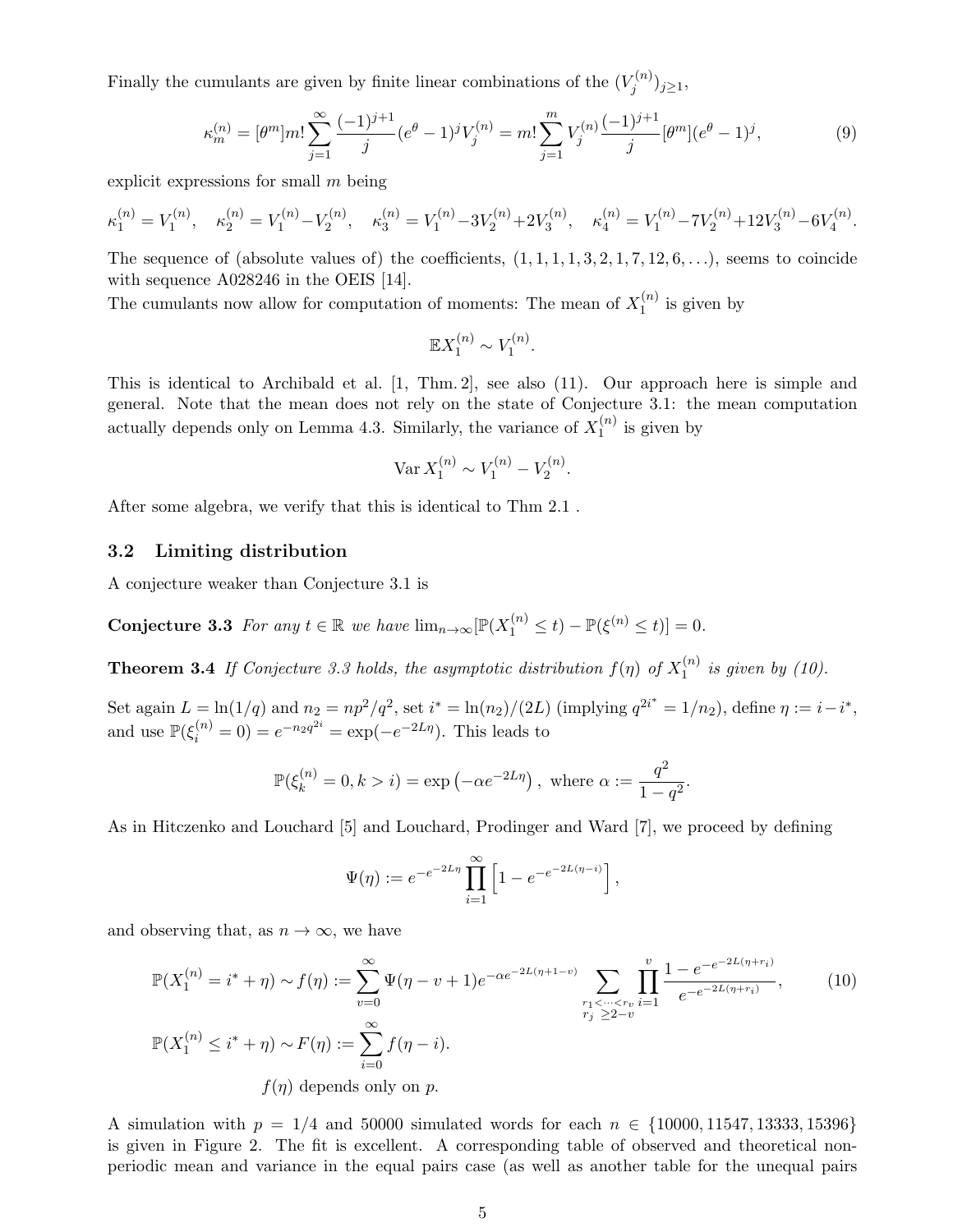Finally the cumulants are given by finite linear combinations of the $(V_j^{(n)})_{j\geq 1}$,

$$\kappa_m^{(n)} = [\theta^m] m! \sum_{j=1}^{\infty} \frac{(-1)^{j+1}}{j}(e^\theta - 1)^j V_j^{(n)} = m! \sum_{j=1}^{m} V_j^{(n)} \frac{(-1)^{j+1}}{j} [\theta^m](e^\theta - 1)^j, \tag{9}$$

explicit expressions for small $m$ being

$$\kappa_1^{(n)} = V_1^{(n)}, \quad \kappa_2^{(n)} = V_1^{(n)} - V_2^{(n)}, \quad \kappa_3^{(n)} = V_1^{(n)} - 3V_2^{(n)} + 2V_3^{(n)}, \quad \kappa_4^{(n)} = V_1^{(n)} - 7V_2^{(n)} + 12V_3^{(n)} - 6V_4^{(n)}.$$

The sequence of (absolute values of) the coefficients, $(1, 1, 1, 1, 3, 2, 1, 7, 12, 6, \ldots)$, seems to coincide with sequence A028246 in the OEIS [14].

The cumulants now allow for computation of moments: The mean of $X_1^{(n)}$ is given by

$$\mathbb{E}X_1^{(n)} \sim V_1^{(n)}.$$

This is identical to Archibald et al. [1, Thm. 2], see also (11). Our approach here is simple and general. Note that the mean does not rely on the state of Conjecture 3.1: the mean computation actually depends only on Lemma 4.3. Similarly, the variance of $X_1^{(n)}$ is given by

$$\operatorname{Var} X_1^{(n)} \sim V_1^{(n)} - V_2^{(n)}.$$

After some algebra, we verify that this is identical to Thm 2.1 .

### 3.2 Limiting distribution

A conjecture weaker than Conjecture 3.1 is

**Conjecture 3.3** *For any $t \in \mathbb{R}$ we have $\lim_{n\to\infty}[\mathbb{P}(X_1^{(n)} \leq t) - \mathbb{P}(\xi^{(n)} \leq t)] = 0$.*

**Theorem 3.4** *If Conjecture 3.3 holds, the asymptotic distribution $f(\eta)$ of $X_1^{(n)}$ is given by (10).*

Set again $L = \ln(1/q)$ and $n_2 = np^2/q^2$, set $i^* = \ln(n_2)/(2L)$ (implying $q^{2i^*} = 1/n_2$), define $\eta := i - i^*$, and use $\mathbb{P}(\xi_i^{(n)} = 0) = e^{-n_2 q^{2i}} = \exp(-e^{-2L\eta})$. This leads to

$$\mathbb{P}(\xi_k^{(n)} = 0, k > i) = \exp\left(-\alpha e^{-2L\eta}\right), \text{ where } \alpha := \frac{q^2}{1-q^2}.$$

As in Hitczenko and Louchard [5] and Louchard, Prodinger and Ward [7], we proceed by defining

$$\Psi(\eta) := e^{-e^{-2L\eta}} \prod_{i=1}^{\infty} \left[1 - e^{-e^{-2L(\eta - i)}}\right],$$

and observing that, as $n \to \infty$, we have

$$\mathbb{P}(X_1^{(n)} = i^* + \eta) \sim f(\eta) := \sum_{v=0}^{\infty} \Psi(\eta - v + 1) e^{-\alpha e^{-2L(\eta+1-v)}} \sum_{\substack{r_1 < \cdots < r_v \\ r_j \geq 2-v}} \prod_{i=1}^{v} \frac{1 - e^{-e^{-2L(\eta + r_i)}}}{e^{-e^{-2L(\eta+r_i)}}}, \tag{10}$$

$$\mathbb{P}(X_1^{(n)} \leq i^* + \eta) \sim F(\eta) := \sum_{i=0}^{\infty} f(\eta - i).$$

$f(\eta)$ depends only on $p$.

A simulation with $p = 1/4$ and 50000 simulated words for each $n \in \{10000, 11547, 13333, 15396\}$ is given in Figure 2. The fit is excellent. A corresponding table of observed and theoretical non-periodic mean and variance in the equal pairs case (as well as another table for the unequal pairs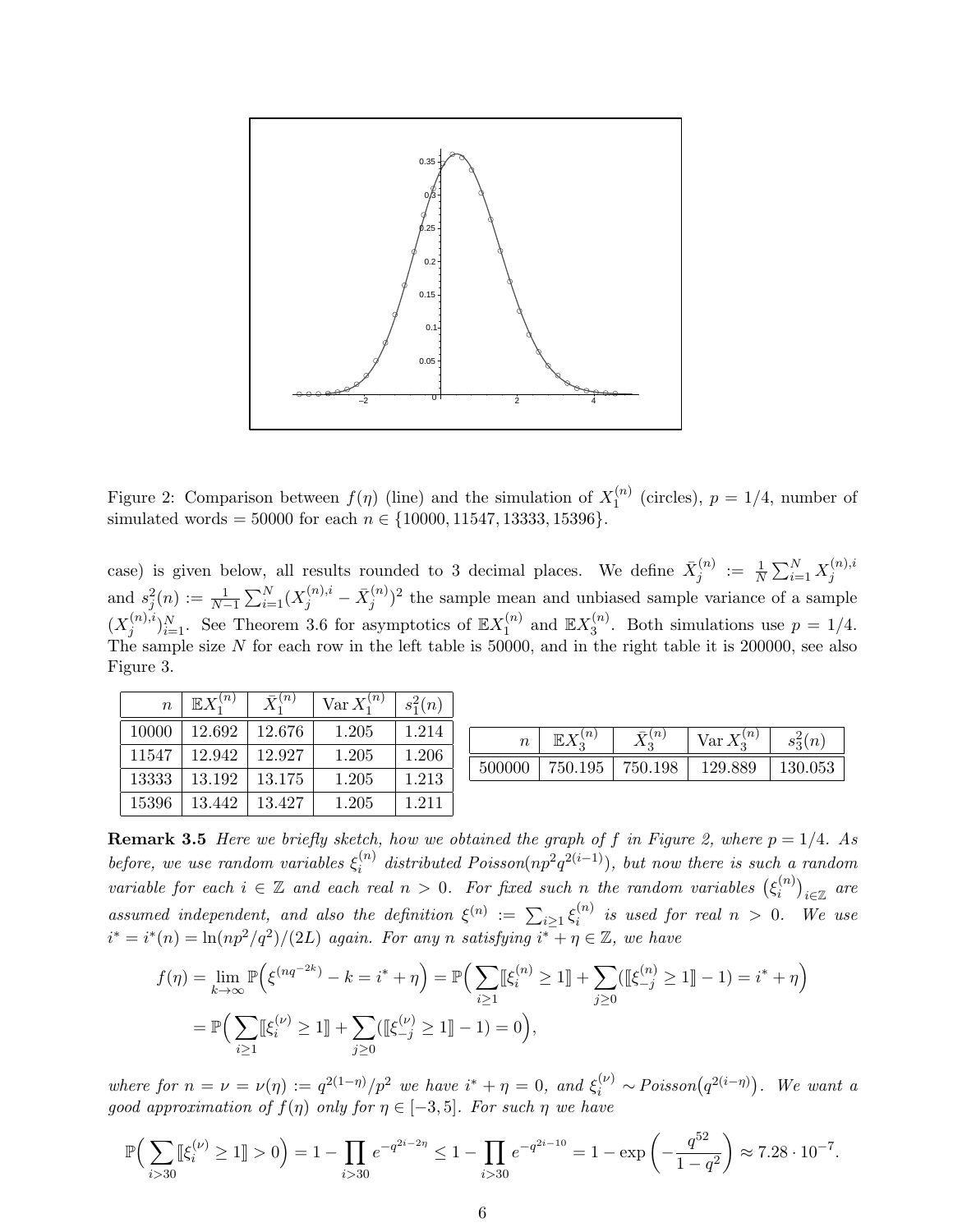Figure 2: Comparison between $f(\eta)$ (line) and the simulation of $X_1^{(n)}$ (circles), $p = 1/4$, number of simulated words = 50000 for each $n \in \{10000, 11547, 13333, 15396\}$.

case) is given below, all results rounded to 3 decimal places. We define $\bar{X}_j^{(n)} := \frac{1}{N}\sum_{i=1}^N X_j^{(n),i}$ and $s_j^2(n) := \frac{1}{N-1}\sum_{i=1}^N (X_j^{(n),i} - \bar{X}_j^{(n)})^2$ the sample mean and unbiased sample variance of a sample $(X_j^{(n),i})_{i=1}^N$. See Theorem 3.6 for asymptotics of $\mathbb{E}X_1^{(n)}$ and $\mathbb{E}X_3^{(n)}$. Both simulations use $p = 1/4$. The sample size $N$ for each row in the left table is 50000, and in the right table it is 200000, see also Figure 3.

| $n$ | $\mathbb{E}X_1^{(n)}$ | $\bar{X}_1^{(n)}$ | $\operatorname{Var} X_1^{(n)}$ | $s_1^2(n)$ |
|---|---|---|---|---|
| 10000 | 12.692 | 12.676 | 1.205 | 1.214 |
| 11547 | 12.942 | 12.927 | 1.205 | 1.206 |
| 13333 | 13.192 | 13.175 | 1.205 | 1.213 |
| 15396 | 13.442 | 13.427 | 1.205 | 1.211 |

| $n$ | $\mathbb{E}X_3^{(n)}$ | $\bar{X}_3^{(n)}$ | $\operatorname{Var} X_3^{(n)}$ | $s_3^2(n)$ |
|---|---|---|---|---|
| 500000 | 750.195 | 750.198 | 129.889 | 130.053 |

**Remark 3.5** *Here we briefly sketch, how we obtained the graph of $f$ in Figure 2, where $p = 1/4$. As before, we use random variables $\xi_i^{(n)}$ distributed Poisson$(np^2q^{2(i-1)})$, but now there is such a random variable for each $i \in \mathbb{Z}$ and each real $n > 0$. For fixed such $n$ the random variables $\left(\xi_i^{(n)}\right)_{i\in\mathbb{Z}}$ are assumed independent, and also the definition $\xi^{(n)} := \sum_{i\geq 1}\xi_i^{(n)}$ is used for real $n > 0$. We use $i^* = i^*(n) = \ln(np^2/q^2)/(2L)$ again. For any $n$ satisfying $i^* + \eta \in \mathbb{Z}$, we have*

$$
\begin{aligned}
f(\eta) &= \lim_{k\to\infty} \mathbb{P}\Big(\xi^{(nq^{-2k})} - k = i^* + \eta\Big) = \mathbb{P}\Big(\sum_{i\geq 1}[\![\xi_i^{(n)} \geq 1]\!] + \sum_{j\geq 0}([\![\xi_{-j}^{(n)} \geq 1]\!] - 1) = i^* + \eta\Big) \\
&= \mathbb{P}\Big(\sum_{i\geq 1}[\![\xi_i^{(\nu)} \geq 1]\!] + \sum_{j\geq 0}([\![\xi_{-j}^{(\nu)} \geq 1]\!] - 1) = 0\Big),
\end{aligned}
$$

*where for $n = \nu = \nu(\eta) := q^{2(1-\eta)}/p^2$ we have $i^* + \eta = 0$, and $\xi_i^{(\nu)} \sim$ Poisson$\big(q^{2(i-\eta)}\big)$. We want a good approximation of $f(\eta)$ only for $\eta \in [-3, 5]$. For such $\eta$ we have*

$$
\mathbb{P}\Big(\sum_{i>30}[\![\xi_i^{(\nu)} \geq 1]\!] > 0\Big) = 1 - \prod_{i>30} e^{-q^{2i-2\eta}} \leq 1 - \prod_{i>30} e^{-q^{2i-10}} = 1 - \exp\left(-\frac{q^{52}}{1-q^2}\right) \approx 7.28 \cdot 10^{-7}.
$$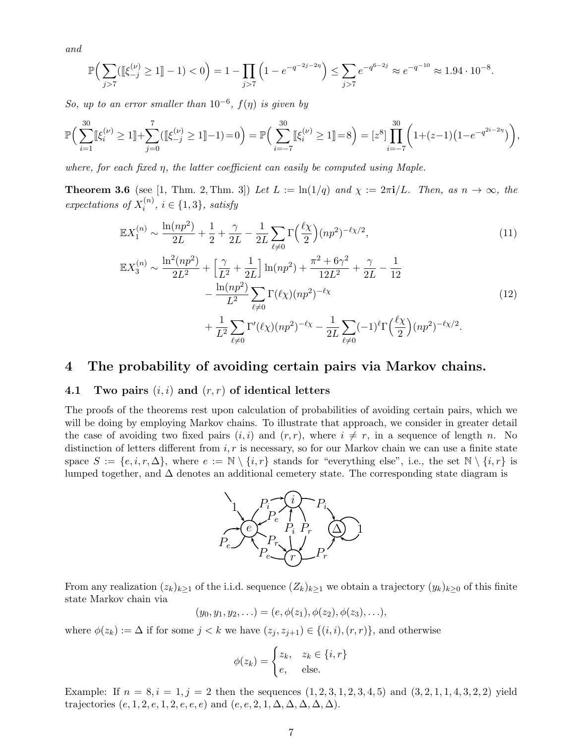*and*

$$\mathbb{P}\Big(\sum_{j>7}([\![\xi_{-j}^{(\nu)} \geq 1]\!] - 1) < 0\Big) = 1 - \prod_{j>7}\Big(1 - e^{-q^{-2j-2\eta}}\Big) \leq \sum_{j>7} e^{-q^{6-2j}} \approx e^{-q^{-10}} \approx 1.94 \cdot 10^{-8}.$$

*So, up to an error smaller than $10^{-6}$, $f(\eta)$ is given by*

$$\mathbb{P}\Big(\sum_{i=1}^{30}[\![\xi_i^{(\nu)} \geq 1]\!] + \sum_{j=0}^{7}([\![\xi_{-j}^{(\nu)} \geq 1]\!] - 1) = 0\Big) = \mathbb{P}\Big(\sum_{i=-7}^{30}[\![\xi_i^{(\nu)} \geq 1]\!] = 8\Big) = [z^8]\prod_{i=-7}^{30}\Big(1 + (z-1)\big(1 - e^{-q^{2i-2\eta}}\big)\Big),$$

*where, for each fixed $\eta$, the latter coefficient can easily be computed using Maple.*

**Theorem 3.6** (see [1, Thm. 2, Thm. 3]) *Let $L := \ln(1/q)$ and $\chi := 2\pi\mathbf{i}/L$. Then, as $n \to \infty$, the expectations of $X_i^{(n)}$, $i \in \{1, 3\}$, satisfy*

$$\mathbb{E}X_1^{(n)} \sim \frac{\ln(np^2)}{2L} + \frac{1}{2} + \frac{\gamma}{2L} - \frac{1}{2L}\sum_{\ell \neq 0}\Gamma\Big(\frac{\ell\chi}{2}\Big)(np^2)^{-\ell\chi/2}, \tag{11}$$

$$\begin{aligned}
\mathbb{E}X_3^{(n)} \sim\; & \frac{\ln^2(np^2)}{2L^2} + \Big[\frac{\gamma}{L^2} + \frac{1}{2L}\Big]\ln(np^2) + \frac{\pi^2 + 6\gamma^2}{12L^2} + \frac{\gamma}{2L} - \frac{1}{12} \\
& - \frac{\ln(np^2)}{L^2}\sum_{\ell \neq 0}\Gamma(\ell\chi)(np^2)^{-\ell\chi} \\
& + \frac{1}{L^2}\sum_{\ell \neq 0}\Gamma'(\ell\chi)(np^2)^{-\ell\chi} - \frac{1}{2L}\sum_{\ell \neq 0}(-1)^\ell\Gamma\Big(\frac{\ell\chi}{2}\Big)(np^2)^{-\ell\chi/2}.
\end{aligned} \tag{12}$$

## 4 The probability of avoiding certain pairs via Markov chains.

### 4.1 Two pairs $(i, i)$ and $(r, r)$ of identical letters

The proofs of the theorems rest upon calculation of probabilities of avoiding certain pairs, which we will be doing by employing Markov chains. To illustrate that approach, we consider in greater detail the case of avoiding two fixed pairs $(i, i)$ and $(r, r)$, where $i \neq r$, in a sequence of length $n$. No distinction of letters different from $i, r$ is necessary, so for our Markov chain we can use a finite state space $S := \{e, i, r, \Delta\}$, where $e := \mathbb{N} \setminus \{i, r\}$ stands for "everything else", i.e., the set $\mathbb{N} \setminus \{i, r\}$ is lumped together, and $\Delta$ denotes an additional cemetery state. The corresponding state diagram is

From any realization $(z_k)_{k \geq 1}$ of the i.i.d. sequence $(Z_k)_{k \geq 1}$ we obtain a trajectory $(y_k)_{k \geq 0}$ of this finite state Markov chain via

$$(y_0, y_1, y_2, \ldots) = (e, \phi(z_1), \phi(z_2), \phi(z_3), \ldots),$$

where $\phi(z_k) := \Delta$ if for some $j < k$ we have $(z_j, z_{j+1}) \in \{(i, i), (r, r)\}$, and otherwise

$$\phi(z_k) = \begin{cases} z_k, & z_k \in \{i, r\} \\ e, & \text{else.} \end{cases}$$

Example: If $n = 8, i = 1, j = 2$ then the sequences $(1, 2, 3, 1, 2, 3, 4, 5)$ and $(3, 2, 1, 1, 4, 3, 2, 2)$ yield trajectories $(e, 1, 2, e, 1, 2, e, e, e)$ and $(e, e, 2, 1, \Delta, \Delta, \Delta, \Delta, \Delta)$.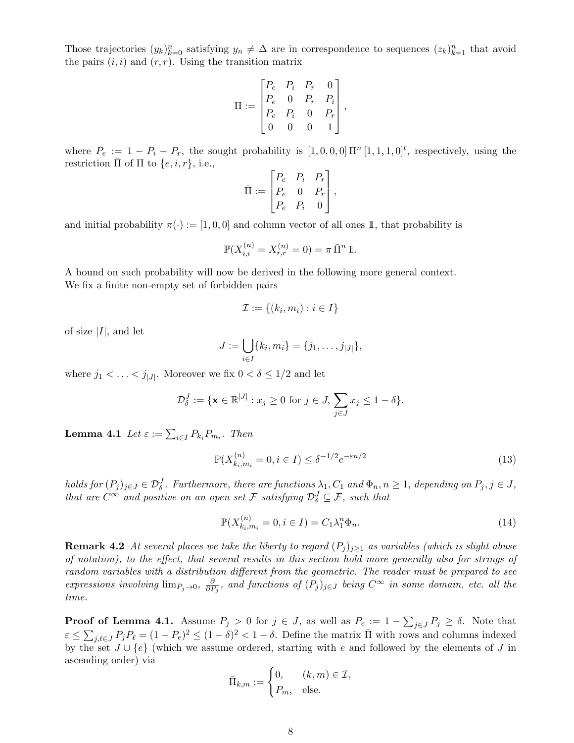Those trajectories $(y_k)_{k=0}^n$ satisfying $y_n \neq \Delta$ are in correspondence to sequences $(z_k)_{k=1}^n$ that avoid the pairs $(i,i)$ and $(r,r)$. Using the transition matrix

$$\Pi := \begin{bmatrix} P_e & P_i & P_r & 0 \\ P_e & 0 & P_r & P_i \\ P_e & P_i & 0 & P_r \\ 0 & 0 & 0 & 1 \end{bmatrix},$$

where $P_e := 1 - P_i - P_r$, the sought probability is $[1,0,0,0]\,\Pi^n\,[1,1,1,0]^t$, respectively, using the restriction $\bar{\Pi}$ of $\Pi$ to $\{e,i,r\}$, i.e.,

$$\bar{\Pi} := \begin{bmatrix} P_e & P_i & P_r \\ P_e & 0 & P_r \\ P_e & P_i & 0 \end{bmatrix},$$

and initial probability $\pi(\cdot) := [1,0,0]$ and column vector of all ones $\mathbb{1}$, that probability is

$$\mathbb{P}(X_{i,i}^{(n)} = X_{r,r}^{(n)} = 0) = \pi\,\bar{\Pi}^n\,\mathbb{1}.$$

A bound on such probability will now be derived in the following more general context.
We fix a finite non-empty set of forbidden pairs

$$\mathcal{I} := \{(k_i, m_i) : i \in I\}$$

of size $|I|$, and let

$$J := \bigcup_{i \in I} \{k_i, m_i\} = \{j_1, \ldots, j_{|J|}\},$$

where $j_1 < \ldots < j_{|J|}$. Moreover we fix $0 < \delta \leq 1/2$ and let

$$\mathcal{D}_\delta^J := \{\mathbf{x} \in \mathbb{R}^{|J|} : x_j \geq 0 \text{ for } j \in J, \sum_{j \in J} x_j \leq 1 - \delta\}.$$

**Lemma 4.1** *Let $\varepsilon := \sum_{i \in I} P_{k_i} P_{m_i}$. Then*

$$\mathbb{P}(X_{k_i,m_i}^{(n)} = 0, i \in I) \leq \delta^{-1/2} e^{-\varepsilon n/2} \tag{13}$$

*holds for $(P_j)_{j \in J} \in \mathcal{D}_\delta^J$. Furthermore, there are functions $\lambda_1, C_1$ and $\Phi_n, n \geq 1$, depending on $P_j, j \in J$, that are $C^\infty$ and positive on an open set $\mathcal{F}$ satisfying $\mathcal{D}_\delta^J \subseteq \mathcal{F}$, such that*

$$\mathbb{P}(X_{k_i,m_i}^{(n)} = 0, i \in I) = C_1 \lambda_1^n \Phi_n. \tag{14}$$

**Remark 4.2** *At several places we take the liberty to regard $(P_j)_{j \geq 1}$ as variables (which is slight abuse of notation), to the effect, that several results in this section hold more generally also for strings of random variables with a distribution different from the geometric. The reader must be prepared to see expressions involving $\lim_{P_j \to 0}$, $\frac{\partial}{\partial P_j}$, and functions of $(P_j)_{j \in J}$ being $C^\infty$ in some domain, etc. all the time.*

**Proof of Lemma 4.1.** Assume $P_j > 0$ for $j \in J$, as well as $P_e := 1 - \sum_{j \in J} P_j \geq \delta$. Note that $\varepsilon \leq \sum_{j,\ell \in J} P_j P_\ell = (1 - P_e)^2 \leq (1-\delta)^2 < 1 - \delta$. Define the matrix $\bar{\Pi}$ with rows and columns indexed by the set $J \cup \{e\}$ (which we assume ordered, starting with $e$ and followed by the elements of $J$ in ascending order) via

$$\bar{\Pi}_{k,m} := \begin{cases} 0, & (k,m) \in \mathcal{I}, \\ P_m, & \text{else.} \end{cases}$$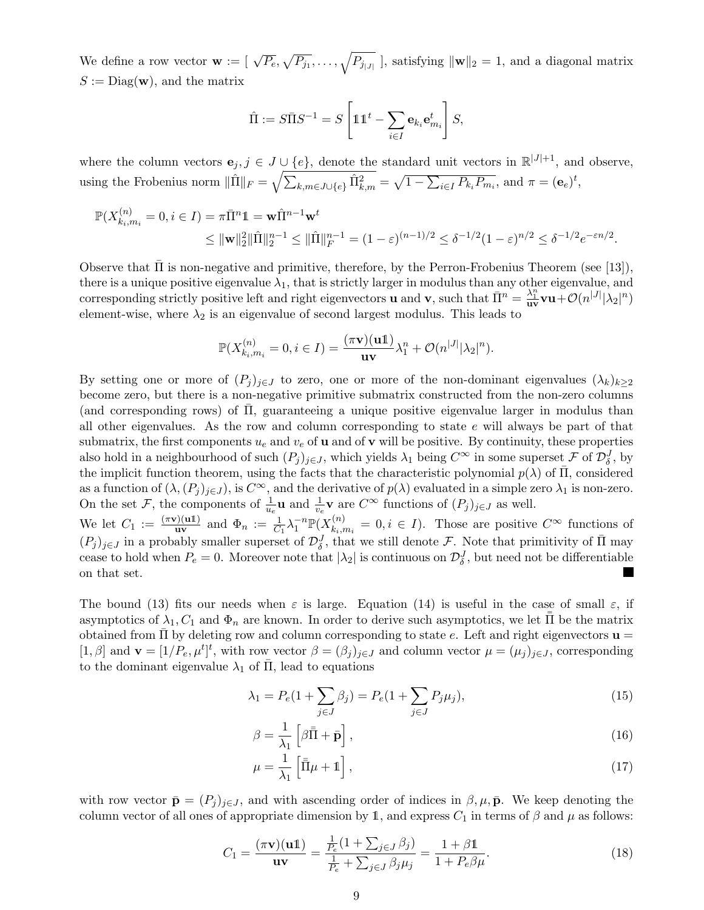We define a row vector $\mathbf{w} := [\ \sqrt{P_e}, \sqrt{P_{j_1}}, \ldots, \sqrt{P_{j_{|J|}}}\ ]$, satisfying $\|\mathbf{w}\|_2 = 1$, and a diagonal matrix $S := \mathrm{Diag}(\mathbf{w})$, and the matrix

$$\hat{\Pi} := S\bar{\Pi}S^{-1} = S\left[\mathbb{1}\mathbb{1}^t - \sum_{i \in I} \mathbf{e}_{k_i}\mathbf{e}_{m_i}^t\right]S,$$

where the column vectors $\mathbf{e}_j, j \in J \cup \{e\}$, denote the standard unit vectors in $\mathbb{R}^{|J|+1}$, and observe, using the Frobenius norm $\|\hat{\Pi}\|_F = \sqrt{\sum_{k,m \in J\cup\{e\}} \hat{\Pi}_{k,m}^2} = \sqrt{1 - \sum_{i\in I} P_{k_i}P_{m_i}}$, and $\pi = (\mathbf{e}_e)^t$,

$$\begin{aligned}\mathbb{P}(X_{k_i,m_i}^{(n)} = 0, i \in I) &= \pi\bar{\Pi}^n\mathbb{1} = \mathbf{w}\hat{\Pi}^{n-1}\mathbf{w}^t \\ &\leq \|\mathbf{w}\|_2^2\|\hat{\Pi}\|_2^{n-1} \leq \|\hat{\Pi}\|_F^{n-1} = (1-\varepsilon)^{(n-1)/2} \leq \delta^{-1/2}(1-\varepsilon)^{n/2} \leq \delta^{-1/2}e^{-\varepsilon n/2}.\end{aligned}$$

Observe that $\bar{\Pi}$ is non-negative and primitive, therefore, by the Perron-Frobenius Theorem (see [13]), there is a unique positive eigenvalue $\lambda_1$, that is strictly larger in modulus than any other eigenvalue, and corresponding strictly positive left and right eigenvectors $\mathbf{u}$ and $\mathbf{v}$, such that $\bar{\Pi}^n = \frac{\lambda_1^n}{\mathbf{uv}}\mathbf{vu} + \mathcal{O}(n^{|J|}|\lambda_2|^n)$ element-wise, where $\lambda_2$ is an eigenvalue of second largest modulus. This leads to

$$\mathbb{P}(X_{k_i,m_i}^{(n)} = 0, i \in I) = \frac{(\pi\mathbf{v})(\mathbf{u}\mathbb{1})}{\mathbf{uv}}\lambda_1^n + \mathcal{O}(n^{|J|}|\lambda_2|^n).$$

By setting one or more of $(P_j)_{j\in J}$ to zero, one or more of the non-dominant eigenvalues $(\lambda_k)_{k\geq 2}$ become zero, but there is a non-negative primitive submatrix constructed from the non-zero columns (and corresponding rows) of $\bar{\Pi}$, guaranteeing a unique positive eigenvalue larger in modulus than all other eigenvalues. As the row and column corresponding to state $e$ will always be part of that submatrix, the first components $u_e$ and $v_e$ of $\mathbf{u}$ and of $\mathbf{v}$ will be positive. By continuity, these properties also hold in a neighbourhood of such $(P_j)_{j\in J}$, which yields $\lambda_1$ being $C^\infty$ in some superset $\mathcal{F}$ of $\mathcal{D}_\delta^J$, by the implicit function theorem, using the facts that the characteristic polynomial $p(\lambda)$ of $\bar{\Pi}$, considered as a function of $(\lambda, (P_j)_{j\in J})$, is $C^\infty$, and the derivative of $p(\lambda)$ evaluated in a simple zero $\lambda_1$ is non-zero. On the set $\mathcal{F}$, the components of $\frac{1}{u_e}\mathbf{u}$ and $\frac{1}{v_e}\mathbf{v}$ are $C^\infty$ functions of $(P_j)_{j\in J}$ as well.
We let $C_1 := \frac{(\pi\mathbf{v})(\mathbf{u}\mathbb{1})}{\mathbf{uv}}$ and $\Phi_n := \frac{1}{C_1}\lambda_1^{-n}\mathbb{P}(X_{k_i,m_i}^{(n)} = 0, i \in I)$. Those are positive $C^\infty$ functions of $(P_j)_{j\in J}$ in a probably smaller superset of $\mathcal{D}_\delta^J$, that we still denote $\mathcal{F}$. Note that primitivity of $\bar{\Pi}$ may cease to hold when $P_e = 0$. Moreover note that $|\lambda_2|$ is continuous on $\mathcal{D}_\delta^J$, but need not be differentiable on that set. ■

The bound (13) fits our needs when $\varepsilon$ is large. Equation (14) is useful in the case of small $\varepsilon$, if asymptotics of $\lambda_1, C_1$ and $\Phi_n$ are known. In order to derive such asymptotics, we let $\bar{\bar{\Pi}}$ be the matrix obtained from $\bar{\Pi}$ by deleting row and column corresponding to state $e$. Left and right eigenvectors $\mathbf{u} = [1, \beta]$ and $\mathbf{v} = [1/P_e, \mu^t]^t$, with row vector $\beta = (\beta_j)_{j\in J}$ and column vector $\mu = (\mu_j)_{j\in J}$, corresponding to the dominant eigenvalue $\lambda_1$ of $\bar{\Pi}$, lead to equations

$$\lambda_1 = P_e(1 + \sum_{j\in J}\beta_j) = P_e(1 + \sum_{j\in J}P_j\mu_j), \tag{15}$$

$$\beta = \frac{1}{\lambda_1}\left[\beta\bar{\bar{\Pi}} + \bar{\mathbf{p}}\right], \tag{16}$$

$$\mu = \frac{1}{\lambda_1}\left[\bar{\bar{\Pi}}\mu + \mathbb{1}\right], \tag{17}$$

with row vector $\bar{\mathbf{p}} = (P_j)_{j\in J}$, and with ascending order of indices in $\beta, \mu, \bar{\mathbf{p}}$. We keep denoting the column vector of all ones of appropriate dimension by $\mathbb{1}$, and express $C_1$ in terms of $\beta$ and $\mu$ as follows:

$$C_1 = \frac{(\pi\mathbf{v})(\mathbf{u}\mathbb{1})}{\mathbf{uv}} = \frac{\frac{1}{P_e}(1 + \sum_{j\in J}\beta_j)}{\frac{1}{P_e} + \sum_{j\in J}\beta_j\mu_j} = \frac{1 + \beta\mathbb{1}}{1 + P_e\beta\mu}. \tag{18}$$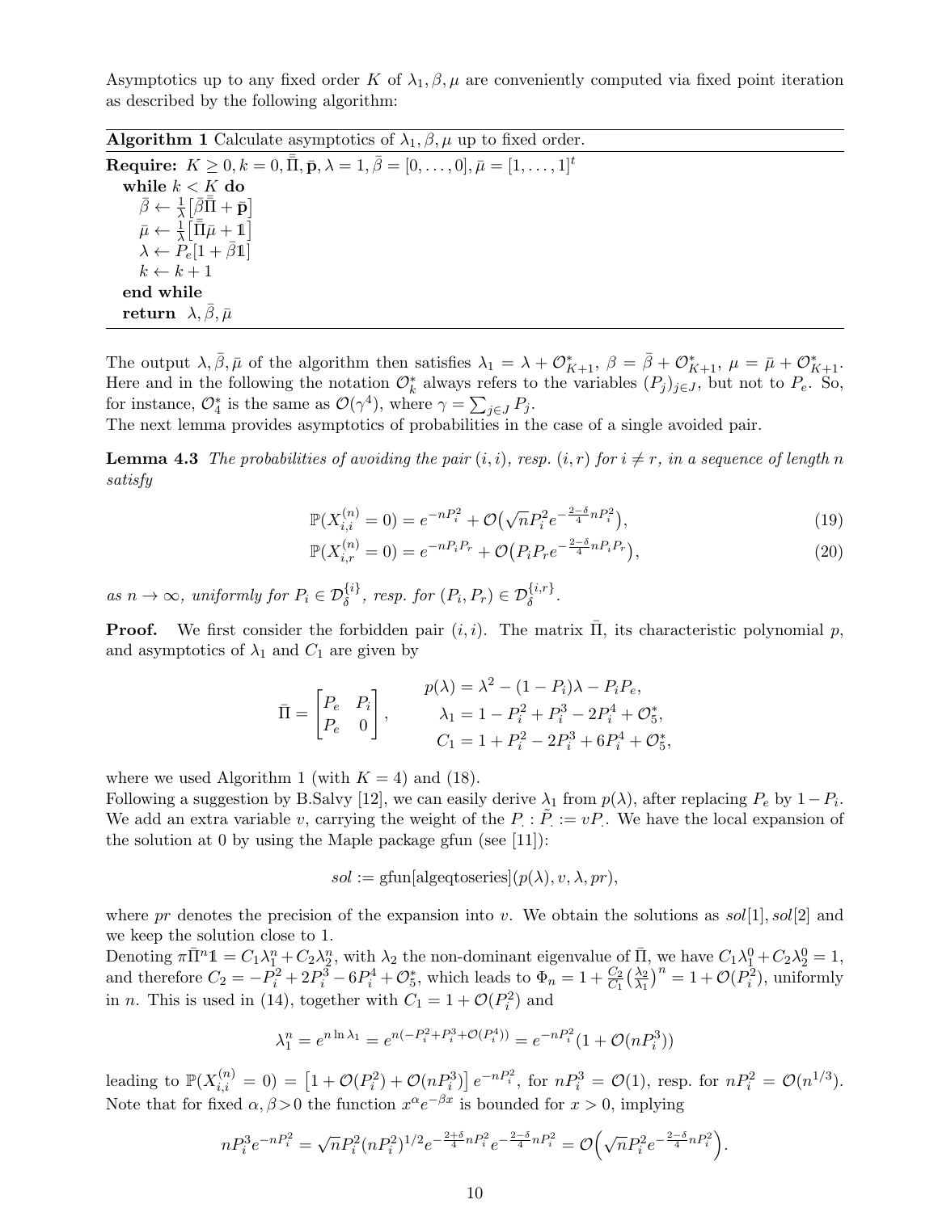Asymptotics up to any fixed order $K$ of $\lambda_1, \beta, \mu$ are conveniently computed via fixed point iteration as described by the following algorithm:

**Algorithm 1** Calculate asymptotics of $\lambda_1, \beta, \mu$ up to fixed order.

```
Require: K ≥ 0, k = 0, Π̄̄, p̄, λ = 1, β̄ = [0,...,0], μ̄ = [1,...,1]^t
  while k < K do
    β̄ ← (1/λ)[β̄Π̄̄ + p̄]
    μ̄ ← (1/λ)[Π̄̄μ̄ + 𝟙]
    λ ← P_e[1 + β̄𝟙]
    k ← k + 1
  end while
  return λ, β̄, μ̄
```

The output $\lambda, \bar{\beta}, \bar{\mu}$ of the algorithm then satisfies $\lambda_1 = \lambda + \mathcal{O}^*_{K+1}$, $\beta = \bar{\beta} + \mathcal{O}^*_{K+1}$, $\mu = \bar{\mu} + \mathcal{O}^*_{K+1}$. Here and in the following the notation $\mathcal{O}^*_k$ always refers to the variables $(P_j)_{j \in J}$, but not to $P_e$. So, for instance, $\mathcal{O}^*_4$ is the same as $\mathcal{O}(\gamma^4)$, where $\gamma = \sum_{j \in J} P_j$.

The next lemma provides asymptotics of probabilities in the case of a single avoided pair.

**Lemma 4.3** *The probabilities of avoiding the pair $(i,i)$, resp. $(i,r)$ for $i \neq r$, in a sequence of length $n$ satisfy*

$$\mathbb{P}(X^{(n)}_{i,i} = 0) = e^{-nP_i^2} + \mathcal{O}\big(\sqrt{n}P_i^2 e^{-\frac{2-\delta}{4}nP_i^2}\big), \tag{19}$$

$$\mathbb{P}(X^{(n)}_{i,r} = 0) = e^{-nP_iP_r} + \mathcal{O}\big(P_iP_r e^{-\frac{2-\delta}{4}nP_iP_r}\big), \tag{20}$$

*as $n \to \infty$, uniformly for $P_i \in \mathcal{D}^{\{i\}}_\delta$, resp. for $(P_i, P_r) \in \mathcal{D}^{\{i,r\}}_\delta$.*

**Proof.** We first consider the forbidden pair $(i,i)$. The matrix $\bar{\Pi}$, its characteristic polynomial $p$, and asymptotics of $\lambda_1$ and $C_1$ are given by

$$\bar{\Pi} = \begin{bmatrix} P_e & P_i \\ P_e & 0 \end{bmatrix}, \qquad \begin{aligned} p(\lambda) &= \lambda^2 - (1-P_i)\lambda - P_iP_e, \\ \lambda_1 &= 1 - P_i^2 + P_i^3 - 2P_i^4 + \mathcal{O}^*_5, \\ C_1 &= 1 + P_i^2 - 2P_i^3 + 6P_i^4 + \mathcal{O}^*_5, \end{aligned}$$

where we used Algorithm 1 (with $K = 4$) and (18).

Following a suggestion by B.Salvy [12], we can easily derive $\lambda_1$ from $p(\lambda)$, after replacing $P_e$ by $1 - P_i$. We add an extra variable $v$, carrying the weight of the $P_\cdot$ : $\tilde{P}_\cdot := vP_\cdot$. We have the local expansion of the solution at 0 by using the Maple package gfun (see [11]):

$$sol := \text{gfun[algeqtoseries]}(p(\lambda), v, \lambda, pr),$$

where $pr$ denotes the precision of the expansion into $v$. We obtain the solutions as $sol[1], sol[2]$ and we keep the solution close to 1.

Denoting $\pi\bar{\Pi}^n\mathbb{1} = C_1\lambda_1^n + C_2\lambda_2^n$, with $\lambda_2$ the non-dominant eigenvalue of $\bar{\Pi}$, we have $C_1\lambda_1^0 + C_2\lambda_2^0 = 1$, and therefore $C_2 = -P_i^2 + 2P_i^3 - 6P_i^4 + \mathcal{O}^*_5$, which leads to $\Phi_n = 1 + \frac{C_2}{C_1}\big(\frac{\lambda_2}{\lambda_1}\big)^n = 1 + \mathcal{O}(P_i^2)$, uniformly in $n$. This is used in (14), together with $C_1 = 1 + \mathcal{O}(P_i^2)$ and

$$\lambda_1^n = e^{n \ln \lambda_1} = e^{n(-P_i^2 + P_i^3 + \mathcal{O}(P_i^4))} = e^{-nP_i^2}(1 + \mathcal{O}(nP_i^3))$$

leading to $\mathbb{P}(X^{(n)}_{i,i} = 0) = \big[1 + \mathcal{O}(P_i^2) + \mathcal{O}(nP_i^3)\big]e^{-nP_i^2}$, for $nP_i^3 = \mathcal{O}(1)$, resp. for $nP_i^2 = \mathcal{O}(n^{1/3})$. Note that for fixed $\alpha, \beta > 0$ the function $x^\alpha e^{-\beta x}$ is bounded for $x > 0$, implying

$$nP_i^3 e^{-nP_i^2} = \sqrt{n}P_i^2(nP_i^2)^{1/2}e^{-\frac{2+\delta}{4}nP_i^2}e^{-\frac{2-\delta}{4}nP_i^2} = \mathcal{O}\Big(\sqrt{n}P_i^2 e^{-\frac{2-\delta}{4}nP_i^2}\Big).$$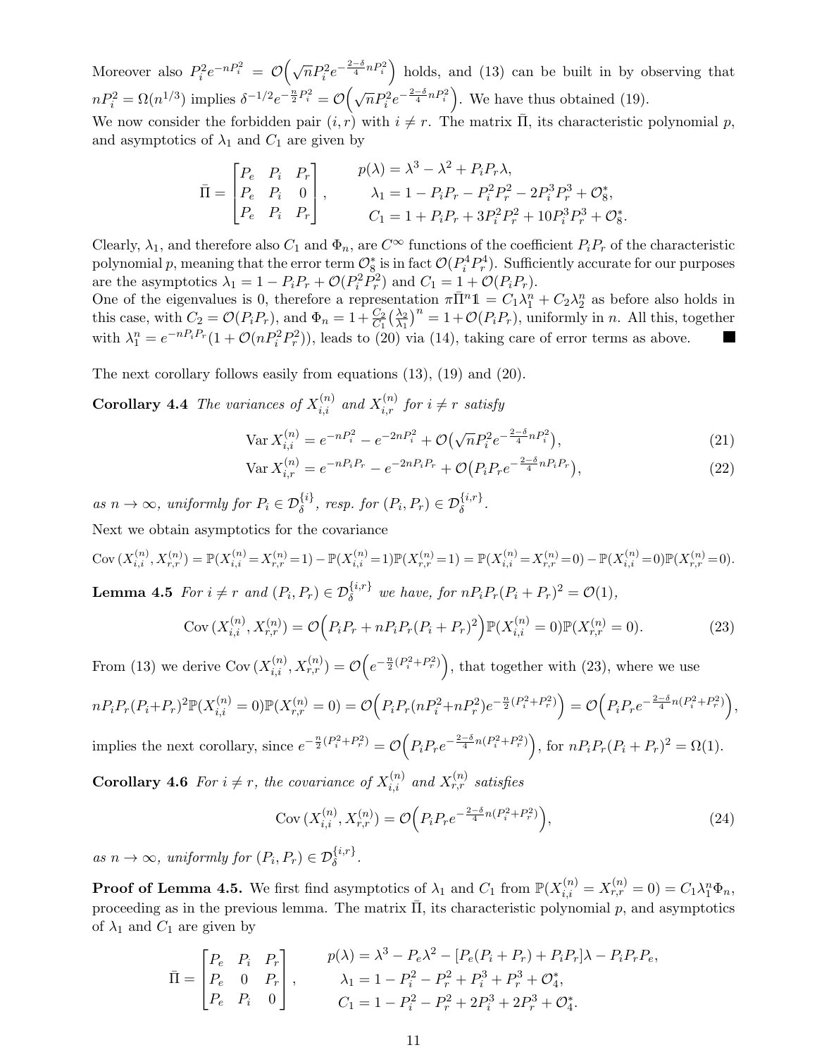Moreover also $P_i^2 e^{-nP_i^2} = \mathcal{O}\Big(\sqrt{n}P_i^2 e^{-\frac{2-\delta}{4}nP_i^2}\Big)$ holds, and (13) can be built in by observing that $nP_i^2 = \Omega(n^{1/3})$ implies $\delta^{-1/2}e^{-\frac{n}{2}P_i^2} = \mathcal{O}\Big(\sqrt{n}P_i^2 e^{-\frac{2-\delta}{4}nP_i^2}\Big)$. We have thus obtained (19).

We now consider the forbidden pair $(i,r)$ with $i \neq r$. The matrix $\bar{\Pi}$, its characteristic polynomial $p$, and asymptotics of $\lambda_1$ and $C_1$ are given by

$$\bar{\Pi} = \begin{bmatrix} P_e & P_i & P_r \\ P_e & P_i & 0 \\ P_e & P_i & P_r \end{bmatrix}, \qquad \begin{aligned} p(\lambda) &= \lambda^3 - \lambda^2 + P_iP_r\lambda, \\ \lambda_1 &= 1 - P_iP_r - P_i^2P_r^2 - 2P_i^3P_r^3 + \mathcal{O}_8^*, \\ C_1 &= 1 + P_iP_r + 3P_i^2P_r^2 + 10P_i^3P_r^3 + \mathcal{O}_8^*. \end{aligned}$$

Clearly, $\lambda_1$, and therefore also $C_1$ and $\Phi_n$, are $C^\infty$ functions of the coefficient $P_iP_r$ of the characteristic polynomial $p$, meaning that the error term $\mathcal{O}_8^*$ is in fact $\mathcal{O}(P_i^4P_r^4)$. Sufficiently accurate for our purposes are the asymptotics $\lambda_1 = 1 - P_iP_r + \mathcal{O}(P_i^2P_r^2)$ and $C_1 = 1 + \mathcal{O}(P_iP_r)$.

One of the eigenvalues is 0, therefore a representation $\pi\bar{\Pi}^n\mathbb{1} = C_1\lambda_1^n + C_2\lambda_2^n$ as before also holds in this case, with $C_2 = \mathcal{O}(P_iP_r)$, and $\Phi_n = 1 + \frac{C_2}{C_1}\big(\frac{\lambda_2}{\lambda_1}\big)^n = 1 + \mathcal{O}(P_iP_r)$, uniformly in $n$. All this, together with $\lambda_1^n = e^{-nP_iP_r}(1 + \mathcal{O}(nP_i^2P_r^2))$, leads to (20) via (14), taking care of error terms as above. ∎

The next corollary follows easily from equations (13), (19) and (20).

**Corollary 4.4** *The variances of $X_{i,i}^{(n)}$ and $X_{i,r}^{(n)}$ for $i \neq r$ satisfy*

$$\operatorname{Var} X_{i,i}^{(n)} = e^{-nP_i^2} - e^{-2nP_i^2} + \mathcal{O}\big(\sqrt{n}P_i^2 e^{-\frac{2-\delta}{4}nP_i^2}\big), \tag{21}$$

$$\operatorname{Var} X_{i,r}^{(n)} = e^{-nP_iP_r} - e^{-2nP_iP_r} + \mathcal{O}\big(P_iP_r e^{-\frac{2-\delta}{4}nP_iP_r}\big), \tag{22}$$

*as $n \to \infty$, uniformly for $P_i \in \mathcal{D}_\delta^{\{i\}}$, resp. for $(P_i, P_r) \in \mathcal{D}_\delta^{\{i,r\}}$.*

Next we obtain asymptotics for the covariance

$$\operatorname{Cov}(X_{i,i}^{(n)}, X_{r,r}^{(n)}) = \mathbb{P}(X_{i,i}^{(n)} = X_{r,r}^{(n)} = 1) - \mathbb{P}(X_{i,i}^{(n)} = 1)\mathbb{P}(X_{r,r}^{(n)} = 1) = \mathbb{P}(X_{i,i}^{(n)} = X_{r,r}^{(n)} = 0) - \mathbb{P}(X_{i,i}^{(n)} = 0)\mathbb{P}(X_{r,r}^{(n)} = 0).$$

**Lemma 4.5** *For $i \neq r$ and $(P_i, P_r) \in \mathcal{D}_\delta^{\{i,r\}}$ we have, for $nP_iP_r(P_i + P_r)^2 = \mathcal{O}(1)$,*

$$\operatorname{Cov}(X_{i,i}^{(n)}, X_{r,r}^{(n)}) = \mathcal{O}\Big(P_iP_r + nP_iP_r(P_i + P_r)^2\Big)\mathbb{P}(X_{i,i}^{(n)} = 0)\mathbb{P}(X_{r,r}^{(n)} = 0). \tag{23}$$

From (13) we derive $\operatorname{Cov}(X_{i,i}^{(n)}, X_{r,r}^{(n)}) = \mathcal{O}\Big(e^{-\frac{n}{2}(P_i^2 + P_r^2)}\Big)$, that together with (23), where we use

$$nP_iP_r(P_i + P_r)^2\mathbb{P}(X_{i,i}^{(n)} = 0)\mathbb{P}(X_{r,r}^{(n)} = 0) = \mathcal{O}\Big(P_iP_r(nP_i^2 + nP_r^2)e^{-\frac{n}{2}(P_i^2 + P_r^2)}\Big) = \mathcal{O}\Big(P_iP_r e^{-\frac{2-\delta}{4}n(P_i^2 + P_r^2)}\Big),$$

implies the next corollary, since $e^{-\frac{n}{2}(P_i^2 + P_r^2)} = \mathcal{O}\Big(P_iP_r e^{-\frac{2-\delta}{4}n(P_i^2 + P_r^2)}\Big)$, for $nP_iP_r(P_i + P_r)^2 = \Omega(1)$.

**Corollary 4.6** *For $i \neq r$, the covariance of $X_{i,i}^{(n)}$ and $X_{r,r}^{(n)}$ satisfies*

$$\operatorname{Cov}(X_{i,i}^{(n)}, X_{r,r}^{(n)}) = \mathcal{O}\Big(P_iP_r e^{-\frac{2-\delta}{4}n(P_i^2 + P_r^2)}\Big), \tag{24}$$

*as $n \to \infty$, uniformly for $(P_i, P_r) \in \mathcal{D}_\delta^{\{i,r\}}$.*

**Proof of Lemma 4.5.** We first find asymptotics of $\lambda_1$ and $C_1$ from $\mathbb{P}(X_{i,i}^{(n)} = X_{r,r}^{(n)} = 0) = C_1\lambda_1^n\Phi_n$, proceeding as in the previous lemma. The matrix $\bar{\Pi}$, its characteristic polynomial $p$, and asymptotics of $\lambda_1$ and $C_1$ are given by

$$\bar{\Pi} = \begin{bmatrix} P_e & P_i & P_r \\ P_e & 0 & P_r \\ P_e & P_i & 0 \end{bmatrix}, \qquad \begin{aligned} p(\lambda) &= \lambda^3 - P_e\lambda^2 - [P_e(P_i + P_r) + P_iP_r]\lambda - P_iP_rP_e, \\ \lambda_1 &= 1 - P_i^2 - P_r^2 + P_i^3 + P_r^3 + \mathcal{O}_4^*, \\ C_1 &= 1 - P_i^2 - P_r^2 + 2P_i^3 + 2P_r^3 + \mathcal{O}_4^*. \end{aligned}$$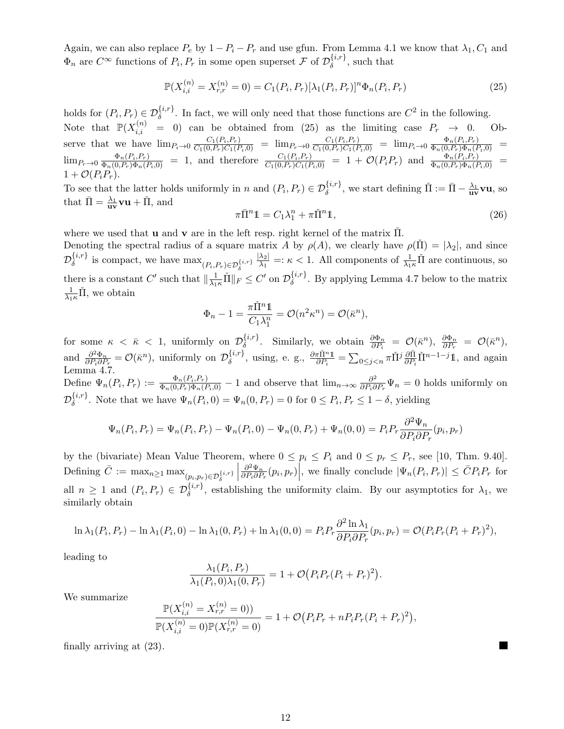Again, we can also replace $P_e$ by $1 - P_i - P_r$ and use gfun. From Lemma 4.1 we know that $\lambda_1, C_1$ and $\Phi_n$ are $C^\infty$ functions of $P_i, P_r$ in some open superset $\mathcal{F}$ of $\mathcal{D}_\delta^{\{i,r\}}$, such that

$$\mathbb{P}(X_{i,i}^{(n)} = X_{r,r}^{(n)} = 0) = C_1(P_i, P_r)[\lambda_1(P_i, P_r)]^n \Phi_n(P_i, P_r) \tag{25}$$

holds for $(P_i, P_r) \in \mathcal{D}_\delta^{\{i,r\}}$. In fact, we will only need that those functions are $C^2$ in the following.

Note that $\mathbb{P}(X_{i,i}^{(n)} = 0)$ can be obtained from (25) as the limiting case $P_r \to 0$. Observe that we have $\lim_{P_i \to 0} \frac{C_1(P_i,P_r)}{C_1(0,P_r)C_1(P_i,0)} = \lim_{P_r \to 0} \frac{C_1(P_i,P_r)}{C_1(0,P_r)C_1(P_i,0)} = \lim_{P_i \to 0} \frac{\Phi_n(P_i,P_r)}{\Phi_n(0,P_r)\Phi_n(P_i,0)} = \lim_{P_r \to 0} \frac{\Phi_n(P_i,P_r)}{\Phi_n(0,P_r)\Phi_n(P_i,0)} = 1$, and therefore $\frac{C_1(P_i,P_r)}{C_1(0,P_r)C_1(P_i,0)} = 1 + \mathcal{O}(P_i P_r)$ and $\frac{\Phi_n(P_i,P_r)}{\Phi_n(0,P_r)\Phi_n(P_i,0)} = 1 + \mathcal{O}(P_i P_r)$.

To see that the latter holds uniformly in $n$ and $(P_i, P_r) \in \mathcal{D}_\delta^{\{i,r\}}$, we start defining $\check{\Pi} := \bar{\Pi} - \frac{\lambda_1}{\mathbf{uv}}\mathbf{vu}$, so that $\bar{\Pi} = \frac{\lambda_1}{\mathbf{uv}}\mathbf{vu} + \check{\Pi}$, and

$$\pi \bar{\Pi}^n \mathbb{1} = C_1 \lambda_1^n + \pi \check{\Pi}^n \mathbb{1}, \tag{26}$$

where we used that $\mathbf{u}$ and $\mathbf{v}$ are in the left resp. right kernel of the matrix $\check{\Pi}$.

Denoting the spectral radius of a square matrix $A$ by $\rho(A)$, we clearly have $\rho(\check{\Pi}) = |\lambda_2|$, and since $\mathcal{D}_\delta^{\{i,r\}}$ is compact, we have $\max_{(P_i,P_r) \in \mathcal{D}_\delta^{\{i,r\}}} \frac{|\lambda_2|}{\lambda_1} =: \kappa < 1$. All components of $\frac{1}{\lambda_1 \kappa}\check{\Pi}$ are continuous, so there is a constant $C'$ such that $\|\frac{1}{\lambda_1 \kappa}\check{\Pi}\|_F \le C'$ on $\mathcal{D}_\delta^{\{i,r\}}$. By applying Lemma 4.7 below to the matrix $\frac{1}{\lambda_1 \kappa}\check{\Pi}$, we obtain

$$\Phi_n - 1 = \frac{\pi \check{\Pi}^n \mathbb{1}}{C_1 \lambda_1^n} = \mathcal{O}(n^2 \kappa^n) = \mathcal{O}(\bar{\kappa}^n),$$

for some $\kappa < \bar{\kappa} < 1$, uniformly on $\mathcal{D}_\delta^{\{i,r\}}$. Similarly, we obtain $\frac{\partial \Phi_n}{\partial P_i} = \mathcal{O}(\bar{\kappa}^n)$, $\frac{\partial \Phi_n}{\partial P_r} = \mathcal{O}(\bar{\kappa}^n)$, and $\frac{\partial^2 \Phi_n}{\partial P_i \partial P_r} = \mathcal{O}(\bar{\kappa}^n)$, uniformly on $\mathcal{D}_\delta^{\{i,r\}}$, using, e. g., $\frac{\partial \pi \check{\Pi}^n \mathbb{1}}{\partial P_i} = \sum_{0 \le j < n} \pi \check{\Pi}^j \frac{\partial \check{\Pi}}{\partial P_i} \check{\Pi}^{n-1-j} \mathbb{1}$, and again Lemma 4.7.

Define $\Psi_n(P_i, P_r) := \frac{\Phi_n(P_i,P_r)}{\Phi_n(0,P_r)\Phi_n(P_i,0)} - 1$ and observe that $\lim_{n \to \infty} \frac{\partial^2}{\partial P_i \partial P_r} \Psi_n = 0$ holds uniformly on $\mathcal{D}_\delta^{\{i,r\}}$. Note that we have $\Psi_n(P_i, 0) = \Psi_n(0, P_r) = 0$ for $0 \le P_i, P_r \le 1 - \delta$, yielding

$$\Psi_n(P_i, P_r) = \Psi_n(P_i, P_r) - \Psi_n(P_i, 0) - \Psi_n(0, P_r) + \Psi_n(0,0) = P_i P_r \frac{\partial^2 \Psi_n}{\partial P_i \partial P_r}(p_i, p_r)$$

by the (bivariate) Mean Value Theorem, where $0 \le p_i \le P_i$ and $0 \le p_r \le P_r$, see [10, Thm. 9.40]. Defining $\bar{C} := \max_{n \ge 1} \max_{(p_i,p_r) \in \mathcal{D}_\delta^{\{i,r\}}} \left| \frac{\partial^2 \Psi_n}{\partial P_i \partial P_r}(p_i, p_r) \right|$, we finally conclude $|\Psi_n(P_i, P_r)| \le \bar{C} P_i P_r$ for all $n \ge 1$ and $(P_i, P_r) \in \mathcal{D}_\delta^{\{i,r\}}$, establishing the uniformity claim. By our asymptotics for $\lambda_1$, we similarly obtain

$$\ln \lambda_1(P_i, P_r) - \ln \lambda_1(P_i, 0) - \ln \lambda_1(0, P_r) + \ln \lambda_1(0,0) = P_i P_r \frac{\partial^2 \ln \lambda_1}{\partial P_i \partial P_r}(p_i, p_r) = \mathcal{O}(P_i P_r (P_i + P_r)^2),$$

leading to

$$\frac{\lambda_1(P_i, P_r)}{\lambda_1(P_i, 0)\lambda_1(0, P_r)} = 1 + \mathcal{O}\big(P_i P_r (P_i + P_r)^2\big).$$

We summarize

$$\frac{\mathbb{P}(X_{i,i}^{(n)} = X_{r,r}^{(n)} = 0))}{\mathbb{P}(X_{i,i}^{(n)} = 0)\mathbb{P}(X_{r,r}^{(n)} = 0)} = 1 + \mathcal{O}\big(P_i P_r + n P_i P_r (P_i + P_r)^2\big),$$

finally arriving at (23). ■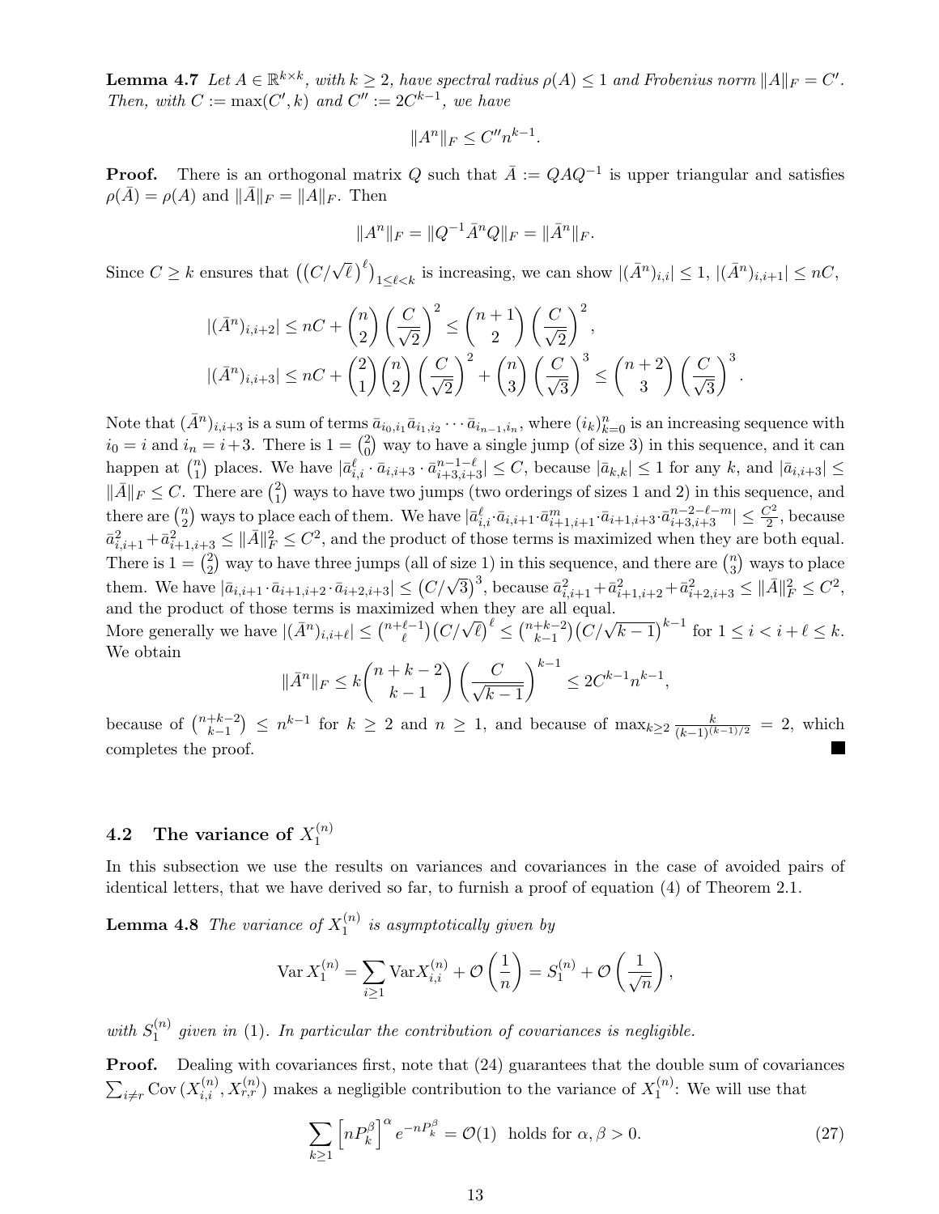**Lemma 4.7** *Let $A \in \mathbb{R}^{k\times k}$, with $k \geq 2$, have spectral radius $\rho(A) \leq 1$ and Frobenius norm $\|A\|_F = C'$. Then, with $C := \max(C', k)$ and $C'' := 2C^{k-1}$, we have*

$$\|A^n\|_F \leq C'' n^{k-1}.$$

**Proof.** There is an orthogonal matrix $Q$ such that $\bar{A} := QAQ^{-1}$ is upper triangular and satisfies $\rho(\bar{A}) = \rho(A)$ and $\|\bar{A}\|_F = \|A\|_F$. Then

$$\|A^n\|_F = \|Q^{-1}\bar{A}^n Q\|_F = \|\bar{A}^n\|_F.$$

Since $C \geq k$ ensures that $\left((C/\sqrt{\ell})^\ell\right)_{1\leq \ell < k}$ is increasing, we can show $|(\bar{A}^n)_{i,i}| \leq 1$, $|(\bar{A}^n)_{i,i+1}| \leq nC$,

$$|(\bar{A}^n)_{i,i+2}| \leq nC + \binom{n}{2}\left(\frac{C}{\sqrt{2}}\right)^2 \leq \binom{n+1}{2}\left(\frac{C}{\sqrt{2}}\right)^2,$$

$$|(\bar{A}^n)_{i,i+3}| \leq nC + \binom{2}{1}\binom{n}{2}\left(\frac{C}{\sqrt{2}}\right)^2 + \binom{n}{3}\left(\frac{C}{\sqrt{3}}\right)^3 \leq \binom{n+2}{3}\left(\frac{C}{\sqrt{3}}\right)^3.$$

Note that $(\bar{A}^n)_{i,i+3}$ is a sum of terms $\bar{a}_{i_0,i_1}\bar{a}_{i_1,i_2}\cdots\bar{a}_{i_{n-1},i_n}$, where $(i_k)_{k=0}^n$ is an increasing sequence with $i_0 = i$ and $i_n = i+3$. There is $1 = \binom{2}{0}$ way to have a single jump (of size 3) in this sequence, and it can happen at $\binom{n}{1}$ places. We have $|\bar{a}_{i,i}^\ell \cdot \bar{a}_{i,i+3} \cdot \bar{a}_{i+3,i+3}^{n-1-\ell}| \leq C$, because $|\bar{a}_{k,k}| \leq 1$ for any $k$, and $|\bar{a}_{i,i+3}| \leq \|\bar{A}\|_F \leq C$. There are $\binom{2}{1}$ ways to have two jumps (two orderings of sizes 1 and 2) in this sequence, and there are $\binom{n}{2}$ ways to place each of them. We have $|\bar{a}_{i,i}^\ell \cdot \bar{a}_{i,i+1} \cdot \bar{a}_{i+1,i+1}^m \cdot \bar{a}_{i+1,i+3} \cdot \bar{a}_{i+3,i+3}^{n-2-\ell-m}| \leq \frac{C^2}{2}$, because $\bar{a}_{i,i+1}^2 + \bar{a}_{i+1,i+3}^2 \leq \|\bar{A}\|_F^2 \leq C^2$, and the product of those terms is maximized when they are both equal. There is $1 = \binom{2}{2}$ way to have three jumps (all of size 1) in this sequence, and there are $\binom{n}{3}$ ways to place them. We have $|\bar{a}_{i,i+1} \cdot \bar{a}_{i+1,i+2} \cdot \bar{a}_{i+2,i+3}| \leq \left(C/\sqrt{3}\right)^3$, because $\bar{a}_{i,i+1}^2 + \bar{a}_{i+1,i+2}^2 + \bar{a}_{i+2,i+3}^2 \leq \|\bar{A}\|_F^2 \leq C^2$, and the product of those terms is maximized when they are all equal.
More generally we have $|(\bar{A}^n)_{i,i+\ell}| \leq \binom{n+\ell-1}{\ell}\left(C/\sqrt{\ell}\right)^\ell \leq \binom{n+k-2}{k-1}\left(C/\sqrt{k-1}\right)^{k-1}$ for $1 \leq i < i+\ell \leq k$. We obtain

$$\|\bar{A}^n\|_F \leq k\binom{n+k-2}{k-1}\left(\frac{C}{\sqrt{k-1}}\right)^{k-1} \leq 2C^{k-1}n^{k-1},$$

because of $\binom{n+k-2}{k-1} \leq n^{k-1}$ for $k \geq 2$ and $n \geq 1$, and because of $\max_{k\geq 2} \frac{k}{(k-1)^{(k-1)/2}} = 2$, which completes the proof. ∎

## 4.2 The variance of $X_1^{(n)}$

In this subsection we use the results on variances and covariances in the case of avoided pairs of identical letters, that we have derived so far, to furnish a proof of equation (4) of Theorem 2.1.

**Lemma 4.8** *The variance of $X_1^{(n)}$ is asymptotically given by*

$$\operatorname{Var} X_1^{(n)} = \sum_{i\geq 1} \operatorname{Var} X_{i,i}^{(n)} + \mathcal{O}\left(\frac{1}{n}\right) = S_1^{(n)} + \mathcal{O}\left(\frac{1}{\sqrt{n}}\right),$$

*with $S_1^{(n)}$ given in* (1)*. In particular the contribution of covariances is negligible.*

**Proof.** Dealing with covariances first, note that (24) guarantees that the double sum of covariances $\sum_{i\neq r} \operatorname{Cov}(X_{i,i}^{(n)}, X_{r,r}^{(n)})$ makes a negligible contribution to the variance of $X_1^{(n)}$: We will use that

$$\sum_{k\geq 1}\left[nP_k^\beta\right]^\alpha e^{-nP_k^\beta} = \mathcal{O}(1) \ \text{ holds for } \alpha, \beta > 0. \tag{27}$$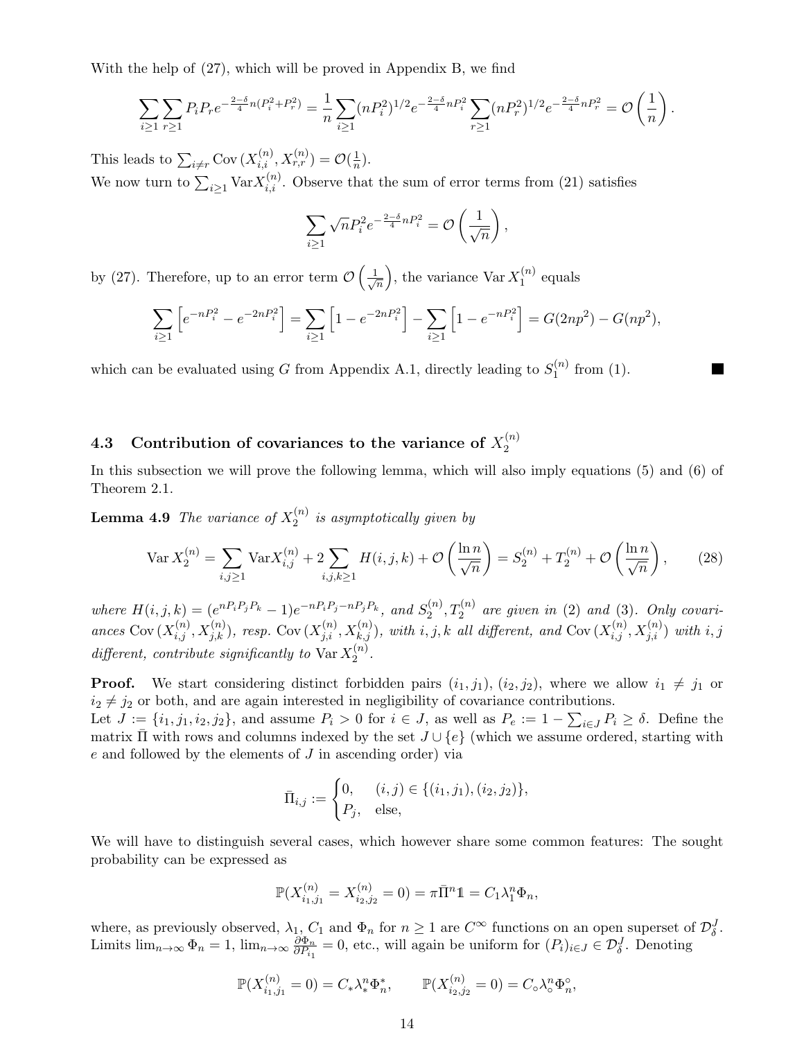With the help of (27), which will be proved in Appendix B, we find

$$\sum_{i\geq 1}\sum_{r\geq 1} P_i P_r e^{-\frac{2-\delta}{4}n(P_i^2+P_r^2)} = \frac{1}{n}\sum_{i\geq 1}(nP_i^2)^{1/2}e^{-\frac{2-\delta}{4}nP_i^2}\sum_{r\geq 1}(nP_r^2)^{1/2}e^{-\frac{2-\delta}{4}nP_r^2} = \mathcal{O}\left(\frac{1}{n}\right).$$

This leads to $\sum_{i\neq r}\operatorname{Cov}(X_{i,i}^{(n)}, X_{r,r}^{(n)}) = \mathcal{O}(\frac{1}{n})$.

We now turn to $\sum_{i\geq 1}\operatorname{Var}X_{i,i}^{(n)}$. Observe that the sum of error terms from (21) satisfies

$$\sum_{i\geq 1}\sqrt{n}P_i^2 e^{-\frac{2-\delta}{4}nP_i^2} = \mathcal{O}\left(\frac{1}{\sqrt{n}}\right),$$

by (27). Therefore, up to an error term $\mathcal{O}\left(\frac{1}{\sqrt{n}}\right)$, the variance $\operatorname{Var}X_1^{(n)}$ equals

$$\sum_{i\geq 1}\left[e^{-nP_i^2} - e^{-2nP_i^2}\right] = \sum_{i\geq 1}\left[1 - e^{-2nP_i^2}\right] - \sum_{i\geq 1}\left[1 - e^{-nP_i^2}\right] = G(2np^2) - G(np^2),$$

which can be evaluated using $G$ from Appendix A.1, directly leading to $S_1^{(n)}$ from (1). ■

### 4.3 Contribution of covariances to the variance of $X_2^{(n)}$

In this subsection we will prove the following lemma, which will also imply equations (5) and (6) of Theorem 2.1.

**Lemma 4.9** *The variance of $X_2^{(n)}$ is asymptotically given by*

$$\operatorname{Var}X_2^{(n)} = \sum_{i,j\geq 1}\operatorname{Var}X_{i,j}^{(n)} + 2\sum_{i,j,k\geq 1}H(i,j,k) + \mathcal{O}\left(\frac{\ln n}{\sqrt{n}}\right) = S_2^{(n)} + T_2^{(n)} + \mathcal{O}\left(\frac{\ln n}{\sqrt{n}}\right), \tag{28}$$

*where $H(i,j,k) = (e^{nP_iP_jP_k} - 1)e^{-nP_iP_j - nP_jP_k}$, and $S_2^{(n)}, T_2^{(n)}$ are given in (2) and (3). Only covariances $\operatorname{Cov}(X_{i,j}^{(n)}, X_{j,k}^{(n)})$, resp. $\operatorname{Cov}(X_{j,i}^{(n)}, X_{k,j}^{(n)})$, with $i,j,k$ all different, and $\operatorname{Cov}(X_{i,j}^{(n)}, X_{j,i}^{(n)})$ with $i,j$ different, contribute significantly to $\operatorname{Var}X_2^{(n)}$.*

**Proof.** We start considering distinct forbidden pairs $(i_1, j_1)$, $(i_2, j_2)$, where we allow $i_1 \neq j_1$ or $i_2 \neq j_2$ or both, and are again interested in negligibility of covariance contributions.

Let $J := \{i_1, j_1, i_2, j_2\}$, and assume $P_i > 0$ for $i \in J$, as well as $P_e := 1 - \sum_{i\in J}P_i \geq \delta$. Define the matrix $\bar{\Pi}$ with rows and columns indexed by the set $J \cup \{e\}$ (which we assume ordered, starting with $e$ and followed by the elements of $J$ in ascending order) via

$$\bar{\Pi}_{i,j} := \begin{cases} 0, & (i,j) \in \{(i_1, j_1), (i_2, j_2)\}, \\ P_j, & \text{else}, \end{cases}$$

We will have to distinguish several cases, which however share some common features: The sought probability can be expressed as

$$\mathbb{P}(X_{i_1,j_1}^{(n)} = X_{i_2,j_2}^{(n)} = 0) = \pi\bar{\Pi}^n\mathbb{1} = C_1\lambda_1^n\Phi_n,$$

where, as previously observed, $\lambda_1$, $C_1$ and $\Phi_n$ for $n \geq 1$ are $C^\infty$ functions on an open superset of $\mathcal{D}_\delta^J$. Limits $\lim_{n\to\infty}\Phi_n = 1$, $\lim_{n\to\infty}\frac{\partial\Phi_n}{\partial P_{i_1}} = 0$, etc., will again be uniform for $(P_i)_{i\in J} \in \mathcal{D}_\delta^J$. Denoting

$$\mathbb{P}(X_{i_1,j_1}^{(n)} = 0) = C_*\lambda_*^n\Phi_n^*, \qquad \mathbb{P}(X_{i_2,j_2}^{(n)} = 0) = C_\circ\lambda_\circ^n\Phi_n^\circ,$$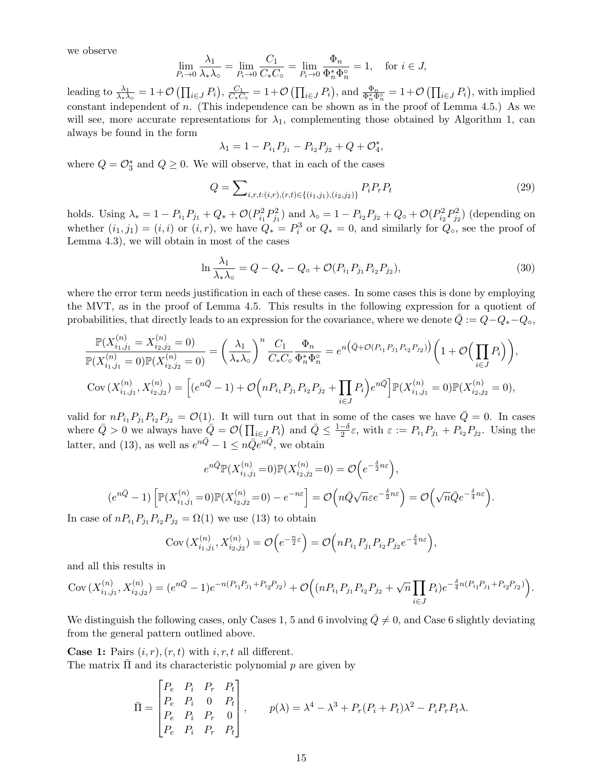we observe

$$\lim_{P_i \to 0} \frac{\lambda_1}{\lambda_* \lambda_\circ} = \lim_{P_i \to 0} \frac{C_1}{C_* C_\circ} = \lim_{P_i \to 0} \frac{\Phi_n}{\Phi_n^* \Phi_n^\circ} = 1, \quad \text{for } i \in J,$$

leading to $\frac{\lambda_1}{\lambda_* \lambda_\circ} = 1 + \mathcal{O}\left(\prod_{i \in J} P_i\right)$, $\frac{C_1}{C_* C_\circ} = 1 + \mathcal{O}\left(\prod_{i \in J} P_i\right)$, and $\frac{\Phi_n}{\Phi_n^* \Phi_n^\circ} = 1 + \mathcal{O}\left(\prod_{i \in J} P_i\right)$, with implied constant independent of $n$. (This independence can be shown as in the proof of Lemma 4.5.) As we will see, more accurate representations for $\lambda_1$, complementing those obtained by Algorithm 1, can always be found in the form

$$\lambda_1 = 1 - P_{i_1} P_{j_1} - P_{i_2} P_{j_2} + Q + \mathcal{O}_4^*,$$

where $Q = \mathcal{O}_3^*$ and $Q \geq 0$. We will observe, that in each of the cases

$$Q = \sum\nolimits_{i,r,t:(i,r),(r,t) \in \{(i_1,j_1),(i_2,j_2)\}} P_i P_r P_t \tag{29}$$

holds. Using $\lambda_* = 1 - P_{i_1} P_{j_1} + Q_* + \mathcal{O}(P_{i_1}^2 P_{j_1}^2)$ and $\lambda_\circ = 1 - P_{i_2} P_{j_2} + Q_\circ + \mathcal{O}(P_{i_2}^2 P_{j_2}^2)$ (depending on whether $(i_1, j_1) = (i, i)$ or $(i, r)$, we have $Q_* = P_i^3$ or $Q_* = 0$, and similarly for $Q_\circ$, see the proof of Lemma 4.3), we will obtain in most of the cases

$$\ln \frac{\lambda_1}{\lambda_* \lambda_\circ} = Q - Q_* - Q_\circ + \mathcal{O}(P_{i_1} P_{j_1} P_{i_2} P_{j_2}), \tag{30}$$

where the error term needs justification in each of these cases. In some cases this is done by employing the MVT, as in the proof of Lemma 4.5. This results in the following expression for a quotient of probabilities, that directly leads to an expression for the covariance, where we denote $\bar{Q} := Q - Q_* - Q_\circ$,

$$\frac{\mathbb{P}(X_{i_1,j_1}^{(n)} = X_{i_2,j_2}^{(n)} = 0)}{\mathbb{P}(X_{i_1,j_1}^{(n)} = 0)\mathbb{P}(X_{i_2,j_2}^{(n)} = 0)} = \left(\frac{\lambda_1}{\lambda_* \lambda_\circ}\right)^n \frac{C_1}{C_* C_\circ} \frac{\Phi_n}{\Phi_n^* \Phi_n^\circ} = e^{n\left(\bar{Q} + \mathcal{O}(P_{i_1} P_{j_1} P_{i_2} P_{j_2})\right)} \left(1 + \mathcal{O}\Big(\prod_{i \in J} P_i\Big)\right),$$

$$\operatorname{Cov}(X_{i_1,j_1}^{(n)}, X_{i_2,j_2}^{(n)}) = \left[(e^{n\bar{Q}} - 1) + \mathcal{O}\Big(nP_{i_1} P_{j_1} P_{i_2} P_{j_2} + \prod_{i \in J} P_i\Big) e^{n\bar{Q}}\right] \mathbb{P}(X_{i_1,j_1}^{(n)} = 0)\mathbb{P}(X_{i_2,j_2}^{(n)} = 0),$$

valid for $nP_{i_1} P_{j_1} P_{i_2} P_{j_2} = \mathcal{O}(1)$. It will turn out that in some of the cases we have $\bar{Q} = 0$. In cases where $\bar{Q} > 0$ we always have $\bar{Q} = \mathcal{O}\big(\prod_{i \in J} P_i\big)$ and $\bar{Q} \leq \frac{1-\delta}{2}\varepsilon$, with $\varepsilon := P_{i_1} P_{j_1} + P_{i_2} P_{j_2}$. Using the latter, and (13), as well as $e^{n\bar{Q}} - 1 \leq n\bar{Q} e^{n\bar{Q}}$, we obtain

$$e^{n\bar{Q}} \mathbb{P}(X_{i_1,j_1}^{(n)} = 0)\mathbb{P}(X_{i_2,j_2}^{(n)} = 0) = \mathcal{O}\Big(e^{-\frac{\delta}{2} n\varepsilon}\Big),$$

$$(e^{n\bar{Q}} - 1)\left[\mathbb{P}(X_{i_1,j_1}^{(n)} = 0)\mathbb{P}(X_{i_2,j_2}^{(n)} = 0) - e^{-n\varepsilon}\right] = \mathcal{O}\Big(n\bar{Q}\sqrt{n}\varepsilon e^{-\frac{\delta}{2} n\varepsilon}\Big) = \mathcal{O}\Big(\sqrt{n}\bar{Q} e^{-\frac{\delta}{4} n\varepsilon}\Big).$$

In case of $nP_{i_1} P_{j_1} P_{i_2} P_{j_2} = \Omega(1)$ we use (13) to obtain

$$\operatorname{Cov}(X_{i_1,j_1}^{(n)}, X_{i_2,j_2}^{(n)}) = \mathcal{O}\Big(e^{-\frac{n}{2}\varepsilon}\Big) = \mathcal{O}\Big(nP_{i_1} P_{j_1} P_{i_2} P_{j_2} e^{-\frac{\delta}{4} n\varepsilon}\Big),$$

and all this results in

$$\operatorname{Cov}(X_{i_1,j_1}^{(n)}, X_{i_2,j_2}^{(n)}) = (e^{n\bar{Q}} - 1)e^{-n(P_{i_1} P_{j_1} + P_{i_2} P_{j_2})} + \mathcal{O}\Big((nP_{i_1} P_{j_1} P_{i_2} P_{j_2} + \sqrt{n}\prod_{i \in J} P_i) e^{-\frac{\delta}{4} n(P_{i_1} P_{j_1} + P_{i_2} P_{j_2})}\Big).$$

We distinguish the following cases, only Cases 1, 5 and 6 involving $\bar{Q} \neq 0$, and Case 6 slightly deviating from the general pattern outlined above.

**Case 1:** Pairs $(i, r), (r, t)$ with $i, r, t$ all different.
The matrix $\bar{\Pi}$ and its characteristic polynomial $p$ are given by

$$\bar{\Pi} = \begin{bmatrix} P_e & P_i & P_r & P_t \\ P_e & P_i & 0 & P_t \\ P_e & P_i & P_r & 0 \\ P_e & P_i & P_r & P_t \end{bmatrix}, \qquad p(\lambda) = \lambda^4 - \lambda^3 + P_r(P_i + P_t)\lambda^2 - P_i P_r P_t \lambda.$$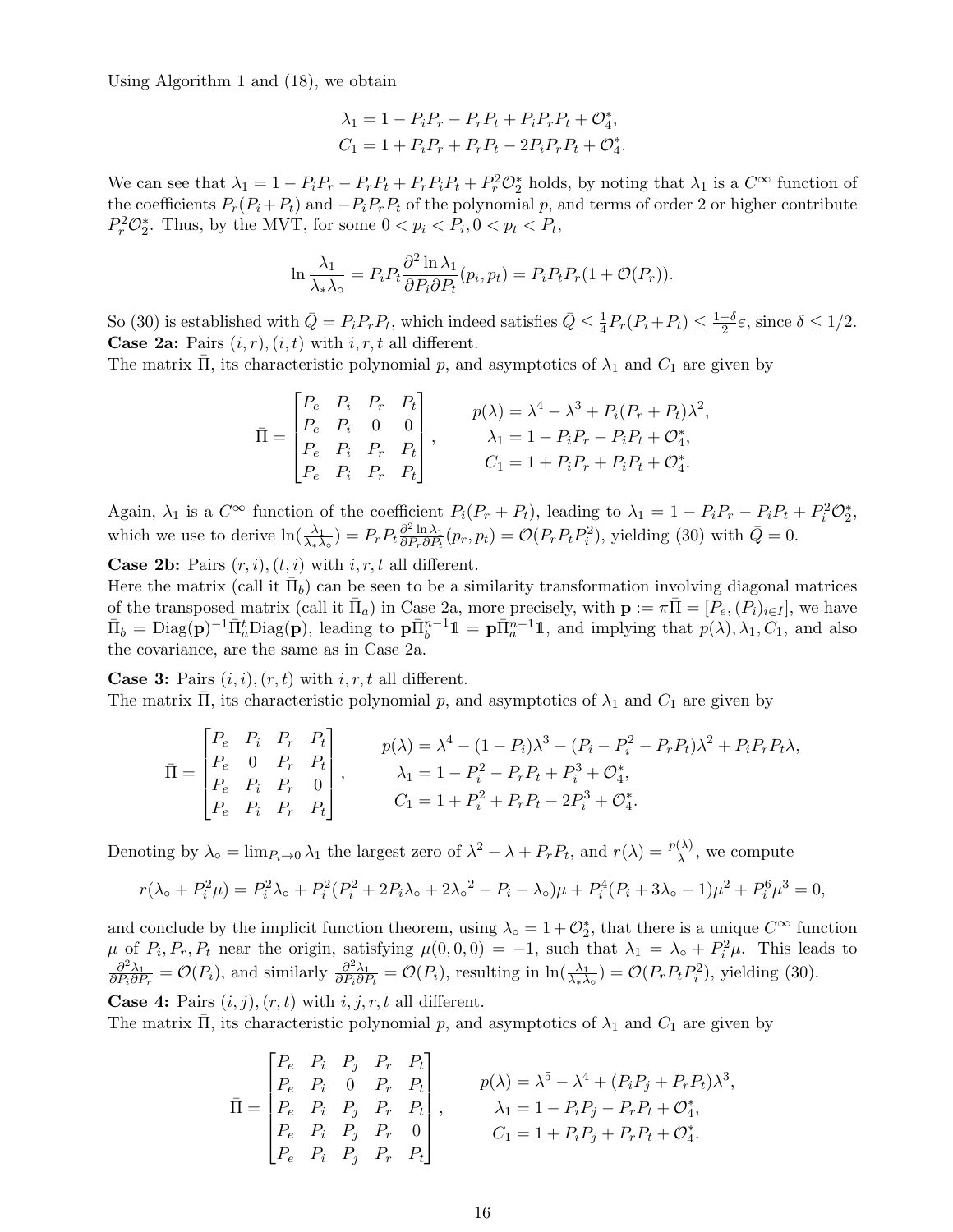Using Algorithm 1 and (18), we obtain

$$\lambda_1 = 1 - P_iP_r - P_rP_t + P_iP_rP_t + \mathcal{O}_4^*,$$
$$C_1 = 1 + P_iP_r + P_rP_t - 2P_iP_rP_t + \mathcal{O}_4^*.$$

We can see that $\lambda_1 = 1 - P_iP_r - P_rP_t + P_rP_iP_t + P_r^2\mathcal{O}_2^*$ holds, by noting that $\lambda_1$ is a $C^\infty$ function of the coefficients $P_r(P_i + P_t)$ and $-P_iP_rP_t$ of the polynomial $p$, and terms of order 2 or higher contribute $P_r^2\mathcal{O}_2^*$. Thus, by the MVT, for some $0 < p_i < P_i, 0 < p_t < P_t$,

$$\ln \frac{\lambda_1}{\lambda_*\lambda_\circ} = P_iP_t \frac{\partial^2 \ln \lambda_1}{\partial P_i \partial P_t}(p_i, p_t) = P_iP_tP_r(1 + \mathcal{O}(P_r)).$$

So (30) is established with $\bar{Q} = P_iP_rP_t$, which indeed satisfies $\bar{Q} \le \frac{1}{4}P_r(P_i+P_t) \le \frac{1-\delta}{2}\varepsilon$, since $\delta \le 1/2$.

**Case 2a:** Pairs $(i,r), (i,t)$ with $i, r, t$ all different.

The matrix $\bar{\Pi}$, its characteristic polynomial $p$, and asymptotics of $\lambda_1$ and $C_1$ are given by

$$\bar{\Pi} = \begin{bmatrix} P_e & P_i & P_r & P_t \\ P_e & P_i & 0 & 0 \\ P_e & P_i & P_r & P_t \\ P_e & P_i & P_r & P_t \end{bmatrix}, \qquad \begin{aligned} p(\lambda) &= \lambda^4 - \lambda^3 + P_i(P_r + P_t)\lambda^2, \\ \lambda_1 &= 1 - P_iP_r - P_iP_t + \mathcal{O}_4^*, \\ C_1 &= 1 + P_iP_r + P_iP_t + \mathcal{O}_4^*. \end{aligned}$$

Again, $\lambda_1$ is a $C^\infty$ function of the coefficient $P_i(P_r + P_t)$, leading to $\lambda_1 = 1 - P_iP_r - P_iP_t + P_i^2\mathcal{O}_2^*$, which we use to derive $\ln(\frac{\lambda_1}{\lambda_*\lambda_\circ}) = P_rP_t\frac{\partial^2 \ln \lambda_1}{\partial P_r \partial P_t}(p_r, p_t) = \mathcal{O}(P_rP_tP_i^2)$, yielding (30) with $\bar{Q} = 0$.

**Case 2b:** Pairs $(r,i), (t,i)$ with $i, r, t$ all different.

Here the matrix (call it $\bar{\Pi}_b$) can be seen to be a similarity transformation involving diagonal matrices of the transposed matrix (call it $\bar{\Pi}_a$) in Case 2a, more precisely, with $\mathbf{p} := \pi\bar{\Pi} = [P_e, (P_i)_{i\in I}]$, we have $\bar{\Pi}_b = \mathrm{Diag}(\mathbf{p})^{-1}\bar{\Pi}_a^t\mathrm{Diag}(\mathbf{p})$, leading to $\mathbf{p}\bar{\Pi}_b^{n-1}\mathbb{1} = \mathbf{p}\bar{\Pi}_a^{n-1}\mathbb{1}$, and implying that $p(\lambda), \lambda_1, C_1$, and also the covariance, are the same as in Case 2a.

**Case 3:** Pairs $(i,i), (r,t)$ with $i, r, t$ all different.

The matrix $\bar{\Pi}$, its characteristic polynomial $p$, and asymptotics of $\lambda_1$ and $C_1$ are given by

$$\bar{\Pi} = \begin{bmatrix} P_e & P_i & P_r & P_t \\ P_e & 0 & P_r & P_t \\ P_e & P_i & P_r & 0 \\ P_e & P_i & P_r & P_t \end{bmatrix}, \qquad \begin{aligned} p(\lambda) &= \lambda^4 - (1 - P_i)\lambda^3 - (P_i - P_i^2 - P_rP_t)\lambda^2 + P_iP_rP_t\lambda, \\ \lambda_1 &= 1 - P_i^2 - P_rP_t + P_i^3 + \mathcal{O}_4^*, \\ C_1 &= 1 + P_i^2 + P_rP_t - 2P_i^3 + \mathcal{O}_4^*. \end{aligned}$$

Denoting by $\lambda_\circ = \lim_{P_i\to 0}\lambda_1$ the largest zero of $\lambda^2 - \lambda + P_rP_t$, and $r(\lambda) = \frac{p(\lambda)}{\lambda}$, we compute

$$r(\lambda_\circ + P_i^2\mu) = P_i^2\lambda_\circ + P_i^2(P_i^2 + 2P_i\lambda_\circ + 2\lambda_\circ{}^2 - P_i - \lambda_\circ)\mu + P_i^4(P_i + 3\lambda_\circ - 1)\mu^2 + P_i^6\mu^3 = 0,$$

and conclude by the implicit function theorem, using $\lambda_\circ = 1 + \mathcal{O}_2^*$, that there is a unique $C^\infty$ function $\mu$ of $P_i, P_r, P_t$ near the origin, satisfying $\mu(0,0,0) = -1$, such that $\lambda_1 = \lambda_\circ + P_i^2\mu$. This leads to $\frac{\partial^2\lambda_1}{\partial P_i \partial P_r} = \mathcal{O}(P_i)$, and similarly $\frac{\partial^2\lambda_1}{\partial P_i \partial P_t} = \mathcal{O}(P_i)$, resulting in $\ln(\frac{\lambda_1}{\lambda_*\lambda_\circ}) = \mathcal{O}(P_rP_tP_i^2)$, yielding (30).

**Case 4:** Pairs $(i,j), (r,t)$ with $i, j, r, t$ all different.

The matrix $\bar{\Pi}$, its characteristic polynomial $p$, and asymptotics of $\lambda_1$ and $C_1$ are given by

$$\bar{\Pi} = \begin{bmatrix} P_e & P_i & P_j & P_r & P_t \\ P_e & P_i & 0 & P_r & P_t \\ P_e & P_i & P_j & P_r & P_t \\ P_e & P_i & P_j & P_r & 0 \\ P_e & P_i & P_j & P_r & P_t \end{bmatrix}, \qquad \begin{aligned} p(\lambda) &= \lambda^5 - \lambda^4 + (P_iP_j + P_rP_t)\lambda^3, \\ \lambda_1 &= 1 - P_iP_j - P_rP_t + \mathcal{O}_4^*, \\ C_1 &= 1 + P_iP_j + P_rP_t + \mathcal{O}_4^*. \end{aligned}$$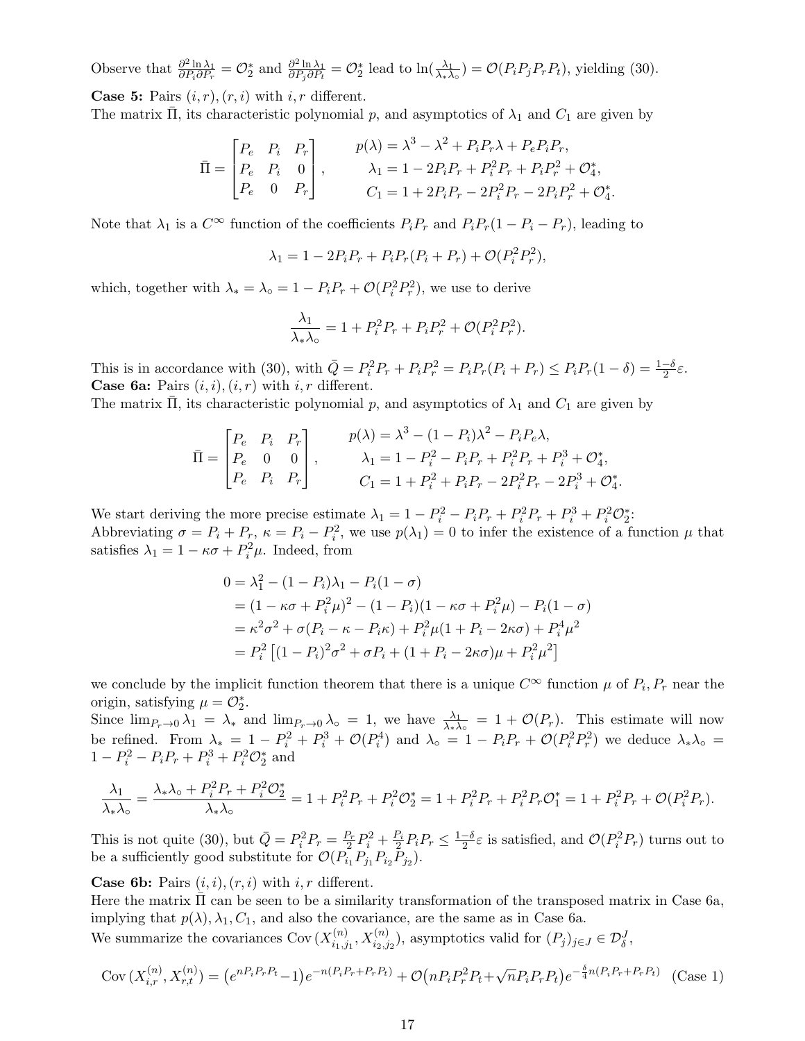Observe that $\frac{\partial^2 \ln \lambda_1}{\partial P_i \partial P_r} = \mathcal{O}_2^*$ and $\frac{\partial^2 \ln \lambda_1}{\partial P_j \partial P_t} = \mathcal{O}_2^*$ lead to $\ln(\frac{\lambda_1}{\lambda_* \lambda_\circ}) = \mathcal{O}(P_i P_j P_r P_t)$, yielding (30).

**Case 5:** Pairs $(i,r),(r,i)$ with $i,r$ different.
The matrix $\bar{\Pi}$, its characteristic polynomial $p$, and asymptotics of $\lambda_1$ and $C_1$ are given by

$$\bar{\Pi} = \begin{bmatrix} P_e & P_i & P_r \\ P_e & P_i & 0 \\ P_e & 0 & P_r \end{bmatrix}, \qquad \begin{aligned} p(\lambda) &= \lambda^3 - \lambda^2 + P_i P_r \lambda + P_e P_i P_r, \\ \lambda_1 &= 1 - 2P_i P_r + P_i^2 P_r + P_i P_r^2 + \mathcal{O}_4^*, \\ C_1 &= 1 + 2P_i P_r - 2P_i^2 P_r - 2P_i P_r^2 + \mathcal{O}_4^*. \end{aligned}$$

Note that $\lambda_1$ is a $C^\infty$ function of the coefficients $P_i P_r$ and $P_i P_r(1 - P_i - P_r)$, leading to

$$\lambda_1 = 1 - 2P_i P_r + P_i P_r (P_i + P_r) + \mathcal{O}(P_i^2 P_r^2),$$

which, together with $\lambda_* = \lambda_\circ = 1 - P_i P_r + \mathcal{O}(P_i^2 P_r^2)$, we use to derive

$$\frac{\lambda_1}{\lambda_* \lambda_\circ} = 1 + P_i^2 P_r + P_i P_r^2 + \mathcal{O}(P_i^2 P_r^2).$$

This is in accordance with (30), with $\bar{Q} = P_i^2 P_r + P_i P_r^2 = P_i P_r (P_i + P_r) \le P_i P_r (1 - \delta) = \frac{1-\delta}{2}\varepsilon$.

**Case 6a:** Pairs $(i,i),(i,r)$ with $i,r$ different.
The matrix $\bar{\Pi}$, its characteristic polynomial $p$, and asymptotics of $\lambda_1$ and $C_1$ are given by

$$\bar{\Pi} = \begin{bmatrix} P_e & P_i & P_r \\ P_e & 0 & 0 \\ P_e & P_i & P_r \end{bmatrix}, \qquad \begin{aligned} p(\lambda) &= \lambda^3 - (1 - P_i)\lambda^2 - P_i P_e \lambda, \\ \lambda_1 &= 1 - P_i^2 - P_i P_r + P_i^2 P_r + P_i^3 + \mathcal{O}_4^*, \\ C_1 &= 1 + P_i^2 + P_i P_r - 2P_i^2 P_r - 2P_i^3 + \mathcal{O}_4^*. \end{aligned}$$

We start deriving the more precise estimate $\lambda_1 = 1 - P_i^2 - P_i P_r + P_i^2 P_r + P_i^3 + P_i^2 \mathcal{O}_2^*$:
Abbreviating $\sigma = P_i + P_r$, $\kappa = P_i - P_i^2$, we use $p(\lambda_1) = 0$ to infer the existence of a function $\mu$ that satisfies $\lambda_1 = 1 - \kappa\sigma + P_i^2 \mu$. Indeed, from

$$\begin{aligned} 0 &= \lambda_1^2 - (1 - P_i)\lambda_1 - P_i(1 - \sigma) \\ &= (1 - \kappa\sigma + P_i^2 \mu)^2 - (1 - P_i)(1 - \kappa\sigma + P_i^2 \mu) - P_i(1 - \sigma) \\ &= \kappa^2 \sigma^2 + \sigma(P_i - \kappa - P_i \kappa) + P_i^2 \mu (1 + P_i - 2\kappa\sigma) + P_i^4 \mu^2 \\ &= P_i^2 \left[ (1 - P_i)^2 \sigma^2 + \sigma P_i + (1 + P_i - 2\kappa\sigma)\mu + P_i^2 \mu^2 \right] \end{aligned}$$

we conclude by the implicit function theorem that there is a unique $C^\infty$ function $\mu$ of $P_i, P_r$ near the origin, satisfying $\mu = \mathcal{O}_2^*$.
Since $\lim_{P_r \to 0} \lambda_1 = \lambda_*$ and $\lim_{P_r \to 0} \lambda_\circ = 1$, we have $\frac{\lambda_1}{\lambda_* \lambda_\circ} = 1 + \mathcal{O}(P_r)$. This estimate will now be refined. From $\lambda_* = 1 - P_i^2 + P_i^3 + \mathcal{O}(P_i^4)$ and $\lambda_\circ = 1 - P_i P_r + \mathcal{O}(P_i^2 P_r^2)$ we deduce $\lambda_* \lambda_\circ = 1 - P_i^2 - P_i P_r + P_i^3 + P_i^2 \mathcal{O}_2^*$ and

$$\frac{\lambda_1}{\lambda_* \lambda_\circ} = \frac{\lambda_* \lambda_\circ + P_i^2 P_r + P_i^2 \mathcal{O}_2^*}{\lambda_* \lambda_\circ} = 1 + P_i^2 P_r + P_i^2 \mathcal{O}_2^* = 1 + P_i^2 P_r + P_i^2 P_r \mathcal{O}_1^* = 1 + P_i^2 P_r + \mathcal{O}(P_i^2 P_r).$$

This is not quite (30), but $\bar{Q} = P_i^2 P_r = \frac{P_r}{2} P_i^2 + \frac{P_i}{2} P_i P_r \le \frac{1-\delta}{2}\varepsilon$ is satisfied, and $\mathcal{O}(P_i^2 P_r)$ turns out to be a sufficiently good substitute for $\mathcal{O}(P_{i_1} P_{j_1} P_{i_2} P_{j_2})$.

**Case 6b:** Pairs $(i,i),(r,i)$ with $i,r$ different.
Here the matrix $\bar{\Pi}$ can be seen to be a similarity transformation of the transposed matrix in Case 6a, implying that $p(\lambda), \lambda_1, C_1$, and also the covariance, are the same as in Case 6a.
We summarize the covariances $\mathrm{Cov}\,(X_{i_1,j_1}^{(n)}, X_{i_2,j_2}^{(n)})$, asymptotics valid for $(P_j)_{j \in J} \in \mathcal{D}_\delta^J$,

$$\mathrm{Cov}\,(X_{i,r}^{(n)}, X_{r,t}^{(n)}) = \left(e^{nP_i P_r P_t} - 1\right) e^{-n(P_i P_r + P_r P_t)} + \mathcal{O}\big(nP_i P_r^2 P_t + \sqrt{n} P_i P_r P_t\big) e^{-\frac{\delta}{4} n (P_i P_r + P_r P_t)} \quad \text{(Case 1)}$$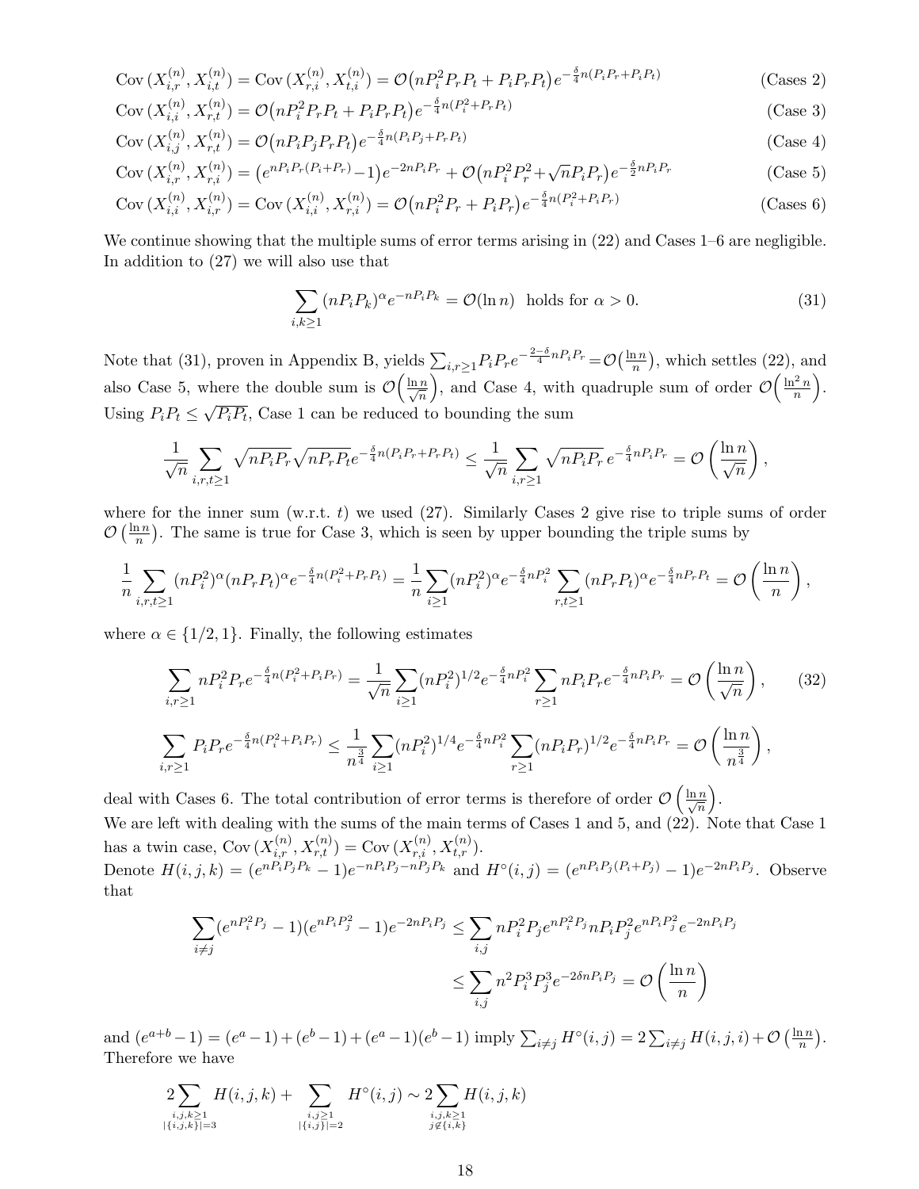$$\operatorname{Cov}(X_{i,r}^{(n)}, X_{i,t}^{(n)}) = \operatorname{Cov}(X_{r,i}^{(n)}, X_{t,i}^{(n)}) = \mathcal{O}\big(nP_i^2P_rP_t + P_iP_rP_t\big)e^{-\frac{\delta}{4}n(P_iP_r+P_iP_t)} \qquad \text{(Cases 2)}$$

$$\operatorname{Cov}(X_{i,i}^{(n)}, X_{r,t}^{(n)}) = \mathcal{O}\big(nP_i^2P_rP_t + P_iP_rP_t\big)e^{-\frac{\delta}{4}n(P_i^2+P_rP_t)} \qquad \text{(Case 3)}$$

$$\operatorname{Cov}(X_{i,j}^{(n)}, X_{r,t}^{(n)}) = \mathcal{O}\big(nP_iP_jP_rP_t\big)e^{-\frac{\delta}{4}n(P_iP_j+P_rP_t)} \qquad \text{(Case 4)}$$

$$\operatorname{Cov}(X_{i,r}^{(n)}, X_{r,i}^{(n)}) = \big(e^{nP_iP_r(P_i+P_r)}-1\big)e^{-2nP_iP_r} + \mathcal{O}\big(nP_i^2P_r^2+\sqrt{n}P_iP_r\big)e^{-\frac{\delta}{2}nP_iP_r} \qquad \text{(Case 5)}$$

$$\operatorname{Cov}(X_{i,i}^{(n)}, X_{i,r}^{(n)}) = \operatorname{Cov}(X_{i,i}^{(n)}, X_{r,i}^{(n)}) = \mathcal{O}\big(nP_i^2P_r + P_iP_r\big)e^{-\frac{\delta}{4}n(P_i^2+P_iP_r)} \qquad \text{(Cases 6)}$$

We continue showing that the multiple sums of error terms arising in (22) and Cases 1–6 are negligible. In addition to (27) we will also use that

$$\sum_{i,k\geq 1}(nP_iP_k)^{\alpha}e^{-nP_iP_k} = \mathcal{O}(\ln n) \ \text{ holds for } \alpha > 0. \tag{31}$$

Note that (31), proven in Appendix B, yields $\sum_{i,r\geq 1}P_iP_re^{-\frac{2-\delta}{4}nP_iP_r} = \mathcal{O}\big(\frac{\ln n}{n}\big)$, which settles (22), and also Case 5, where the double sum is $\mathcal{O}\Big(\frac{\ln n}{\sqrt{n}}\Big)$, and Case 4, with quadruple sum of order $\mathcal{O}\Big(\frac{\ln^2 n}{n}\Big)$. Using $P_iP_t \leq \sqrt{P_iP_t}$, Case 1 can be reduced to bounding the sum

$$\frac{1}{\sqrt{n}}\sum_{i,r,t\geq 1}\sqrt{nP_iP_r}\sqrt{nP_rP_t}e^{-\frac{\delta}{4}n(P_iP_r+P_rP_t)} \leq \frac{1}{\sqrt{n}}\sum_{i,r\geq 1}\sqrt{nP_iP_r}\,e^{-\frac{\delta}{4}nP_iP_r} = \mathcal{O}\left(\frac{\ln n}{\sqrt{n}}\right),$$

where for the inner sum (w.r.t. $t$) we used (27). Similarly Cases 2 give rise to triple sums of order $\mathcal{O}\left(\frac{\ln n}{n}\right)$. The same is true for Case 3, which is seen by upper bounding the triple sums by

$$\frac{1}{n}\sum_{i,r,t\geq 1}(nP_i^2)^{\alpha}(nP_rP_t)^{\alpha}e^{-\frac{\delta}{4}n(P_i^2+P_rP_t)} = \frac{1}{n}\sum_{i\geq 1}(nP_i^2)^{\alpha}e^{-\frac{\delta}{4}nP_i^2}\sum_{r,t\geq 1}(nP_rP_t)^{\alpha}e^{-\frac{\delta}{4}nP_rP_t} = \mathcal{O}\left(\frac{\ln n}{n}\right),$$

where $\alpha \in \{1/2, 1\}$. Finally, the following estimates

$$\sum_{i,r\geq 1}nP_i^2P_re^{-\frac{\delta}{4}n(P_i^2+P_iP_r)} = \frac{1}{\sqrt{n}}\sum_{i\geq 1}(nP_i^2)^{1/2}e^{-\frac{\delta}{4}nP_i^2}\sum_{r\geq 1}nP_iP_re^{-\frac{\delta}{4}nP_iP_r} = \mathcal{O}\left(\frac{\ln n}{\sqrt{n}}\right), \tag{32}$$

$$\sum_{i,r\geq 1}P_iP_re^{-\frac{\delta}{4}n(P_i^2+P_iP_r)} \leq \frac{1}{n^{\frac{3}{4}}}\sum_{i\geq 1}(nP_i^2)^{1/4}e^{-\frac{\delta}{4}nP_i^2}\sum_{r\geq 1}(nP_iP_r)^{1/2}e^{-\frac{\delta}{4}nP_iP_r} = \mathcal{O}\left(\frac{\ln n}{n^{\frac{3}{4}}}\right),$$

deal with Cases 6. The total contribution of error terms is therefore of order $\mathcal{O}\left(\frac{\ln n}{\sqrt{n}}\right)$.

We are left with dealing with the sums of the main terms of Cases 1 and 5, and (22). Note that Case 1 has a twin case, $\operatorname{Cov}(X_{i,r}^{(n)}, X_{r,t}^{(n)}) = \operatorname{Cov}(X_{r,i}^{(n)}, X_{t,r}^{(n)})$.

Denote $H(i,j,k) = (e^{nP_iP_jP_k}-1)e^{-nP_iP_j-nP_jP_k}$ and $H^{\circ}(i,j) = (e^{nP_iP_j(P_i+P_j)}-1)e^{-2nP_iP_j}$. Observe that

$$\begin{aligned}\sum_{i\neq j}(e^{nP_i^2P_j}-1)(e^{nP_iP_j^2}-1)e^{-2nP_iP_j} &\leq \sum_{i,j}nP_i^2P_je^{nP_i^2P_j}nP_iP_j^2e^{nP_iP_j^2}e^{-2nP_iP_j} \\ &\leq \sum_{i,j}n^2P_i^3P_j^3e^{-2\delta nP_iP_j} = \mathcal{O}\left(\frac{\ln n}{n}\right)\end{aligned}$$

and $(e^{a+b}-1) = (e^a-1)+(e^b-1)+(e^a-1)(e^b-1)$ imply $\sum_{i\neq j}H^{\circ}(i,j) = 2\sum_{i\neq j}H(i,j,i) + \mathcal{O}\left(\frac{\ln n}{n}\right)$. Therefore we have

$$2\sum_{\substack{i,j,k\geq 1\\ |\{i,j,k\}|=3}}H(i,j,k) + \sum_{\substack{i,j\geq 1\\ |\{i,j\}|=2}}H^{\circ}(i,j) \sim 2\sum_{\substack{i,j,k\geq 1\\ j\notin\{i,k\}}}H(i,j,k)$$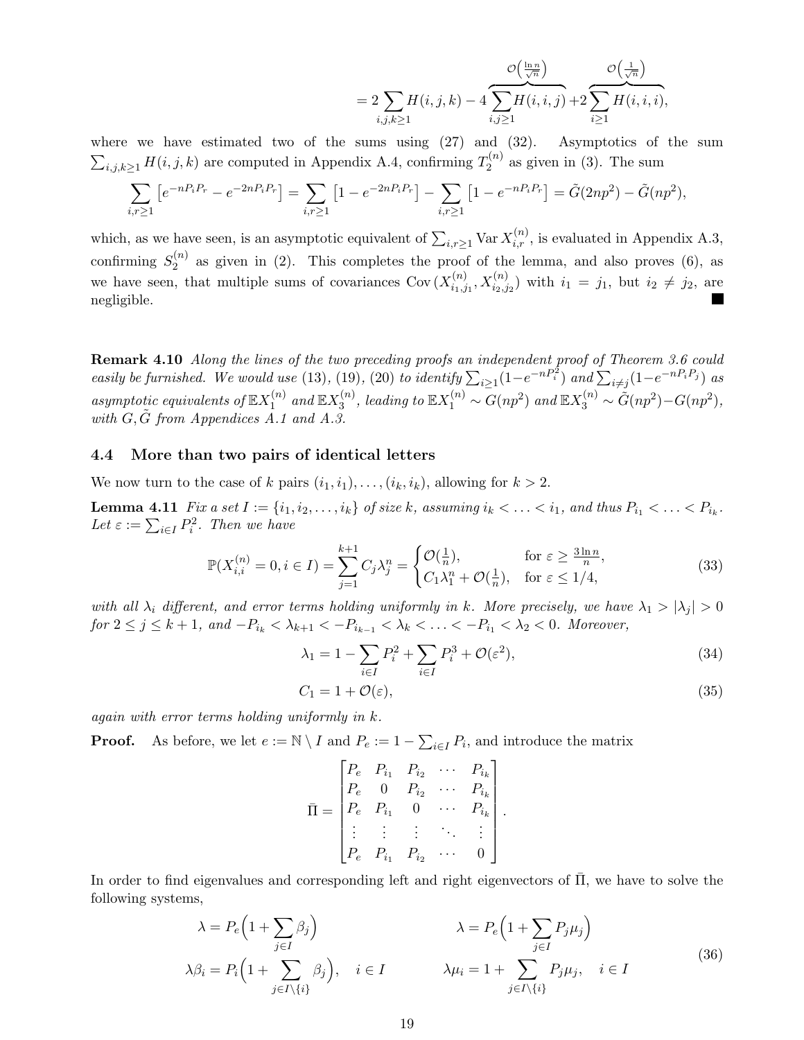$$= 2\sum_{i,j,k\geq 1} H(i,j,k) - 4\overbrace{\sum_{i,j\geq 1} H(i,i,j)}^{\mathcal{O}\left(\frac{\ln n}{\sqrt{n}}\right)} + 2\overbrace{\sum_{i\geq 1} H(i,i,i)}^{\mathcal{O}\left(\frac{1}{\sqrt{n}}\right)},$$

where we have estimated two of the sums using (27) and (32). Asymptotics of the sum $\sum_{i,j,k\geq 1} H(i,j,k)$ are computed in Appendix A.4, confirming $T_2^{(n)}$ as given in (3). The sum

$$\sum_{i,r\geq 1}\left[e^{-nP_iP_r} - e^{-2nP_iP_r}\right] = \sum_{i,r\geq 1}\left[1 - e^{-2nP_iP_r}\right] - \sum_{i,r\geq 1}\left[1 - e^{-nP_iP_r}\right] = \tilde{G}(2np^2) - \tilde{G}(np^2),$$

which, as we have seen, is an asymptotic equivalent of $\sum_{i,r\geq 1} \operatorname{Var} X_{i,r}^{(n)}$, is evaluated in Appendix A.3, confirming $S_2^{(n)}$ as given in (2). This completes the proof of the lemma, and also proves (6), as we have seen, that multiple sums of covariances $\operatorname{Cov}(X_{i_1,j_1}^{(n)}, X_{i_2,j_2}^{(n)})$ with $i_1 = j_1$, but $i_2 \neq j_2$, are negligible. ∎

**Remark 4.10** *Along the lines of the two preceding proofs an independent proof of Theorem 3.6 could easily be furnished. We would use (13), (19), (20) to identify $\sum_{i\geq 1}(1-e^{-nP_i^2})$ and $\sum_{i\neq j}(1-e^{-nP_iP_j})$ as asymptotic equivalents of $\mathbb{E}X_1^{(n)}$ and $\mathbb{E}X_3^{(n)}$, leading to $\mathbb{E}X_1^{(n)} \sim G(np^2)$ and $\mathbb{E}X_3^{(n)} \sim \tilde{G}(np^2) - G(np^2)$, with $G, \tilde{G}$ from Appendices A.1 and A.3.*

### 4.4 More than two pairs of identical letters

We now turn to the case of $k$ pairs $(i_1, i_1), \ldots, (i_k, i_k)$, allowing for $k > 2$.

**Lemma 4.11** *Fix a set $I := \{i_1, i_2, \ldots, i_k\}$ of size $k$, assuming $i_k < \ldots < i_1$, and thus $P_{i_1} < \ldots < P_{i_k}$. Let $\varepsilon := \sum_{i\in I} P_i^2$. Then we have*

$$\mathbb{P}(X_{i,i}^{(n)} = 0, i \in I) = \sum_{j=1}^{k+1} C_j \lambda_j^n = \begin{cases} \mathcal{O}(\frac{1}{n}), & \text{for } \varepsilon \geq \frac{3\ln n}{n}, \\ C_1\lambda_1^n + \mathcal{O}(\frac{1}{n}), & \text{for } \varepsilon \leq 1/4, \end{cases} \tag{33}$$

*with all $\lambda_i$ different, and error terms holding uniformly in $k$. More precisely, we have $\lambda_1 > |\lambda_j| > 0$ for $2 \leq j \leq k+1$, and $-P_{i_k} < \lambda_{k+1} < -P_{i_{k-1}} < \lambda_k < \ldots < -P_{i_1} < \lambda_2 < 0$. Moreover,*

$$\lambda_1 = 1 - \sum_{i\in I} P_i^2 + \sum_{i\in I} P_i^3 + \mathcal{O}(\varepsilon^2), \tag{34}$$

$$C_1 = 1 + \mathcal{O}(\varepsilon), \tag{35}$$

*again with error terms holding uniformly in $k$.*

**Proof.** As before, we let $e := \mathbb{N} \setminus I$ and $P_e := 1 - \sum_{i\in I} P_i$, and introduce the matrix

$$\bar{\Pi} = \begin{bmatrix} P_e & P_{i_1} & P_{i_2} & \cdots & P_{i_k} \\ P_e & 0 & P_{i_2} & \cdots & P_{i_k} \\ P_e & P_{i_1} & 0 & \cdots & P_{i_k} \\ \vdots & \vdots & \vdots & \ddots & \vdots \\ P_e & P_{i_1} & P_{i_2} & \cdots & 0 \end{bmatrix}.$$

In order to find eigenvalues and corresponding left and right eigenvectors of $\bar{\Pi}$, we have to solve the following systems,

$$\begin{aligned} \lambda &= P_e\Big(1 + \sum_{j\in I} \beta_j\Big) & \qquad \lambda &= P_e\Big(1 + \sum_{j\in I} P_j\mu_j\Big) \\ \lambda\beta_i &= P_i\Big(1 + \sum_{j\in I\setminus\{i\}} \beta_j\Big), \quad i \in I & \qquad \lambda\mu_i &= 1 + \sum_{j\in I\setminus\{i\}} P_j\mu_j, \quad i \in I \end{aligned} \tag{36}$$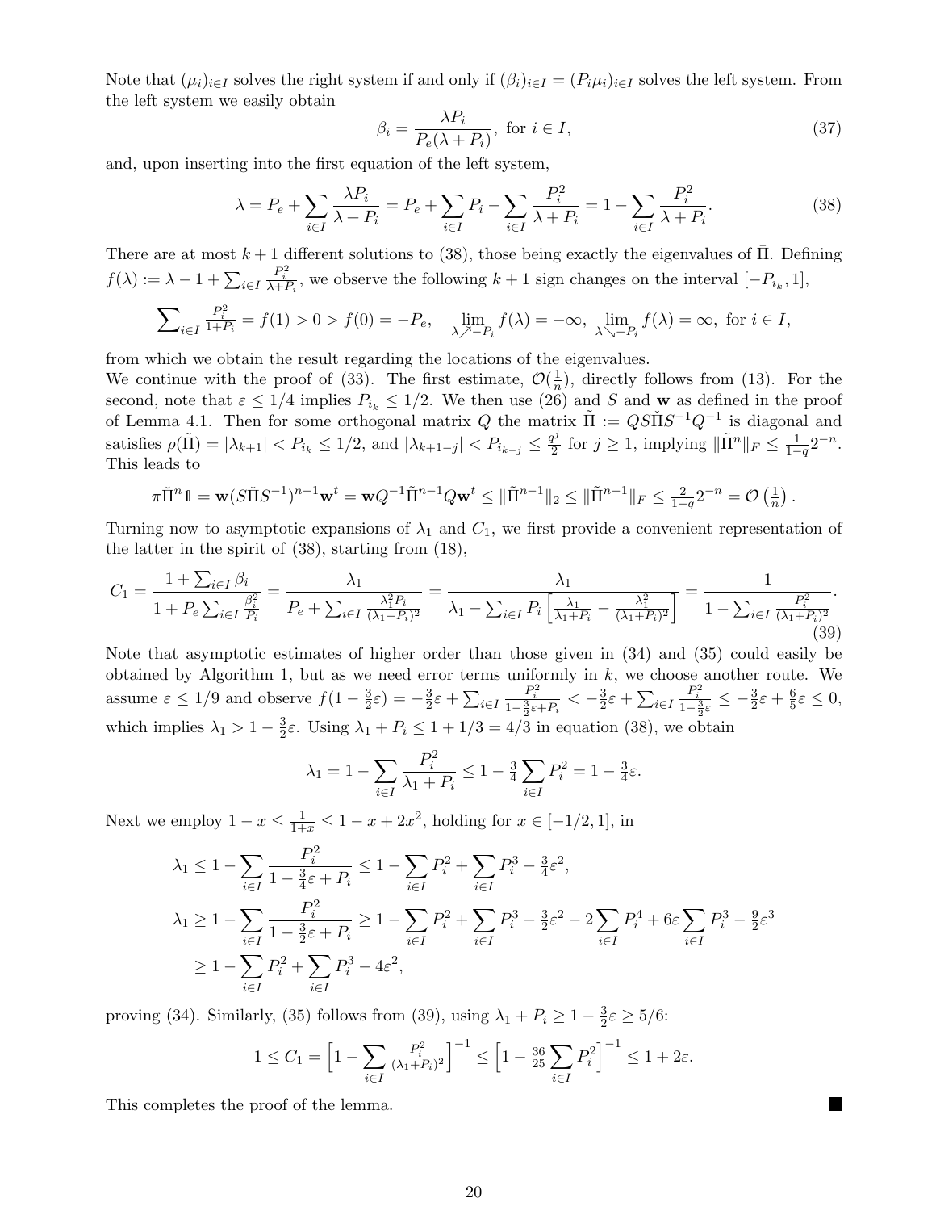Note that $(\mu_i)_{i\in I}$ solves the right system if and only if $(\beta_i)_{i\in I} = (P_i\mu_i)_{i\in I}$ solves the left system. From the left system we easily obtain

$$\beta_i = \frac{\lambda P_i}{P_e(\lambda + P_i)}, \text{ for } i \in I, \tag{37}$$

and, upon inserting into the first equation of the left system,

$$\lambda = P_e + \sum_{i\in I} \frac{\lambda P_i}{\lambda + P_i} = P_e + \sum_{i\in I} P_i - \sum_{i\in I} \frac{P_i^2}{\lambda + P_i} = 1 - \sum_{i\in I} \frac{P_i^2}{\lambda + P_i}. \tag{38}$$

There are at most $k+1$ different solutions to (38), those being exactly the eigenvalues of $\bar{\Pi}$. Defining $f(\lambda) := \lambda - 1 + \sum_{i\in I} \frac{P_i^2}{\lambda + P_i}$, we observe the following $k+1$ sign changes on the interval $[-P_{i_k}, 1]$,

$$\sum_{i\in I} \frac{P_i^2}{1+P_i} = f(1) > 0 > f(0) = -P_e, \quad \lim_{\lambda \nearrow -P_i} f(\lambda) = -\infty, \ \lim_{\lambda \searrow -P_i} f(\lambda) = \infty, \text{ for } i \in I,$$

from which we obtain the result regarding the locations of the eigenvalues.

We continue with the proof of (33). The first estimate, $\mathcal{O}(\frac{1}{n})$, directly follows from (13). For the second, note that $\varepsilon \le 1/4$ implies $P_{i_k} \le 1/2$. We then use (26) and $S$ and $\mathbf{w}$ as defined in the proof of Lemma 4.1. Then for some orthogonal matrix $Q$ the matrix $\tilde{\Pi} := QS\check{\Pi}S^{-1}Q^{-1}$ is diagonal and satisfies $\rho(\tilde{\Pi}) = |\lambda_{k+1}| < P_{i_k} \le 1/2$, and $|\lambda_{k+1-j}| < P_{i_{k-j}} \le \frac{q^j}{2}$ for $j \ge 1$, implying $\|\tilde{\Pi}^n\|_F \le \frac{1}{1-q}2^{-n}$. This leads to

$$\pi\check{\Pi}^n\mathbb{1} = \mathbf{w}(S\check{\Pi}S^{-1})^{n-1}\mathbf{w}^t = \mathbf{w}Q^{-1}\tilde{\Pi}^{n-1}Q\mathbf{w}^t \le \|\tilde{\Pi}^{n-1}\|_2 \le \|\tilde{\Pi}^{n-1}\|_F \le \tfrac{2}{1-q}2^{-n} = \mathcal{O}\left(\tfrac{1}{n}\right).$$

Turning now to asymptotic expansions of $\lambda_1$ and $C_1$, we first provide a convenient representation of the latter in the spirit of (38), starting from (18),

$$C_1 = \frac{1 + \sum_{i\in I}\beta_i}{1 + P_e\sum_{i\in I}\frac{\beta_i^2}{P_i}} = \frac{\lambda_1}{P_e + \sum_{i\in I}\frac{\lambda_1^2 P_i}{(\lambda_1+P_i)^2}} = \frac{\lambda_1}{\lambda_1 - \sum_{i\in I} P_i\left[\frac{\lambda_1}{\lambda_1+P_i} - \frac{\lambda_1^2}{(\lambda_1+P_i)^2}\right]} = \frac{1}{1 - \sum_{i\in I}\frac{P_i^2}{(\lambda_1+P_i)^2}}. \tag{39}$$

Note that asymptotic estimates of higher order than those given in (34) and (35) could easily be obtained by Algorithm 1, but as we need error terms uniformly in $k$, we choose another route. We assume $\varepsilon \le 1/9$ and observe $f(1-\frac{3}{2}\varepsilon) = -\frac{3}{2}\varepsilon + \sum_{i\in I}\frac{P_i^2}{1-\frac{3}{2}\varepsilon+P_i} < -\frac{3}{2}\varepsilon + \sum_{i\in I}\frac{P_i^2}{1-\frac{3}{2}\varepsilon} \le -\frac{3}{2}\varepsilon + \frac{6}{5}\varepsilon \le 0$, which implies $\lambda_1 > 1 - \frac{3}{2}\varepsilon$. Using $\lambda_1 + P_i \le 1 + 1/3 = 4/3$ in equation (38), we obtain

$$\lambda_1 = 1 - \sum_{i\in I}\frac{P_i^2}{\lambda_1 + P_i} \le 1 - \tfrac{3}{4}\sum_{i\in I}P_i^2 = 1 - \tfrac{3}{4}\varepsilon.$$

Next we employ $1 - x \le \frac{1}{1+x} \le 1 - x + 2x^2$, holding for $x \in [-1/2, 1]$, in

$$\begin{aligned}
\lambda_1 &\le 1 - \sum_{i\in I}\frac{P_i^2}{1-\frac{3}{4}\varepsilon+P_i} \le 1 - \sum_{i\in I}P_i^2 + \sum_{i\in I}P_i^3 - \tfrac{3}{4}\varepsilon^2, \\
\lambda_1 &\ge 1 - \sum_{i\in I}\frac{P_i^2}{1-\frac{3}{2}\varepsilon+P_i} \ge 1 - \sum_{i\in I}P_i^2 + \sum_{i\in I}P_i^3 - \tfrac{3}{2}\varepsilon^2 - 2\sum_{i\in I}P_i^4 + 6\varepsilon\sum_{i\in I}P_i^3 - \tfrac{9}{2}\varepsilon^3 \\
&\ge 1 - \sum_{i\in I}P_i^2 + \sum_{i\in I}P_i^3 - 4\varepsilon^2,
\end{aligned}$$

proving (34). Similarly, (35) follows from (39), using $\lambda_1 + P_i \ge 1 - \frac{3}{2}\varepsilon \ge 5/6$:

$$1 \le C_1 = \Big[1 - \sum_{i\in I}\tfrac{P_i^2}{(\lambda_1+P_i)^2}\Big]^{-1} \le \Big[1 - \tfrac{36}{25}\sum_{i\in I}P_i^2\Big]^{-1} \le 1 + 2\varepsilon.$$

This completes the proof of the lemma. ■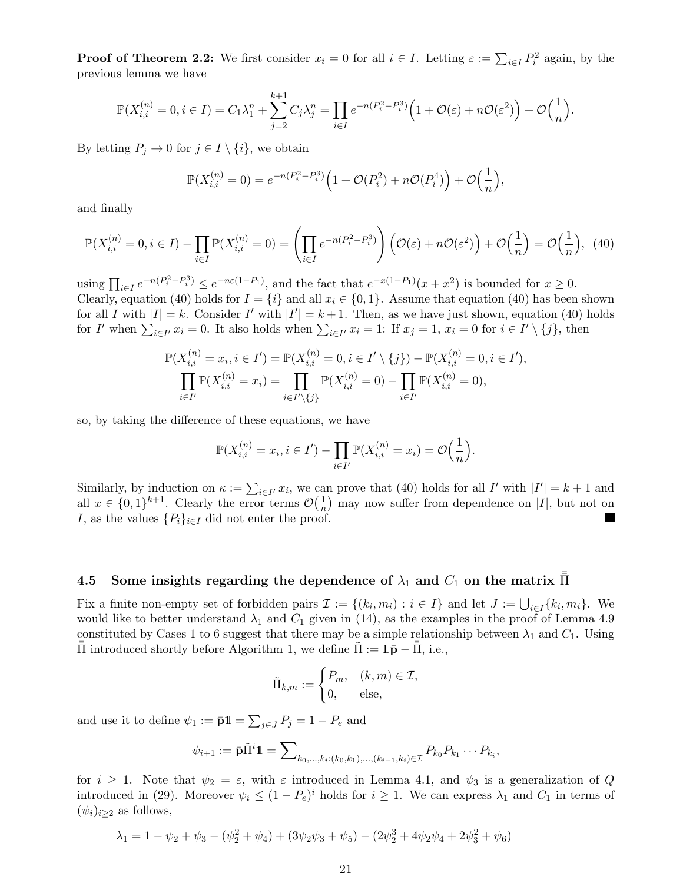**Proof of Theorem 2.2:** We first consider $x_i = 0$ for all $i \in I$. Letting $\varepsilon := \sum_{i\in I} P_i^2$ again, by the previous lemma we have

$$\mathbb{P}(X_{i,i}^{(n)} = 0, i \in I) = C_1\lambda_1^n + \sum_{j=2}^{k+1} C_j\lambda_j^n = \prod_{i\in I} e^{-n(P_i^2 - P_i^3)}\Big(1 + \mathcal{O}(\varepsilon) + n\mathcal{O}(\varepsilon^2)\Big) + \mathcal{O}\Big(\frac{1}{n}\Big).$$

By letting $P_j \to 0$ for $j \in I \setminus \{i\}$, we obtain

$$\mathbb{P}(X_{i,i}^{(n)} = 0) = e^{-n(P_i^2 - P_i^3)}\Big(1 + \mathcal{O}(P_i^2) + n\mathcal{O}(P_i^4)\Big) + \mathcal{O}\Big(\frac{1}{n}\Big),$$

and finally

$$\mathbb{P}(X_{i,i}^{(n)} = 0, i \in I) - \prod_{i\in I}\mathbb{P}(X_{i,i}^{(n)} = 0) = \left(\prod_{i\in I} e^{-n(P_i^2 - P_i^3)}\right)\Big(\mathcal{O}(\varepsilon) + n\mathcal{O}(\varepsilon^2)\Big) + \mathcal{O}\Big(\frac{1}{n}\Big) = \mathcal{O}\Big(\frac{1}{n}\Big), \quad (40)$$

using $\prod_{i\in I} e^{-n(P_i^2 - P_i^3)} \leq e^{-n\varepsilon(1-P_1)}$, and the fact that $e^{-x(1-P_1)}(x + x^2)$ is bounded for $x \geq 0$. Clearly, equation (40) holds for $I = \{i\}$ and all $x_i \in \{0, 1\}$. Assume that equation (40) has been shown for all $I$ with $|I| = k$. Consider $I'$ with $|I'| = k+1$. Then, as we have just shown, equation (40) holds for $I'$ when $\sum_{i\in I'} x_i = 0$. It also holds when $\sum_{i\in I'} x_i = 1$: If $x_j = 1$, $x_i = 0$ for $i \in I' \setminus \{j\}$, then

$$\mathbb{P}(X_{i,i}^{(n)} = x_i, i \in I') = \mathbb{P}(X_{i,i}^{(n)} = 0, i \in I' \setminus \{j\}) - \mathbb{P}(X_{i,i}^{(n)} = 0, i \in I'),$$
$$\prod_{i\in I'}\mathbb{P}(X_{i,i}^{(n)} = x_i) = \prod_{i\in I'\setminus\{j\}}\mathbb{P}(X_{i,i}^{(n)} = 0) - \prod_{i\in I'}\mathbb{P}(X_{i,i}^{(n)} = 0),$$

so, by taking the difference of these equations, we have

$$\mathbb{P}(X_{i,i}^{(n)} = x_i, i \in I') - \prod_{i\in I'}\mathbb{P}(X_{i,i}^{(n)} = x_i) = \mathcal{O}\Big(\frac{1}{n}\Big).$$

Similarly, by induction on $\kappa := \sum_{i\in I'} x_i$, we can prove that (40) holds for all $I'$ with $|I'| = k+1$ and all $x \in \{0,1\}^{k+1}$. Clearly the error terms $\mathcal{O}\big(\frac{1}{n}\big)$ may now suffer from dependence on $|I|$, but not on $I$, as the values $\{P_i\}_{i\in I}$ did not enter the proof. ■

### 4.5 Some insights regarding the dependence of $\lambda_1$ and $C_1$ on the matrix $\bar{\bar{\Pi}}$

Fix a finite non-empty set of forbidden pairs $\mathcal{I} := \{(k_i, m_i) : i \in I\}$ and let $J := \bigcup_{i\in I}\{k_i, m_i\}$. We would like to better understand $\lambda_1$ and $C_1$ given in (14), as the examples in the proof of Lemma 4.9 constituted by Cases 1 to 6 suggest that there may be a simple relationship between $\lambda_1$ and $C_1$. Using $\bar{\bar{\Pi}}$ introduced shortly before Algorithm 1, we define $\tilde{\Pi} := \mathbb{1}\bar{\mathbf{p}} - \bar{\bar{\Pi}}$, i.e.,

$$\tilde{\Pi}_{k,m} := \begin{cases} P_m, & (k,m) \in \mathcal{I}, \\ 0, & \text{else,} \end{cases}$$

and use it to define $\psi_1 := \bar{\mathbf{p}}\mathbb{1} = \sum_{j\in J} P_j = 1 - P_e$ and

$$\psi_{i+1} := \bar{\mathbf{p}}\tilde{\Pi}^i\mathbb{1} = \sum\nolimits_{k_0,\ldots,k_i:(k_0,k_1),\ldots,(k_{i-1},k_i)\in\mathcal{I}} P_{k_0}P_{k_1}\cdots P_{k_i},$$

for $i \geq 1$. Note that $\psi_2 = \varepsilon$, with $\varepsilon$ introduced in Lemma 4.1, and $\psi_3$ is a generalization of $Q$ introduced in (29). Moreover $\psi_i \leq (1 - P_e)^i$ holds for $i \geq 1$. We can express $\lambda_1$ and $C_1$ in terms of $(\psi_i)_{i\geq 2}$ as follows,

$$\lambda_1 = 1 - \psi_2 + \psi_3 - (\psi_2^2 + \psi_4) + (3\psi_2\psi_3 + \psi_5) - (2\psi_2^3 + 4\psi_2\psi_4 + 2\psi_3^2 + \psi_6)$$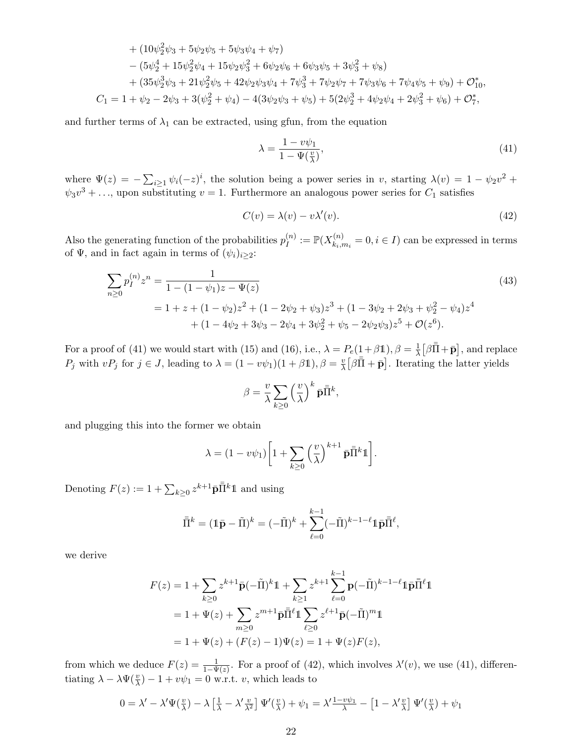$$
\begin{aligned}
&+ (10\psi_2^2\psi_3 + 5\psi_2\psi_5 + 5\psi_3\psi_4 + \psi_7) \\
&- (5\psi_2^4 + 15\psi_2^2\psi_4 + 15\psi_2\psi_3^2 + 6\psi_2\psi_6 + 6\psi_3\psi_5 + 3\psi_3^2 + \psi_8) \\
&+ (35\psi_2^3\psi_3 + 21\psi_2^2\psi_5 + 42\psi_2\psi_3\psi_4 + 7\psi_3^3 + 7\psi_2\psi_7 + 7\psi_3\psi_6 + 7\psi_4\psi_5 + \psi_9) + \mathcal{O}_{10}^*, \\
C_1 &= 1 + \psi_2 - 2\psi_3 + 3(\psi_2^2 + \psi_4) - 4(3\psi_2\psi_3 + \psi_5) + 5(2\psi_2^3 + 4\psi_2\psi_4 + 2\psi_3^2 + \psi_6) + \mathcal{O}_7^*,
\end{aligned}
$$

and further terms of $\lambda_1$ can be extracted, using gfun, from the equation

$$
\lambda = \frac{1 - v\psi_1}{1 - \Psi(\frac{v}{\lambda})}, \tag{41}
$$

where $\Psi(z) = -\sum_{i\geq 1} \psi_i(-z)^i$, the solution being a power series in $v$, starting $\lambda(v) = 1 - \psi_2 v^2 + \psi_3 v^3 + \ldots$, upon substituting $v = 1$. Furthermore an analogous power series for $C_1$ satisfies

$$
C(v) = \lambda(v) - v\lambda'(v). \tag{42}
$$

Also the generating function of the probabilities $p_I^{(n)} := \mathbb{P}(X_{k_i,m_i}^{(n)} = 0, i \in I)$ can be expressed in terms of $\Psi$, and in fact again in terms of $(\psi_i)_{i\geq 2}$:

$$
\begin{aligned}
\sum_{n\geq 0} p_I^{(n)} z^n &= \frac{1}{1 - (1-\psi_1)z - \Psi(z)} \qquad (43)\\
&= 1 + z + (1-\psi_2)z^2 + (1 - 2\psi_2 + \psi_3)z^3 + (1 - 3\psi_2 + 2\psi_3 + \psi_2^2 - \psi_4)z^4 \\
&\quad + (1 - 4\psi_2 + 3\psi_3 - 2\psi_4 + 3\psi_2^2 + \psi_5 - 2\psi_2\psi_3)z^5 + \mathcal{O}(z^6).
\end{aligned}
$$

For a proof of (41) we would start with (15) and (16), i.e., $\lambda = P_e(1 + \beta\mathbb{1}), \beta = \frac{1}{\lambda}\big[\beta\bar{\bar{\Pi}} + \bar{\mathbf{p}}\big]$, and replace $P_j$ with $vP_j$ for $j \in J$, leading to $\lambda = (1 - v\psi_1)(1 + \beta\mathbb{1}), \beta = \frac{v}{\lambda}\big[\beta\bar{\bar{\Pi}} + \bar{\mathbf{p}}\big]$. Iterating the latter yields

$$
\beta = \frac{v}{\lambda}\sum_{k\geq 0}\Big(\frac{v}{\lambda}\Big)^k \bar{\mathbf{p}}\bar{\bar{\Pi}}^k,
$$

and plugging this into the former we obtain

$$
\lambda = (1 - v\psi_1)\bigg[1 + \sum_{k\geq 0}\Big(\frac{v}{\lambda}\Big)^{k+1}\bar{\mathbf{p}}\bar{\bar{\Pi}}^k\mathbb{1}\bigg].
$$

Denoting $F(z) := 1 + \sum_{k\geq 0} z^{k+1}\bar{\mathbf{p}}\bar{\bar{\Pi}}^k\mathbb{1}$ and using

$$
\bar{\bar{\Pi}}^k = (\mathbb{1}\bar{\mathbf{p}} - \tilde{\Pi})^k = (-\tilde{\Pi})^k + \sum_{\ell=0}^{k-1}(-\tilde{\Pi})^{k-1-\ell}\mathbb{1}\bar{\mathbf{p}}\bar{\bar{\Pi}}^\ell,
$$

we derive

$$
\begin{aligned}
F(z) &= 1 + \sum_{k\geq 0} z^{k+1}\bar{\mathbf{p}}(-\tilde{\Pi})^k\mathbb{1} + \sum_{k\geq 1} z^{k+1}\sum_{\ell=0}^{k-1}\mathbf{p}(-\tilde{\Pi})^{k-1-\ell}\mathbb{1}\bar{\mathbf{p}}\bar{\bar{\Pi}}^\ell\mathbb{1} \\
&= 1 + \Psi(z) + \sum_{m\geq 0} z^{m+1}\bar{\mathbf{p}}\bar{\bar{\Pi}}^\ell\mathbb{1}\sum_{\ell\geq 0} z^{\ell+1}\bar{\mathbf{p}}(-\tilde{\Pi})^m\mathbb{1} \\
&= 1 + \Psi(z) + (F(z) - 1)\Psi(z) = 1 + \Psi(z)F(z),
\end{aligned}
$$

from which we deduce $F(z) = \frac{1}{1-\Psi(z)}$. For a proof of (42), which involves $\lambda'(v)$, we use (41), differentiating $\lambda - \lambda\Psi(\frac{v}{\lambda}) - 1 + v\psi_1 = 0$ w.r.t. $v$, which leads to

$$
0 = \lambda' - \lambda'\Psi(\tfrac{v}{\lambda}) - \lambda\left[\tfrac{1}{\lambda} - \lambda'\tfrac{v}{\lambda^2}\right]\Psi'(\tfrac{v}{\lambda}) + \psi_1 = \lambda'\tfrac{1-v\psi_1}{\lambda} - \left[1 - \lambda'\tfrac{v}{\lambda}\right]\Psi'(\tfrac{v}{\lambda}) + \psi_1
$$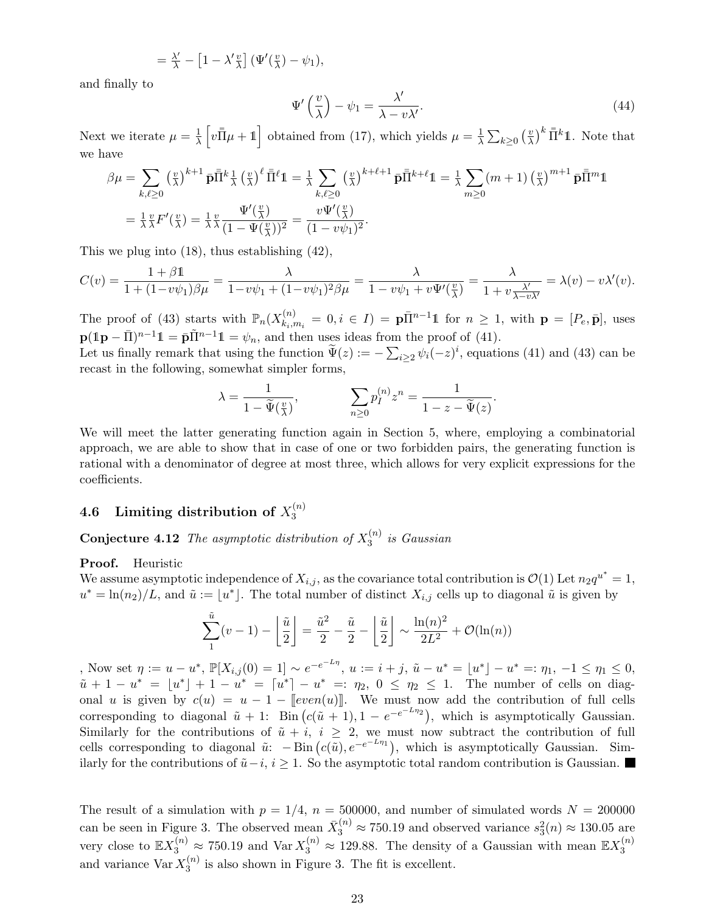$$= \tfrac{\lambda'}{\lambda} - \left[1 - \lambda' \tfrac{v}{\lambda}\right] (\Psi'(\tfrac{v}{\lambda}) - \psi_1),$$

and finally to

$$\Psi'\left(\frac{v}{\lambda}\right) - \psi_1 = \frac{\lambda'}{\lambda - v\lambda'}. \tag{44}$$

Next we iterate $\mu = \frac{1}{\lambda}\left[v\bar{\bar{\Pi}}\mu + \mathbb{1}\right]$ obtained from (17), which yields $\mu = \frac{1}{\lambda}\sum_{k\geq 0}\left(\frac{v}{\lambda}\right)^k \bar{\bar{\Pi}}^k \mathbb{1}$. Note that we have

$$\begin{aligned}
\beta\mu &= \sum_{k,\ell\geq 0} \left(\tfrac{v}{\lambda}\right)^{k+1} \bar{\mathbf{p}}\bar{\bar{\Pi}}^k \tfrac{1}{\lambda}\left(\tfrac{v}{\lambda}\right)^{\ell} \bar{\bar{\Pi}}^{\ell}\mathbb{1} = \tfrac{1}{\lambda}\sum_{k,\ell\geq 0}\left(\tfrac{v}{\lambda}\right)^{k+\ell+1}\bar{\mathbf{p}}\bar{\bar{\Pi}}^{k+\ell}\mathbb{1} = \tfrac{1}{\lambda}\sum_{m\geq 0}(m+1)\left(\tfrac{v}{\lambda}\right)^{m+1}\bar{\mathbf{p}}\bar{\bar{\Pi}}^m\mathbb{1} \\
&= \tfrac{1}{\lambda}\tfrac{v}{\lambda}F'(\tfrac{v}{\lambda}) = \tfrac{1}{\lambda}\tfrac{v}{\lambda}\frac{\Psi'(\frac{v}{\lambda})}{(1-\Psi(\frac{v}{\lambda}))^2} = \frac{v\Psi'(\frac{v}{\lambda})}{(1-v\psi_1)^2}.
\end{aligned}$$

This we plug into (18), thus establishing (42),

$$C(v) = \frac{1+\beta\mathbb{1}}{1+(1-v\psi_1)\beta\mu} = \frac{\lambda}{1-v\psi_1+(1-v\psi_1)^2\beta\mu} = \frac{\lambda}{1-v\psi_1+v\Psi'(\frac{v}{\lambda})} = \frac{\lambda}{1+v\frac{\lambda'}{\lambda-v\lambda'}} = \lambda(v) - v\lambda'(v).$$

The proof of (43) starts with $\mathbb{P}_n(X^{(n)}_{k_i,m_i} = 0, i\in I) = \mathbf{p}\bar{\Pi}^{n-1}\mathbb{1}$ for $n\geq 1$, with $\mathbf{p} = [P_e, \bar{\mathbf{p}}]$, uses $\mathbf{p}(\mathbb{1}\mathbf{p} - \bar{\Pi})^{n-1}\mathbb{1} = \bar{\mathbf{p}}\tilde{\Pi}^{n-1}\mathbb{1} = \psi_n$, and then uses ideas from the proof of (41).
Let us finally remark that using the function $\widetilde{\Psi}(z) := -\sum_{i\geq 2}\psi_i(-z)^i$, equations (41) and (43) can be recast in the following, somewhat simpler forms,

$$\lambda = \frac{1}{1-\widetilde{\Psi}(\frac{v}{\lambda})}, \qquad \sum_{n\geq 0} p_I^{(n)} z^n = \frac{1}{1-z-\widetilde{\Psi}(z)}.$$

We will meet the latter generating function again in Section 5, where, employing a combinatorial approach, we are able to show that in case of one or two forbidden pairs, the generating function is rational with a denominator of degree at most three, which allows for very explicit expressions for the coefficients.

### 4.6 Limiting distribution of $X_3^{(n)}$

**Conjecture 4.12** *The asymptotic distribution of $X_3^{(n)}$ is Gaussian*

**Proof.** Heuristic
We assume asymptotic independence of $X_{i,j}$, as the covariance total contribution is $\mathcal{O}(1)$ Let $n_2 q^{u^*} = 1$, $u^* = \ln(n_2)/L$, and $\tilde{u} := \lfloor u^* \rfloor$. The total number of distinct $X_{i,j}$ cells up to diagonal $\tilde{u}$ is given by

$$\sum_1^{\tilde{u}}(v-1) - \left\lfloor\frac{\tilde{u}}{2}\right\rfloor = \frac{\tilde{u}^2}{2} - \frac{\tilde{u}}{2} - \left\lfloor\frac{\tilde{u}}{2}\right\rfloor \sim \frac{\ln(n)^2}{2L^2} + \mathcal{O}(\ln(n))$$

, Now set $\eta := u - u^*$, $\mathbb{P}[X_{i,j}(0) = 1] \sim e^{-e^{-L\eta}}$, $u := i+j$, $\tilde{u} - u^* = \lfloor u^*\rfloor - u^* =: \eta_1$, $-1\leq \eta_1 \leq 0$, $\tilde{u}+1-u^* = \lfloor u^*\rfloor + 1 - u^* = \lceil u^*\rceil - u^* =: \eta_2$, $0\leq\eta_2\leq 1$. The number of cells on diagonal $u$ is given by $c(u) = u - 1 - [\![even(u)]\!]$. We must now add the contribution of full cells corresponding to diagonal $\tilde{u}+1$: $\mathrm{Bin}\left(c(\tilde{u}+1), 1-e^{-e^{-L\eta_2}}\right)$, which is asymptotically Gaussian. Similarly for the contributions of $\tilde{u}+i$, $i\geq 2$, we must now subtract the contribution of full cells corresponding to diagonal $\tilde{u}$: $-\mathrm{Bin}\left(c(\tilde{u}), e^{-e^{-L\eta_1}}\right)$, which is asymptotically Gaussian. Similarly for the contributions of $\tilde{u}-i$, $i\geq 1$. So the asymptotic total random contribution is Gaussian. ■

The result of a simulation with $p = 1/4$, $n = 500000$, and number of simulated words $N = 200000$ can be seen in Figure 3. The observed mean $\bar{X}_3^{(n)} \approx 750.19$ and observed variance $s_3^2(n) \approx 130.05$ are very close to $\mathbb{E}X_3^{(n)} \approx 750.19$ and $\mathrm{Var}\, X_3^{(n)} \approx 129.88$. The density of a Gaussian with mean $\mathbb{E}X_3^{(n)}$ and variance $\mathrm{Var}\, X_3^{(n)}$ is also shown in Figure 3. The fit is excellent.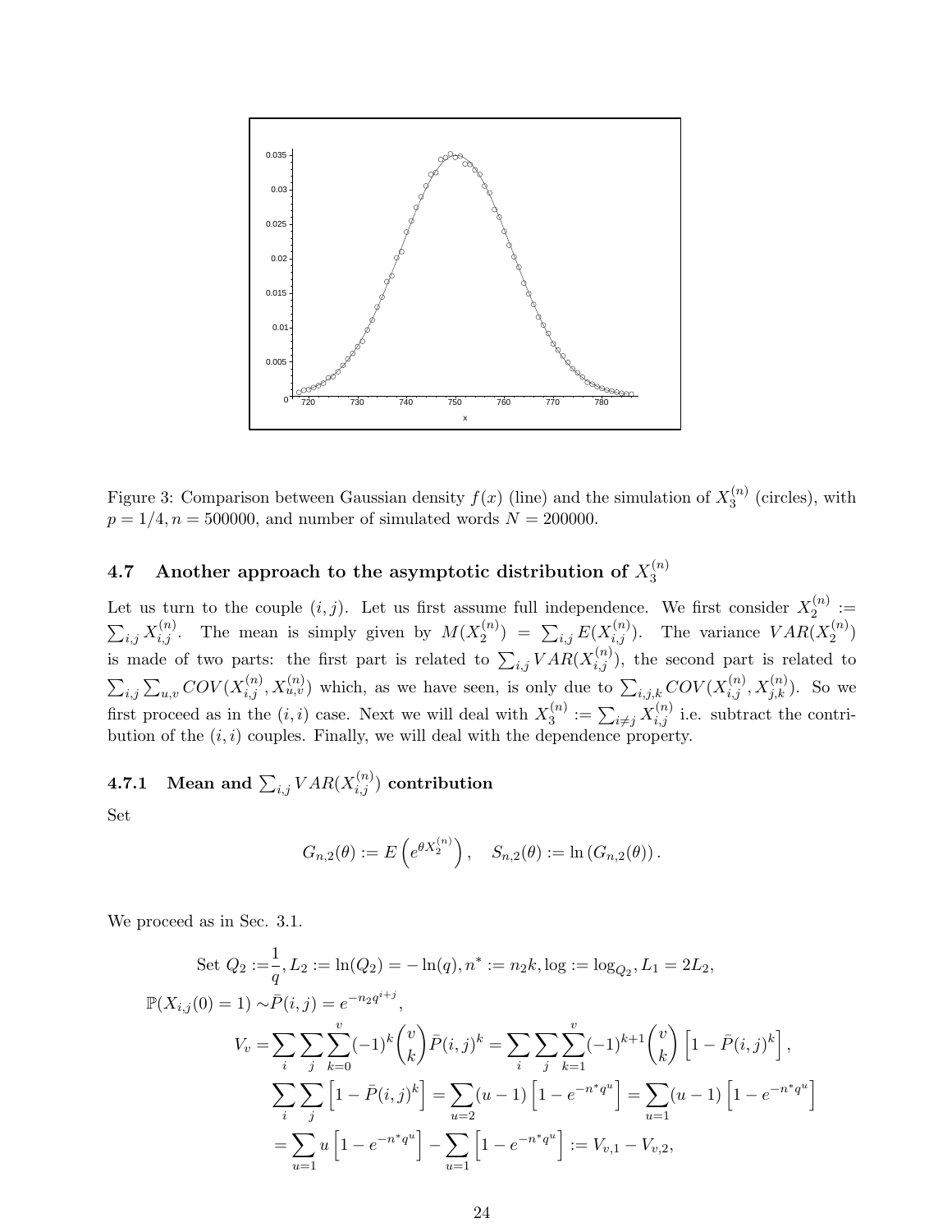Figure 3: Comparison between Gaussian density $f(x)$ (line) and the simulation of $X_3^{(n)}$ (circles), with $p = 1/4, n = 500000$, and number of simulated words $N = 200000$.

### 4.7 Another approach to the asymptotic distribution of $X_3^{(n)}$

Let us turn to the couple $(i,j)$. Let us first assume full independence. We first consider $X_2^{(n)} := \sum_{i,j} X_{i,j}^{(n)}$. The mean is simply given by $M(X_2^{(n)}) = \sum_{i,j} E(X_{i,j}^{(n)})$. The variance $VAR(X_2^{(n)})$ is made of two parts: the first part is related to $\sum_{i,j} VAR(X_{i,j}^{(n)})$, the second part is related to $\sum_{i,j}\sum_{u,v} COV(X_{i,j}^{(n)}, X_{u,v}^{(n)})$ which, as we have seen, is only due to $\sum_{i,j,k} COV(X_{i,j}^{(n)}, X_{j,k}^{(n)})$. So we first proceed as in the $(i,i)$ case. Next we will deal with $X_3^{(n)} := \sum_{i \neq j} X_{i,j}^{(n)}$ i.e. subtract the contribution of the $(i,i)$ couples. Finally, we will deal with the dependence property.

#### 4.7.1 Mean and $\sum_{i,j} VAR(X_{i,j}^{(n)})$ contribution

Set

$$G_{n,2}(\theta) := E\left(e^{\theta X_2^{(n)}}\right), \quad S_{n,2}(\theta) := \ln\left(G_{n,2}(\theta)\right).$$

We proceed as in Sec. 3.1.

$$\begin{aligned}
\text{Set } Q_2 :=& \frac{1}{q}, L_2 := \ln(Q_2) = -\ln(q), n^* := n_2 k, \log := \log_{Q_2}, L_1 = 2L_2, \\
\mathbb{P}(X_{i,j}(0) = 1) \sim& \bar{P}(i,j) = e^{-n_2 q^{i+j}}, \\
V_v =& \sum_i \sum_j \sum_{k=0}^{v} (-1)^k \binom{v}{k} \bar{P}(i,j)^k = \sum_i \sum_j \sum_{k=1}^{v} (-1)^{k+1} \binom{v}{k} \left[1 - \bar{P}(i,j)^k\right], \\
& \sum_i \sum_j \left[1 - \bar{P}(i,j)^k\right] = \sum_{u=2} (u-1)\left[1 - e^{-n^* q^u}\right] = \sum_{u=1} (u-1)\left[1 - e^{-n^* q^u}\right] \\
=& \sum_{u=1} u\left[1 - e^{-n^* q^u}\right] - \sum_{u=1}\left[1 - e^{-n^* q^u}\right] := V_{v,1} - V_{v,2},
\end{aligned}$$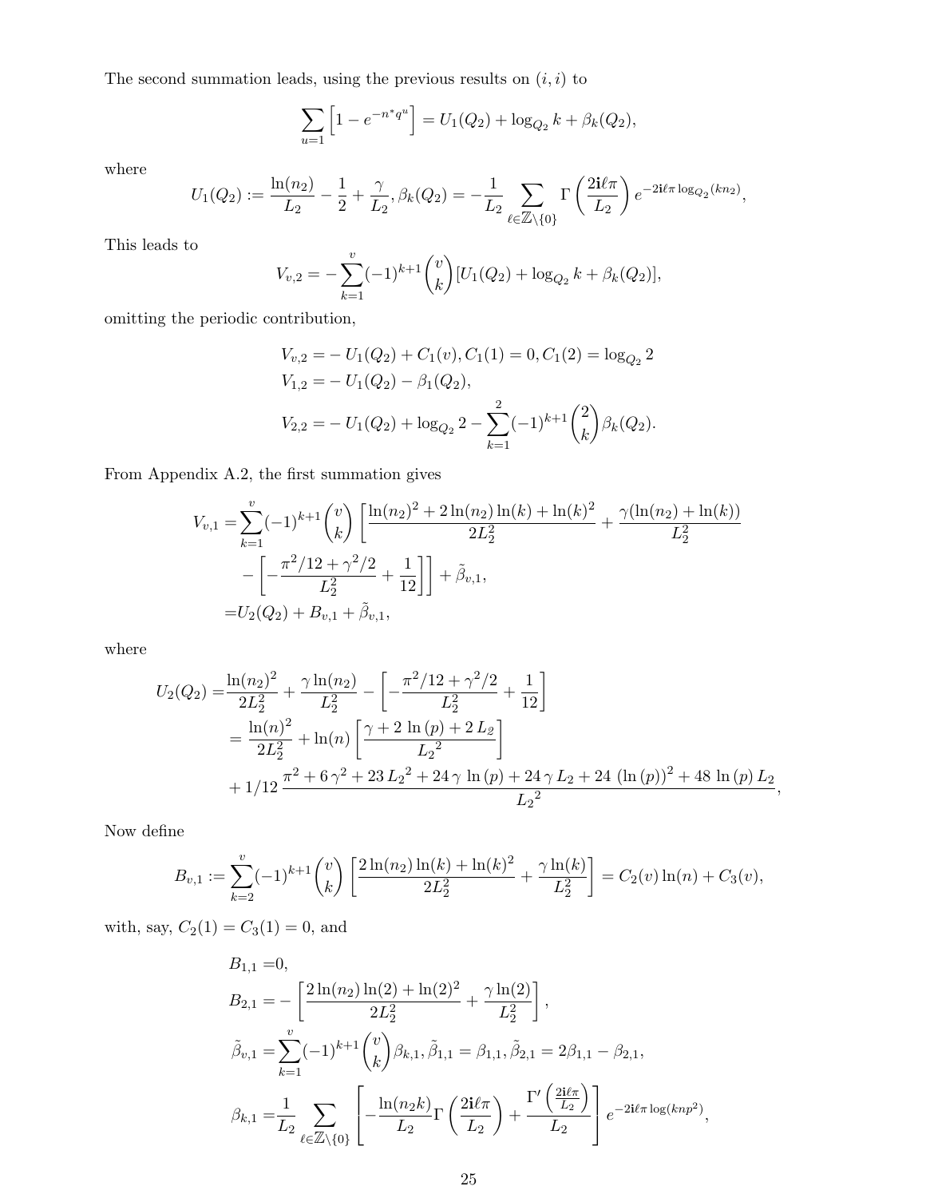The second summation leads, using the previous results on $(i,i)$ to

$$\sum_{u=1}\left[1-e^{-n^* q^u}\right] = U_1(Q_2) + \log_{Q_2} k + \beta_k(Q_2),$$

where

$$U_1(Q_2) := \frac{\ln(n_2)}{L_2} - \frac{1}{2} + \frac{\gamma}{L_2}, \beta_k(Q_2) = -\frac{1}{L_2}\sum_{\ell\in\mathbb{Z}\setminus\{0\}} \Gamma\left(\frac{2\mathbf{i}\ell\pi}{L_2}\right) e^{-2\mathbf{i}\ell\pi \log_{Q_2}(kn_2)},$$

This leads to

$$V_{v,2} = -\sum_{k=1}^{v}(-1)^{k+1}\binom{v}{k}[U_1(Q_2) + \log_{Q_2} k + \beta_k(Q_2)],$$

omitting the periodic contribution,

$$\begin{aligned}
V_{v,2} =& -U_1(Q_2) + C_1(v), C_1(1) = 0, C_1(2) = \log_{Q_2} 2\\
V_{1,2} =& -U_1(Q_2) - \beta_1(Q_2),\\
V_{2,2} =& -U_1(Q_2) + \log_{Q_2} 2 - \sum_{k=1}^{2}(-1)^{k+1}\binom{2}{k}\beta_k(Q_2).
\end{aligned}$$

From Appendix A.2, the first summation gives

$$\begin{aligned}
V_{v,1} =& \sum_{k=1}^{v}(-1)^{k+1}\binom{v}{k}\left[\frac{\ln(n_2)^2 + 2\ln(n_2)\ln(k) + \ln(k)^2}{2L_2^2} + \frac{\gamma(\ln(n_2)+\ln(k))}{L_2^2}\right.\\
&\left. - \left[-\frac{\pi^2/12 + \gamma^2/2}{L_2^2} + \frac{1}{12}\right]\right] + \tilde{\beta}_{v,1},\\
=& U_2(Q_2) + B_{v,1} + \tilde{\beta}_{v,1},
\end{aligned}$$

where

$$\begin{aligned}
U_2(Q_2) =& \frac{\ln(n_2)^2}{2L_2^2} + \frac{\gamma\ln(n_2)}{L_2^2} - \left[-\frac{\pi^2/12 + \gamma^2/2}{L_2^2} + \frac{1}{12}\right]\\
=& \frac{\ln(n)^2}{2L_2^2} + \ln(n)\left[\frac{\gamma + 2\,\ln(p) + 2\,L_2}{{L_2}^2}\right]\\
&+ 1/12\,\frac{\pi^2 + 6\,\gamma^2 + 23\,{L_2}^2 + 24\,\gamma\,\ln(p) + 24\,\gamma\,L_2 + 24\,(\ln(p))^2 + 48\,\ln(p)\,L_2}{{L_2}^2},
\end{aligned}$$

Now define

$$B_{v,1} := \sum_{k=2}^{v}(-1)^{k+1}\binom{v}{k}\left[\frac{2\ln(n_2)\ln(k) + \ln(k)^2}{2L_2^2} + \frac{\gamma\ln(k)}{L_2^2}\right] = C_2(v)\ln(n) + C_3(v),$$

with, say, $C_2(1) = C_3(1) = 0$, and

$$\begin{aligned}
B_{1,1} =& 0,\\
B_{2,1} =& -\left[\frac{2\ln(n_2)\ln(2) + \ln(2)^2}{2L_2^2} + \frac{\gamma\ln(2)}{L_2^2}\right],\\
\tilde{\beta}_{v,1} =& \sum_{k=1}^{v}(-1)^{k+1}\binom{v}{k}\beta_{k,1}, \tilde{\beta}_{1,1} = \beta_{1,1}, \tilde{\beta}_{2,1} = 2\beta_{1,1} - \beta_{2,1},\\
\beta_{k,1} =& \frac{1}{L_2}\sum_{\ell\in\mathbb{Z}\setminus\{0\}}\left[-\frac{\ln(n_2 k)}{L_2}\Gamma\left(\frac{2\mathbf{i}\ell\pi}{L_2}\right) + \frac{\Gamma'\left(\frac{2\mathbf{i}\ell\pi}{L_2}\right)}{L_2}\right] e^{-2\mathbf{i}\ell\pi\log(knp^2)},
\end{aligned}$$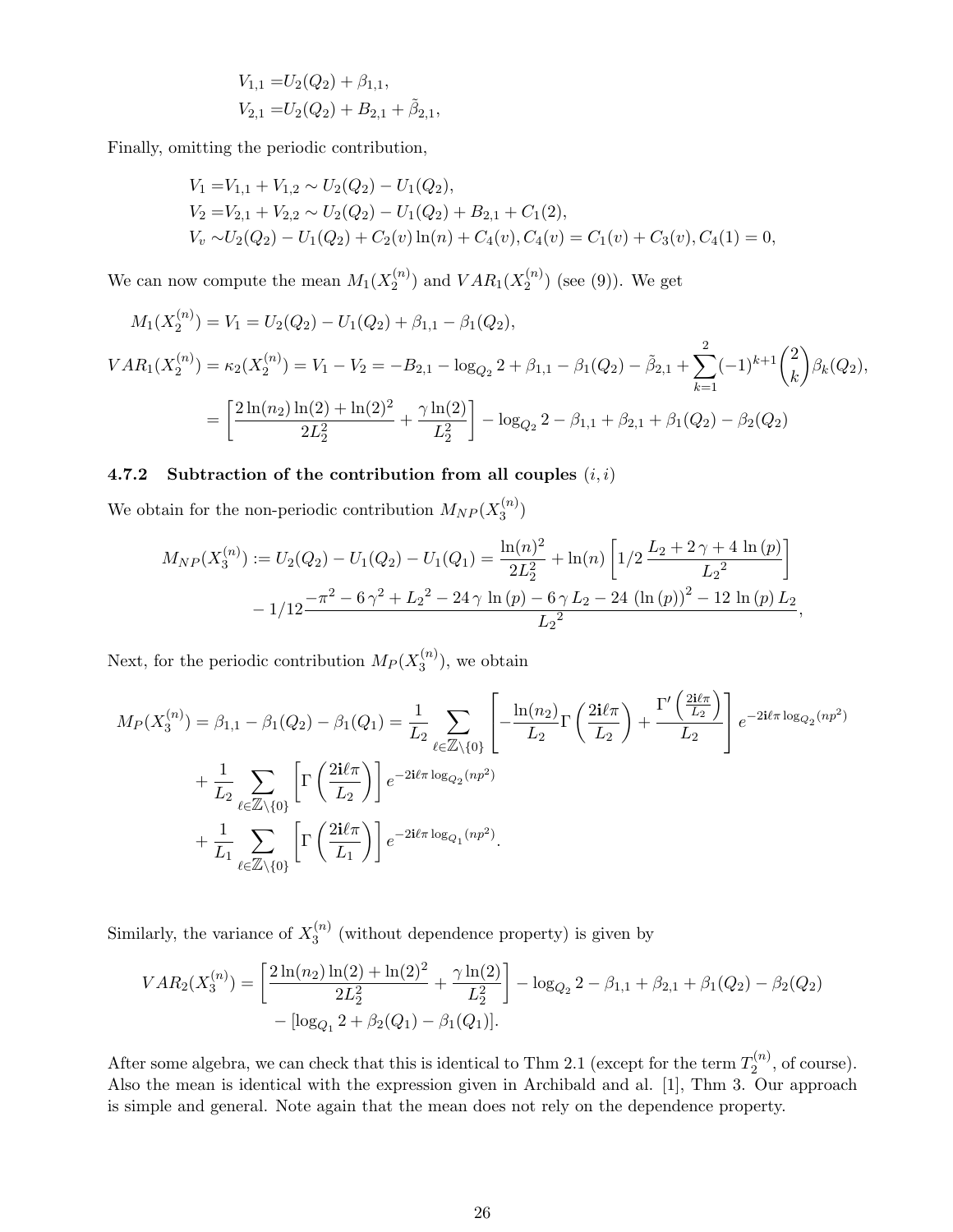$$
\begin{aligned}
V_{1,1} =& U_2(Q_2) + \beta_{1,1}, \\
V_{2,1} =& U_2(Q_2) + B_{2,1} + \tilde{\beta}_{2,1},
\end{aligned}
$$

Finally, omitting the periodic contribution,

$$
\begin{aligned}
V_1 =& V_{1,1} + V_{1,2} \sim U_2(Q_2) - U_1(Q_2), \\
V_2 =& V_{2,1} + V_{2,2} \sim U_2(Q_2) - U_1(Q_2) + B_{2,1} + C_1(2), \\
V_v \sim& U_2(Q_2) - U_1(Q_2) + C_2(v)\ln(n) + C_4(v), C_4(v) = C_1(v) + C_3(v), C_4(1) = 0,
\end{aligned}
$$

We can now compute the mean $M_1(X_2^{(n)})$ and $VAR_1(X_2^{(n)})$ (see (9)). We get

$$
\begin{aligned}
M_1(X_2^{(n)}) &= V_1 = U_2(Q_2) - U_1(Q_2) + \beta_{1,1} - \beta_1(Q_2), \\
VAR_1(X_2^{(n)}) &= \kappa_2(X_2^{(n)}) = V_1 - V_2 = -B_{2,1} - \log_{Q_2} 2 + \beta_{1,1} - \beta_1(Q_2) - \tilde{\beta}_{2,1} + \sum_{k=1}^{2} (-1)^{k+1} \binom{2}{k} \beta_k(Q_2), \\
&= \left[ \frac{2\ln(n_2)\ln(2) + \ln(2)^2}{2L_2^2} + \frac{\gamma \ln(2)}{L_2^2} \right] - \log_{Q_2} 2 - \beta_{1,1} + \beta_{2,1} + \beta_1(Q_2) - \beta_2(Q_2)
\end{aligned}
$$

### 4.7.2 Subtraction of the contribution from all couples $(i,i)$

We obtain for the non-periodic contribution $M_{NP}(X_3^{(n)})$

$$
\begin{aligned}
M_{NP}(X_3^{(n)}) := U_2(Q_2) - U_1(Q_2) - U_1(Q_1) = \frac{\ln(n)^2}{2L_2^2} + \ln(n) \left[ 1/2\, \frac{L_2 + 2\,\gamma + 4\,\ln(p)}{{L_2}^2} \right] \\
- 1/12 \frac{-\pi^2 - 6\,\gamma^2 + {L_2}^2 - 24\,\gamma\,\ln(p) - 6\,\gamma\,L_2 - 24\,(\ln(p))^2 - 12\,\ln(p)\,L_2}{{L_2}^2},
\end{aligned}
$$

Next, for the periodic contribution $M_P(X_3^{(n)})$, we obtain

$$
\begin{aligned}
M_P(X_3^{(n)}) = \beta_{1,1} - \beta_1(Q_2) - \beta_1(Q_1) = \frac{1}{L_2} \sum_{\ell \in \mathbb{Z}\setminus\{0\}} \left[ -\frac{\ln(n_2)}{L_2} \Gamma\left(\frac{2\mathbf{i}\ell\pi}{L_2}\right) + \frac{\Gamma'\left(\frac{2\mathbf{i}\ell\pi}{L_2}\right)}{L_2} \right] e^{-2\mathbf{i}\ell\pi \log_{Q_2}(np^2)} \\
+ \frac{1}{L_2} \sum_{\ell \in \mathbb{Z}\setminus\{0\}} \left[ \Gamma\left(\frac{2\mathbf{i}\ell\pi}{L_2}\right) \right] e^{-2\mathbf{i}\ell\pi \log_{Q_2}(np^2)} \\
+ \frac{1}{L_1} \sum_{\ell \in \mathbb{Z}\setminus\{0\}} \left[ \Gamma\left(\frac{2\mathbf{i}\ell\pi}{L_1}\right) \right] e^{-2\mathbf{i}\ell\pi \log_{Q_1}(np^2)}.
\end{aligned}
$$

Similarly, the variance of $X_3^{(n)}$ (without dependence property) is given by

$$
\begin{aligned}
VAR_2(X_3^{(n)}) = \left[ \frac{2\ln(n_2)\ln(2) + \ln(2)^2}{2L_2^2} + \frac{\gamma \ln(2)}{L_2^2} \right] - \log_{Q_2} 2 - \beta_{1,1} + \beta_{2,1} + \beta_1(Q_2) - \beta_2(Q_2) \\
- [\log_{Q_1} 2 + \beta_2(Q_1) - \beta_1(Q_1)].
\end{aligned}
$$

After some algebra, we can check that this is identical to Thm 2.1 (except for the term $T_2^{(n)}$, of course). Also the mean is identical with the expression given in Archibald and al. [1], Thm 3. Our approach is simple and general. Note again that the mean does not rely on the dependence property.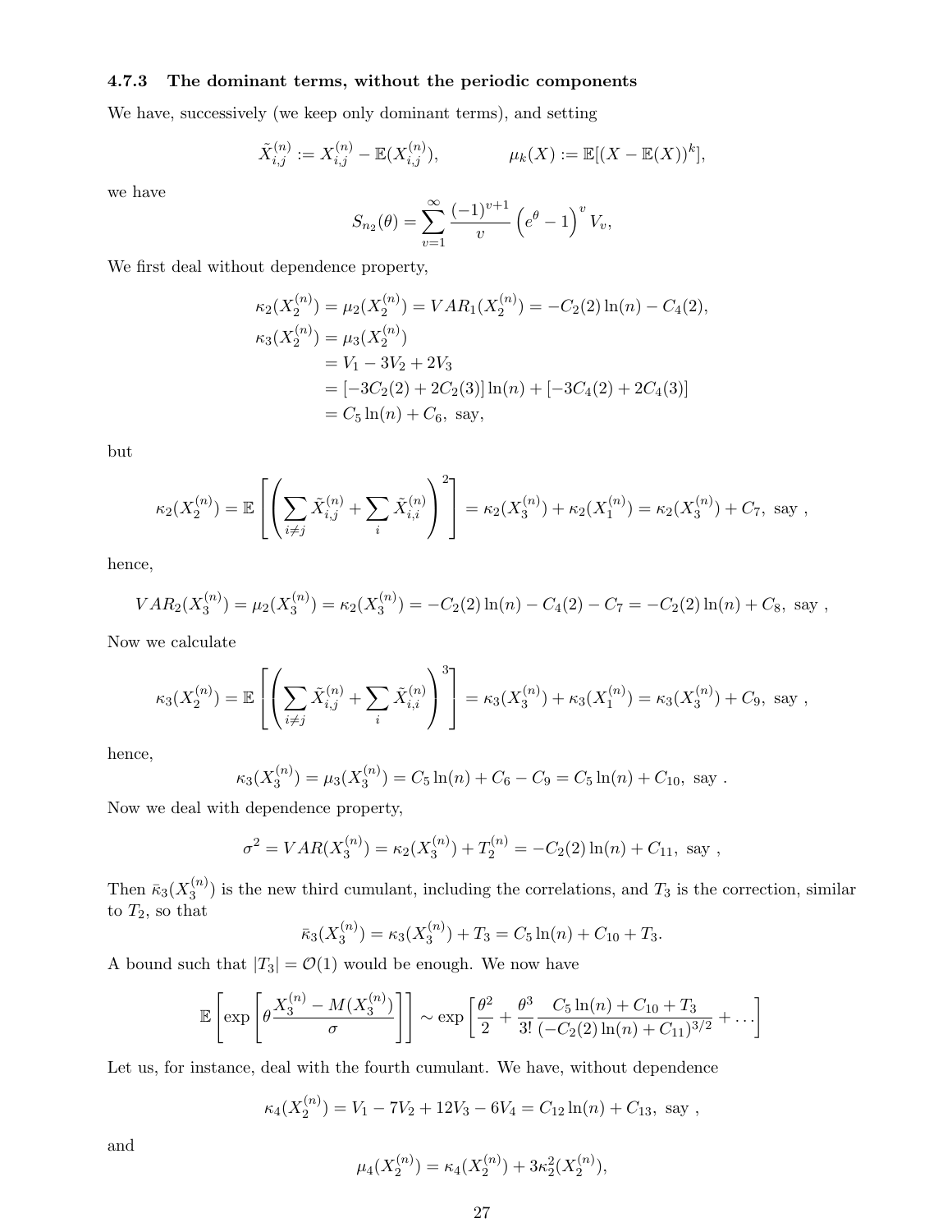### 4.7.3 The dominant terms, without the periodic components

We have, successively (we keep only dominant terms), and setting

$$\tilde{X}_{i,j}^{(n)} := X_{i,j}^{(n)} - \mathbb{E}(X_{i,j}^{(n)}), \qquad\qquad \mu_k(X) := \mathbb{E}[(X - \mathbb{E}(X))^k],$$

we have

$$S_{n_2}(\theta) = \sum_{v=1}^{\infty} \frac{(-1)^{v+1}}{v} \left(e^{\theta} - 1\right)^v V_v,$$

We first deal without dependence property,

$$\begin{aligned}
\kappa_2(X_2^{(n)}) &= \mu_2(X_2^{(n)}) = VAR_1(X_2^{(n)}) = -C_2(2)\ln(n) - C_4(2), \\
\kappa_3(X_2^{(n)}) &= \mu_3(X_2^{(n)}) \\
&= V_1 - 3V_2 + 2V_3 \\
&= [-3C_2(2) + 2C_2(3)]\ln(n) + [-3C_4(2) + 2C_4(3)] \\
&= C_5 \ln(n) + C_6, \text{ say,}
\end{aligned}$$

but

$$\kappa_2(X_2^{(n)}) = \mathbb{E}\left[\left(\sum_{i \neq j} \tilde{X}_{i,j}^{(n)} + \sum_i \tilde{X}_{i,i}^{(n)}\right)^2\right] = \kappa_2(X_3^{(n)}) + \kappa_2(X_1^{(n)}) = \kappa_2(X_3^{(n)}) + C_7, \text{ say },$$

hence,

$$VAR_2(X_3^{(n)}) = \mu_2(X_3^{(n)}) = \kappa_2(X_3^{(n)}) = -C_2(2)\ln(n) - C_4(2) - C_7 = -C_2(2)\ln(n) + C_8, \text{ say },$$

Now we calculate

$$\kappa_3(X_2^{(n)}) = \mathbb{E}\left[\left(\sum_{i \neq j} \tilde{X}_{i,j}^{(n)} + \sum_i \tilde{X}_{i,i}^{(n)}\right)^3\right] = \kappa_3(X_3^{(n)}) + \kappa_3(X_1^{(n)}) = \kappa_3(X_3^{(n)}) + C_9, \text{ say },$$

hence,

$$\kappa_3(X_3^{(n)}) = \mu_3(X_3^{(n)}) = C_5 \ln(n) + C_6 - C_9 = C_5 \ln(n) + C_{10}, \text{ say }.$$

Now we deal with dependence property,

$$\sigma^2 = VAR(X_3^{(n)}) = \kappa_2(X_3^{(n)}) + T_2^{(n)} = -C_2(2)\ln(n) + C_{11}, \text{ say },$$

Then $\bar{\kappa}_3(X_3^{(n)})$ is the new third cumulant, including the correlations, and $T_3$ is the correction, similar to $T_2$, so that

$$\bar{\kappa}_3(X_3^{(n)}) = \kappa_3(X_3^{(n)}) + T_3 = C_5 \ln(n) + C_{10} + T_3.$$

A bound such that $|T_3| = \mathcal{O}(1)$ would be enough. We now have

$$\mathbb{E}\left[\exp\left[\theta \frac{X_3^{(n)} - M(X_3^{(n)})}{\sigma}\right]\right] \sim \exp\left[\frac{\theta^2}{2} + \frac{\theta^3}{3!} \frac{C_5 \ln(n) + C_{10} + T_3}{(-C_2(2)\ln(n) + C_{11})^{3/2}} + \dots\right]$$

Let us, for instance, deal with the fourth cumulant. We have, without dependence

$$\kappa_4(X_2^{(n)}) = V_1 - 7V_2 + 12V_3 - 6V_4 = C_{12}\ln(n) + C_{13}, \text{ say },$$

and

$$\mu_4(X_2^{(n)}) = \kappa_4(X_2^{(n)}) + 3\kappa_2^2(X_2^{(n)}),$$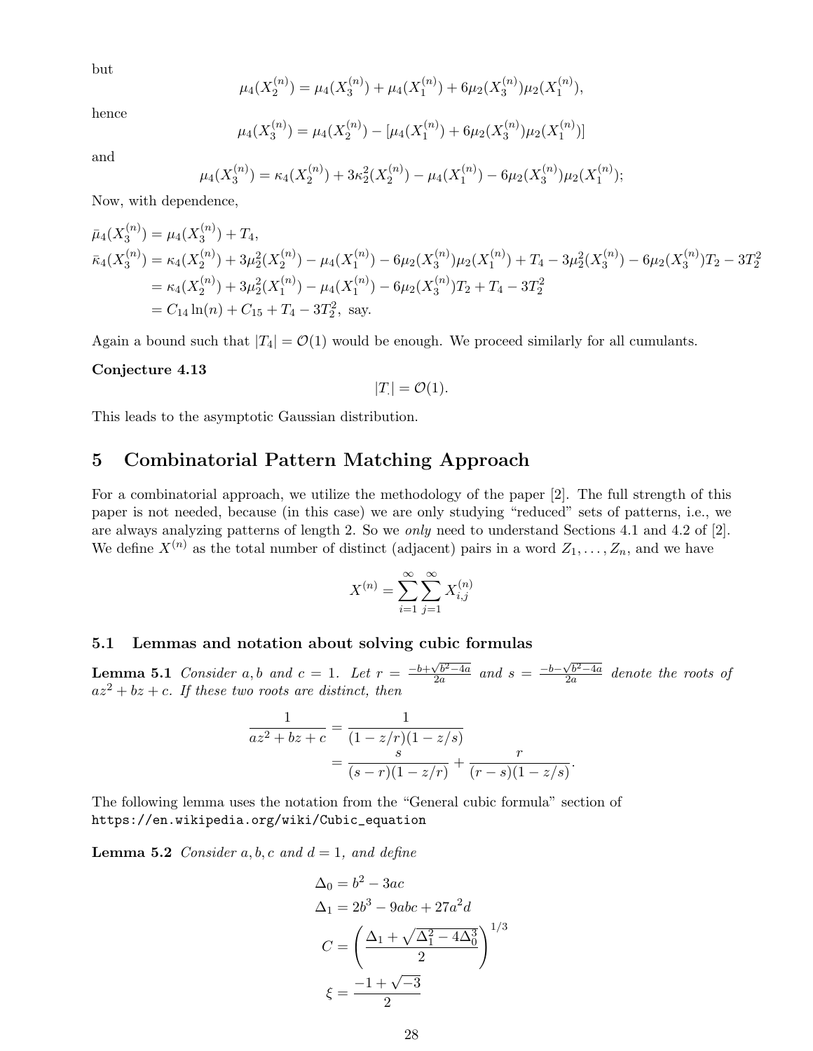but

$$\mu_4(X_2^{(n)}) = \mu_4(X_3^{(n)}) + \mu_4(X_1^{(n)}) + 6\mu_2(X_3^{(n)})\mu_2(X_1^{(n)}),$$

hence

$$\mu_4(X_3^{(n)}) = \mu_4(X_2^{(n)}) - [\mu_4(X_1^{(n)}) + 6\mu_2(X_3^{(n)})\mu_2(X_1^{(n)})]$$

and

$$\mu_4(X_3^{(n)}) = \kappa_4(X_2^{(n)}) + 3\kappa_2^2(X_2^{(n)}) - \mu_4(X_1^{(n)}) - 6\mu_2(X_3^{(n)})\mu_2(X_1^{(n)});$$

Now, with dependence,

$$\begin{aligned}
\bar{\mu}_4(X_3^{(n)}) &= \mu_4(X_3^{(n)}) + T_4, \\
\bar{\kappa}_4(X_3^{(n)}) &= \kappa_4(X_2^{(n)}) + 3\mu_2^2(X_2^{(n)}) - \mu_4(X_1^{(n)}) - 6\mu_2(X_3^{(n)})\mu_2(X_1^{(n)}) + T_4 - 3\mu_2^2(X_3^{(n)}) - 6\mu_2(X_3^{(n)})T_2 - 3T_2^2 \\
&= \kappa_4(X_2^{(n)}) + 3\mu_2^2(X_1^{(n)}) - \mu_4(X_1^{(n)}) - 6\mu_2(X_3^{(n)})T_2 + T_4 - 3T_2^2 \\
&= C_{14}\ln(n) + C_{15} + T_4 - 3T_2^2, \text{ say.}
\end{aligned}$$

Again a bound such that $|T_4| = \mathcal{O}(1)$ would be enough. We proceed similarly for all cumulants.

**Conjecture 4.13**

$$|T_{.}| = \mathcal{O}(1).$$

This leads to the asymptotic Gaussian distribution.

## 5 Combinatorial Pattern Matching Approach

For a combinatorial approach, we utilize the methodology of the paper [2]. The full strength of this paper is not needed, because (in this case) we are only studying "reduced" sets of patterns, i.e., we are always analyzing patterns of length 2. So we *only* need to understand Sections 4.1 and 4.2 of [2]. We define $X^{(n)}$ as the total number of distinct (adjacent) pairs in a word $Z_1, \ldots, Z_n$, and we have

$$X^{(n)} = \sum_{i=1}^{\infty}\sum_{j=1}^{\infty} X_{i,j}^{(n)}$$

### 5.1 Lemmas and notation about solving cubic formulas

**Lemma 5.1** *Consider $a, b$ and $c = 1$. Let $r = \frac{-b+\sqrt{b^2-4a}}{2a}$ and $s = \frac{-b-\sqrt{b^2-4a}}{2a}$ denote the roots of $az^2 + bz + c$. If these two roots are distinct, then*

$$\begin{aligned}
\frac{1}{az^2 + bz + c} &= \frac{1}{(1 - z/r)(1 - z/s)} \\
&= \frac{s}{(s - r)(1 - z/r)} + \frac{r}{(r - s)(1 - z/s)}.
\end{aligned}$$

The following lemma uses the notation from the "General cubic formula" section of `https://en.wikipedia.org/wiki/Cubic_equation`

**Lemma 5.2** *Consider $a, b, c$ and $d = 1$, and define*

$$\begin{aligned}
\Delta_0 &= b^2 - 3ac \\
\Delta_1 &= 2b^3 - 9abc + 27a^2 d \\
C &= \left(\frac{\Delta_1 + \sqrt{\Delta_1^2 - 4\Delta_0^3}}{2}\right)^{1/3} \\
\xi &= \frac{-1 + \sqrt{-3}}{2}
\end{aligned}$$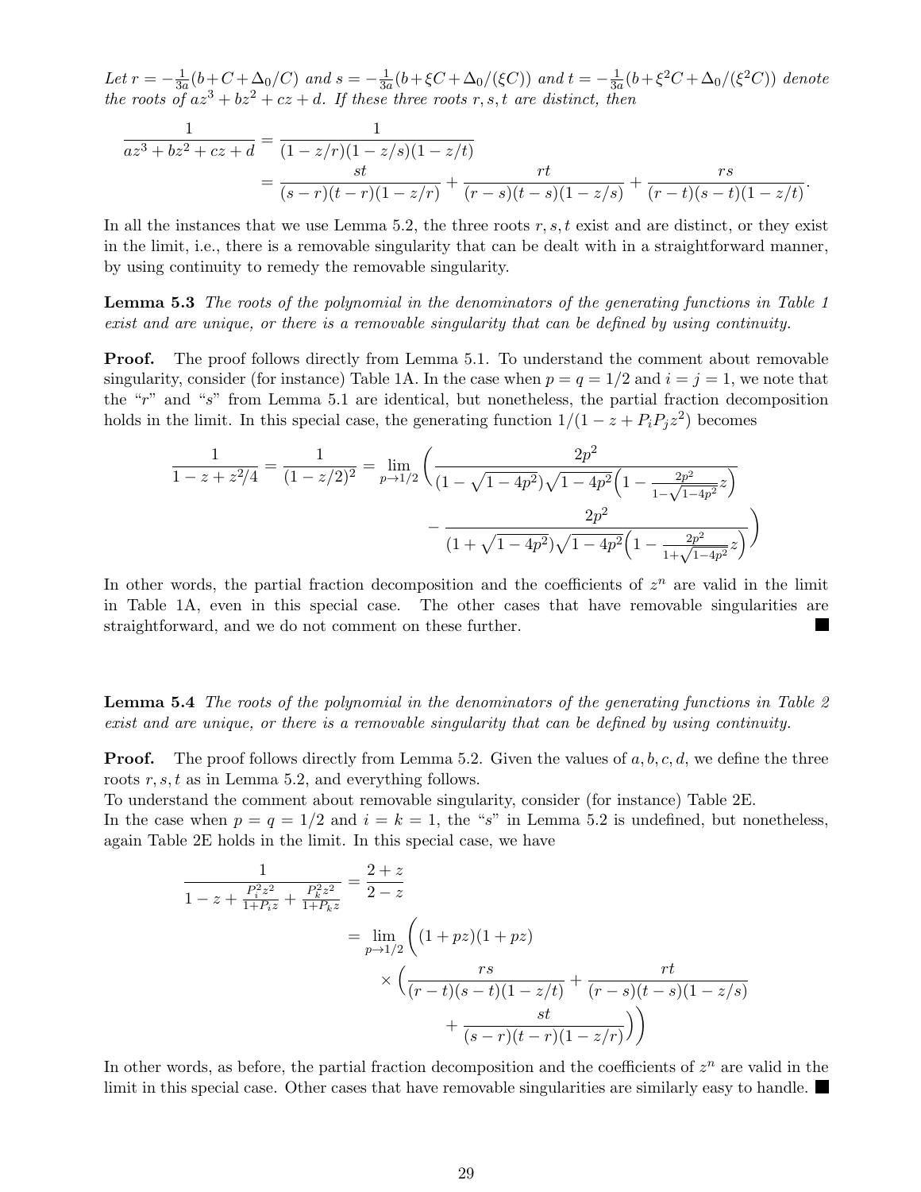*Let $r = -\frac{1}{3a}(b + C + \Delta_0/C)$ and $s = -\frac{1}{3a}(b + \xi C + \Delta_0/(\xi C))$ and $t = -\frac{1}{3a}(b + \xi^2 C + \Delta_0/(\xi^2 C))$ denote the roots of $az^3 + bz^2 + cz + d$. If these three roots $r, s, t$ are distinct, then*

$$
\begin{aligned}
\frac{1}{az^3 + bz^2 + cz + d} &= \frac{1}{(1 - z/r)(1 - z/s)(1 - z/t)} \\
&= \frac{st}{(s - r)(t - r)(1 - z/r)} + \frac{rt}{(r - s)(t - s)(1 - z/s)} + \frac{rs}{(r - t)(s - t)(1 - z/t)}.
\end{aligned}
$$

In all the instances that we use Lemma 5.2, the three roots $r, s, t$ exist and are distinct, or they exist in the limit, i.e., there is a removable singularity that can be dealt with in a straightforward manner, by using continuity to remedy the removable singularity.

**Lemma 5.3** *The roots of the polynomial in the denominators of the generating functions in Table 1 exist and are unique, or there is a removable singularity that can be defined by using continuity.*

**Proof.** The proof follows directly from Lemma 5.1. To understand the comment about removable singularity, consider (for instance) Table 1A. In the case when $p = q = 1/2$ and $i = j = 1$, we note that the "$r$" and "$s$" from Lemma 5.1 are identical, but nonetheless, the partial fraction decomposition holds in the limit. In this special case, the generating function $1/(1 - z + P_i P_j z^2)$ becomes

$$
\begin{aligned}
\frac{1}{1 - z + z^2/4} = \frac{1}{(1 - z/2)^2} = \lim_{p \to 1/2} \Bigg( &\frac{2p^2}{(1 - \sqrt{1 - 4p^2})\sqrt{1 - 4p^2}\Big(1 - \frac{2p^2}{1 - \sqrt{1 - 4p^2}} z\Big)} \\
&- \frac{2p^2}{(1 + \sqrt{1 - 4p^2})\sqrt{1 - 4p^2}\Big(1 - \frac{2p^2}{1 + \sqrt{1 - 4p^2}} z\Big)} \Bigg)
\end{aligned}
$$

In other words, the partial fraction decomposition and the coefficients of $z^n$ are valid in the limit in Table 1A, even in this special case. The other cases that have removable singularities are straightforward, and we do not comment on these further. ∎

**Lemma 5.4** *The roots of the polynomial in the denominators of the generating functions in Table 2 exist and are unique, or there is a removable singularity that can be defined by using continuity.*

**Proof.** The proof follows directly from Lemma 5.2. Given the values of $a, b, c, d$, we define the three roots $r, s, t$ as in Lemma 5.2, and everything follows.
To understand the comment about removable singularity, consider (for instance) Table 2E.
In the case when $p = q = 1/2$ and $i = k = 1$, the "$s$" in Lemma 5.2 is undefined, but nonetheless, again Table 2E holds in the limit. In this special case, we have

$$
\begin{aligned}
\frac{1}{1 - z + \frac{P_i^2 z^2}{1 + P_i z} + \frac{P_k^2 z^2}{1 + P_k z}} &= \frac{2 + z}{2 - z} \\
&= \lim_{p \to 1/2} \Bigg( (1 + pz)(1 + pz) \\
&\quad \times \Big( \frac{rs}{(r - t)(s - t)(1 - z/t)} + \frac{rt}{(r - s)(t - s)(1 - z/s)} \\
&\quad + \frac{st}{(s - r)(t - r)(1 - z/r)} \Big) \Bigg)
\end{aligned}
$$

In other words, as before, the partial fraction decomposition and the coefficients of $z^n$ are valid in the limit in this special case. Other cases that have removable singularities are similarly easy to handle. ∎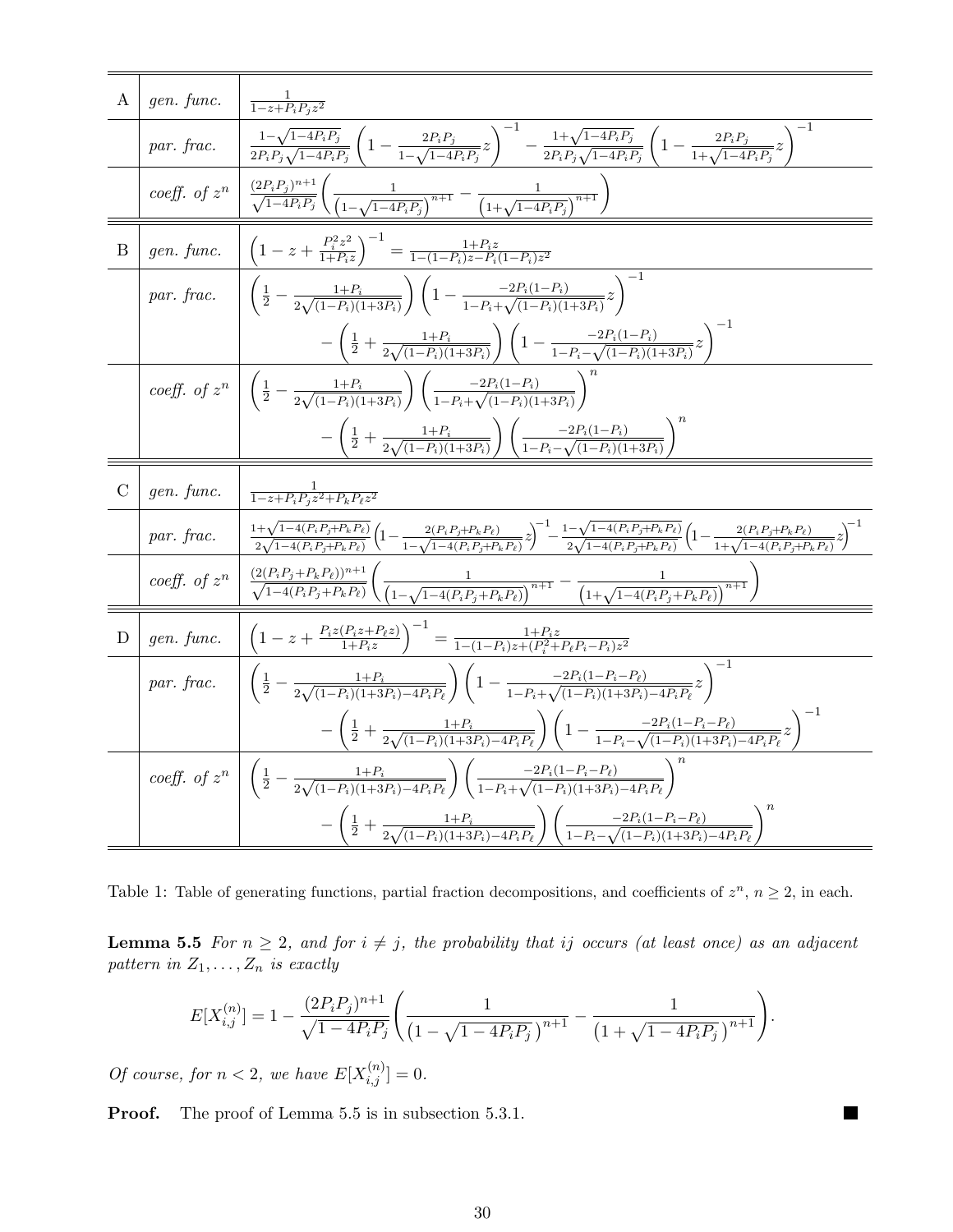| | | |
|---|---|---|
| A | *gen. func.* | $\frac{1}{1-z+P_iP_jz^2}$ |
| | *par. frac.* | $\frac{1-\sqrt{1-4P_iP_j}}{2P_iP_j\sqrt{1-4P_iP_j}}\left(1-\frac{2P_iP_j}{1-\sqrt{1-4P_iP_j}}z\right)^{-1}-\frac{1+\sqrt{1-4P_iP_j}}{2P_iP_j\sqrt{1-4P_iP_j}}\left(1-\frac{2P_iP_j}{1+\sqrt{1-4P_iP_j}}z\right)^{-1}$ |
| | *coeff. of* $z^n$ | $\frac{(2P_iP_j)^{n+1}}{\sqrt{1-4P_iP_j}}\left(\frac{1}{\left(1-\sqrt{1-4P_iP_j}\right)^{n+1}}-\frac{1}{\left(1+\sqrt{1-4P_iP_j}\right)^{n+1}}\right)$ |
| B | *gen. func.* | $\left(1-z+\frac{P_i^2z^2}{1+P_iz}\right)^{-1}=\frac{1+P_iz}{1-(1-P_i)z-P_i(1-P_i)z^2}$ |
| | *par. frac.* | $\left(\frac{1}{2}-\frac{1+P_i}{2\sqrt{(1-P_i)(1+3P_i)}}\right)\left(1-\frac{-2P_i(1-P_i)}{1-P_i+\sqrt{(1-P_i)(1+3P_i)}}z\right)^{-1}-\left(\frac{1}{2}+\frac{1+P_i}{2\sqrt{(1-P_i)(1+3P_i)}}\right)\left(1-\frac{-2P_i(1-P_i)}{1-P_i-\sqrt{(1-P_i)(1+3P_i)}}z\right)^{-1}$ |
| | *coeff. of* $z^n$ | $\left(\frac{1}{2}-\frac{1+P_i}{2\sqrt{(1-P_i)(1+3P_i)}}\right)\left(\frac{-2P_i(1-P_i)}{1-P_i+\sqrt{(1-P_i)(1+3P_i)}}\right)^{n}-\left(\frac{1}{2}+\frac{1+P_i}{2\sqrt{(1-P_i)(1+3P_i)}}\right)\left(\frac{-2P_i(1-P_i)}{1-P_i-\sqrt{(1-P_i)(1+3P_i)}}\right)^{n}$ |
| C | *gen. func.* | $\frac{1}{1-z+P_iP_jz^2+P_kP_\ell z^2}$ |
| | *par. frac.* | $\frac{1+\sqrt{1-4(P_iP_j+P_kP_\ell)}}{2\sqrt{1-4(P_iP_j+P_kP_\ell)}}\left(1-\frac{2(P_iP_j+P_kP_\ell)}{1-\sqrt{1-4(P_iP_j+P_kP_\ell)}}z\right)^{-1}-\frac{1-\sqrt{1-4(P_iP_j+P_kP_\ell)}}{2\sqrt{1-4(P_iP_j+P_kP_\ell)}}\left(1-\frac{2(P_iP_j+P_kP_\ell)}{1+\sqrt{1-4(P_iP_j+P_kP_\ell)}}z\right)^{-1}$ |
| | *coeff. of* $z^n$ | $\frac{(2(P_iP_j+P_kP_\ell))^{n+1}}{\sqrt{1-4(P_iP_j+P_kP_\ell)}}\left(\frac{1}{\left(1-\sqrt{1-4(P_iP_j+P_kP_\ell)}\right)^{n+1}}-\frac{1}{\left(1+\sqrt{1-4(P_iP_j+P_kP_\ell)}\right)^{n+1}}\right)$ |
| D | *gen. func.* | $\left(1-z+\frac{P_iz(P_iz+P_\ell z)}{1+P_iz}\right)^{-1}=\frac{1+P_iz}{1-(1-P_i)z+(P_i^2+P_\ell P_i-P_i)z^2}$ |
| | *par. frac.* | $\left(\frac{1}{2}-\frac{1+P_i}{2\sqrt{(1-P_i)(1+3P_i)-4P_iP_\ell}}\right)\left(1-\frac{-2P_i(1-P_i-P_\ell)}{1-P_i+\sqrt{(1-P_i)(1+3P_i)-4P_iP_\ell}}z\right)^{-1}-\left(\frac{1}{2}+\frac{1+P_i}{2\sqrt{(1-P_i)(1+3P_i)-4P_iP_\ell}}\right)\left(1-\frac{-2P_i(1-P_i-P_\ell)}{1-P_i-\sqrt{(1-P_i)(1+3P_i)-4P_iP_\ell}}z\right)^{-1}$ |
| | *coeff. of* $z^n$ | $\left(\frac{1}{2}-\frac{1+P_i}{2\sqrt{(1-P_i)(1+3P_i)-4P_iP_\ell}}\right)\left(\frac{-2P_i(1-P_i-P_\ell)}{1-P_i+\sqrt{(1-P_i)(1+3P_i)-4P_iP_\ell}}\right)^{n}-\left(\frac{1}{2}+\frac{1+P_i}{2\sqrt{(1-P_i)(1+3P_i)-4P_iP_\ell}}\right)\left(\frac{-2P_i(1-P_i-P_\ell)}{1-P_i-\sqrt{(1-P_i)(1+3P_i)-4P_iP_\ell}}\right)^{n}$ |

Table 1: Table of generating functions, partial fraction decompositions, and coefficients of $z^n$, $n \geq 2$, in each.

**Lemma 5.5** *For $n \geq 2$, and for $i \neq j$, the probability that $ij$ occurs (at least once) as an adjacent pattern in $Z_1, \ldots, Z_n$ is exactly*

$$E[X_{i,j}^{(n)}] = 1 - \frac{(2P_iP_j)^{n+1}}{\sqrt{1-4P_iP_j}}\left(\frac{1}{\left(1-\sqrt{1-4P_iP_j}\right)^{n+1}} - \frac{1}{\left(1+\sqrt{1-4P_iP_j}\right)^{n+1}}\right).$$

*Of course, for $n < 2$, we have $E[X_{i,j}^{(n)}] = 0$.*

**Proof.** The proof of Lemma 5.5 is in subsection 5.3.1. ■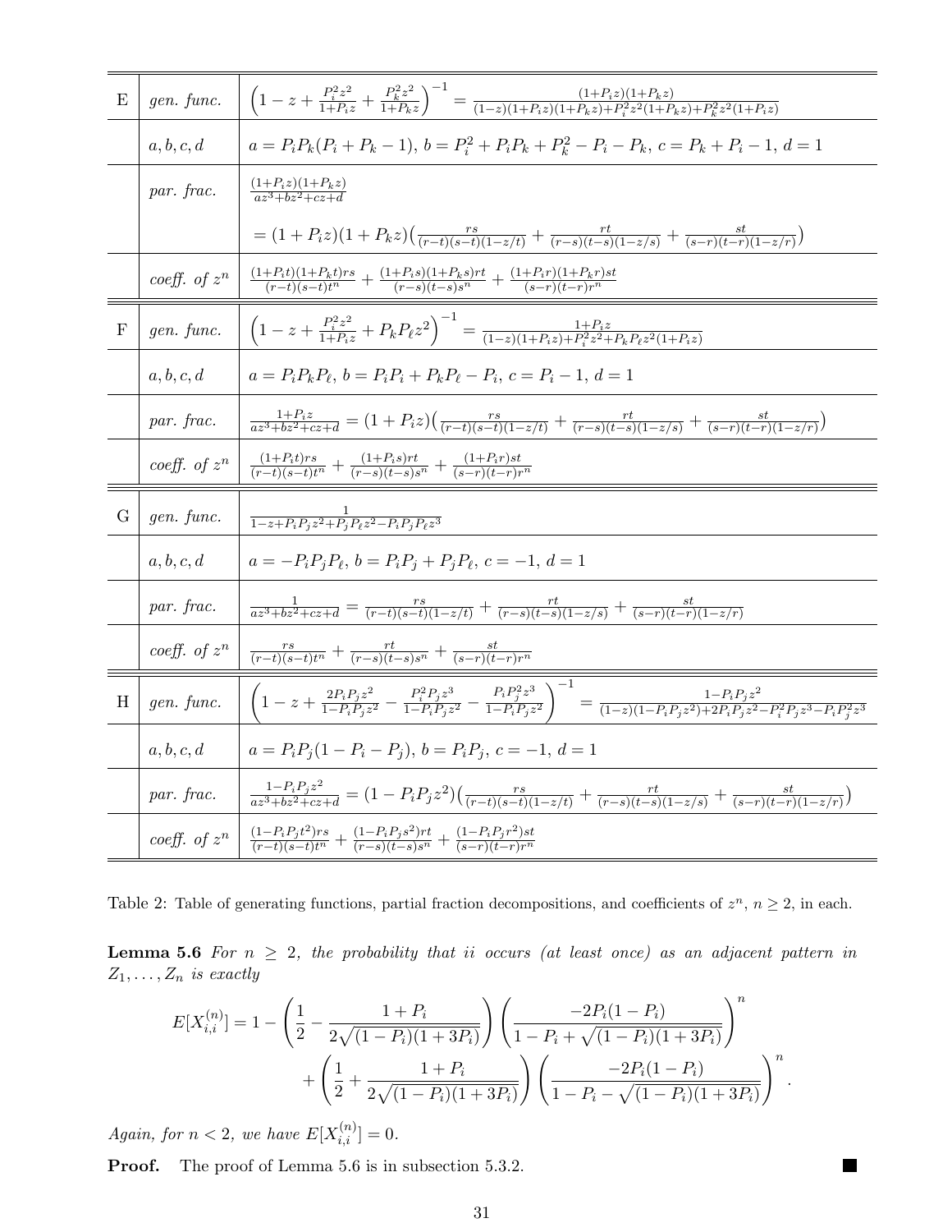| | | |
|---|---|---|
| E | *gen. func.* | $\left(1 - z + \frac{P_i^2 z^2}{1+P_i z} + \frac{P_k^2 z^2}{1+P_k z}\right)^{-1} = \frac{(1+P_i z)(1+P_k z)}{(1-z)(1+P_i z)(1+P_k z)+P_i^2 z^2(1+P_k z)+P_k^2 z^2(1+P_i z)}$ |
| | $a, b, c, d$ | $a = P_i P_k (P_i + P_k - 1)$, $b = P_i^2 + P_i P_k + P_k^2 - P_i - P_k$, $c = P_k + P_i - 1$, $d = 1$ |
| | *par. frac.* | $\frac{(1+P_i z)(1+P_k z)}{az^3+bz^2+cz+d}$ $= (1+P_i z)(1+P_k z)\big(\frac{rs}{(r-t)(s-t)(1-z/t)} + \frac{rt}{(r-s)(t-s)(1-z/s)} + \frac{st}{(s-r)(t-r)(1-z/r)}\big)$ |
| | *coeff. of* $z^n$ | $\frac{(1+P_i t)(1+P_k t)rs}{(r-t)(s-t)t^n} + \frac{(1+P_i s)(1+P_k s)rt}{(r-s)(t-s)s^n} + \frac{(1+P_i r)(1+P_k r)st}{(s-r)(t-r)r^n}$ |
| F | *gen. func.* | $\left(1 - z + \frac{P_i^2 z^2}{1+P_i z} + P_k P_\ell z^2\right)^{-1} = \frac{1+P_i z}{(1-z)(1+P_i z)+P_i^2 z^2+P_k P_\ell z^2(1+P_i z)}$ |
| | $a, b, c, d$ | $a = P_i P_k P_\ell$, $b = P_i P_i + P_k P_\ell - P_i$, $c = P_i - 1$, $d = 1$ |
| | *par. frac.* | $\frac{1+P_i z}{az^3+bz^2+cz+d} = (1+P_i z)\big(\frac{rs}{(r-t)(s-t)(1-z/t)} + \frac{rt}{(r-s)(t-s)(1-z/s)} + \frac{st}{(s-r)(t-r)(1-z/r)}\big)$ |
| | *coeff. of* $z^n$ | $\frac{(1+P_i t)rs}{(r-t)(s-t)t^n} + \frac{(1+P_i s)rt}{(r-s)(t-s)s^n} + \frac{(1+P_i r)st}{(s-r)(t-r)r^n}$ |
| G | *gen. func.* | $\frac{1}{1-z+P_i P_j z^2+P_j P_\ell z^2-P_i P_j P_\ell z^3}$ |
| | $a, b, c, d$ | $a = -P_i P_j P_\ell$, $b = P_i P_j + P_j P_\ell$, $c = -1$, $d = 1$ |
| | *par. frac.* | $\frac{1}{az^3+bz^2+cz+d} = \frac{rs}{(r-t)(s-t)(1-z/t)} + \frac{rt}{(r-s)(t-s)(1-z/s)} + \frac{st}{(s-r)(t-r)(1-z/r)}$ |
| | *coeff. of* $z^n$ | $\frac{rs}{(r-t)(s-t)t^n} + \frac{rt}{(r-s)(t-s)s^n} + \frac{st}{(s-r)(t-r)r^n}$ |
| H | *gen. func.* | $\left(1 - z + \frac{2P_i P_j z^2}{1-P_i P_j z^2} - \frac{P_i^2 P_j z^3}{1-P_i P_j z^2} - \frac{P_i P_j^2 z^3}{1-P_i P_j z^2}\right)^{-1} = \frac{1-P_i P_j z^2}{(1-z)(1-P_i P_j z^2)+2P_i P_j z^2-P_i^2 P_j z^3-P_i P_j^2 z^3}$ |
| | $a, b, c, d$ | $a = P_i P_j (1 - P_i - P_j)$, $b = P_i P_j$, $c = -1$, $d = 1$ |
| | *par. frac.* | $\frac{1-P_i P_j z^2}{az^3+bz^2+cz+d} = (1-P_i P_j z^2)\big(\frac{rs}{(r-t)(s-t)(1-z/t)} + \frac{rt}{(r-s)(t-s)(1-z/s)} + \frac{st}{(s-r)(t-r)(1-z/r)}\big)$ |
| | *coeff. of* $z^n$ | $\frac{(1-P_i P_j t^2)rs}{(r-t)(s-t)t^n} + \frac{(1-P_i P_j s^2)rt}{(r-s)(t-s)s^n} + \frac{(1-P_i P_j r^2)st}{(s-r)(t-r)r^n}$ |

Table 2: Table of generating functions, partial fraction decompositions, and coefficients of $z^n$, $n \ge 2$, in each.

**Lemma 5.6** *For $n \ge 2$, the probability that $ii$ occurs (at least once) as an adjacent pattern in $Z_1, \ldots, Z_n$ is exactly*

$$E[X_{i,i}^{(n)}] = 1 - \left(\frac{1}{2} - \frac{1+P_i}{2\sqrt{(1-P_i)(1+3P_i)}}\right)\left(\frac{-2P_i(1-P_i)}{1-P_i+\sqrt{(1-P_i)(1+3P_i)}}\right)^n + \left(\frac{1}{2} + \frac{1+P_i}{2\sqrt{(1-P_i)(1+3P_i)}}\right)\left(\frac{-2P_i(1-P_i)}{1-P_i-\sqrt{(1-P_i)(1+3P_i)}}\right)^n.$$

*Again, for $n < 2$, we have $E[X_{i,i}^{(n)}] = 0$.*

**Proof.** The proof of Lemma 5.6 is in subsection 5.3.2. ■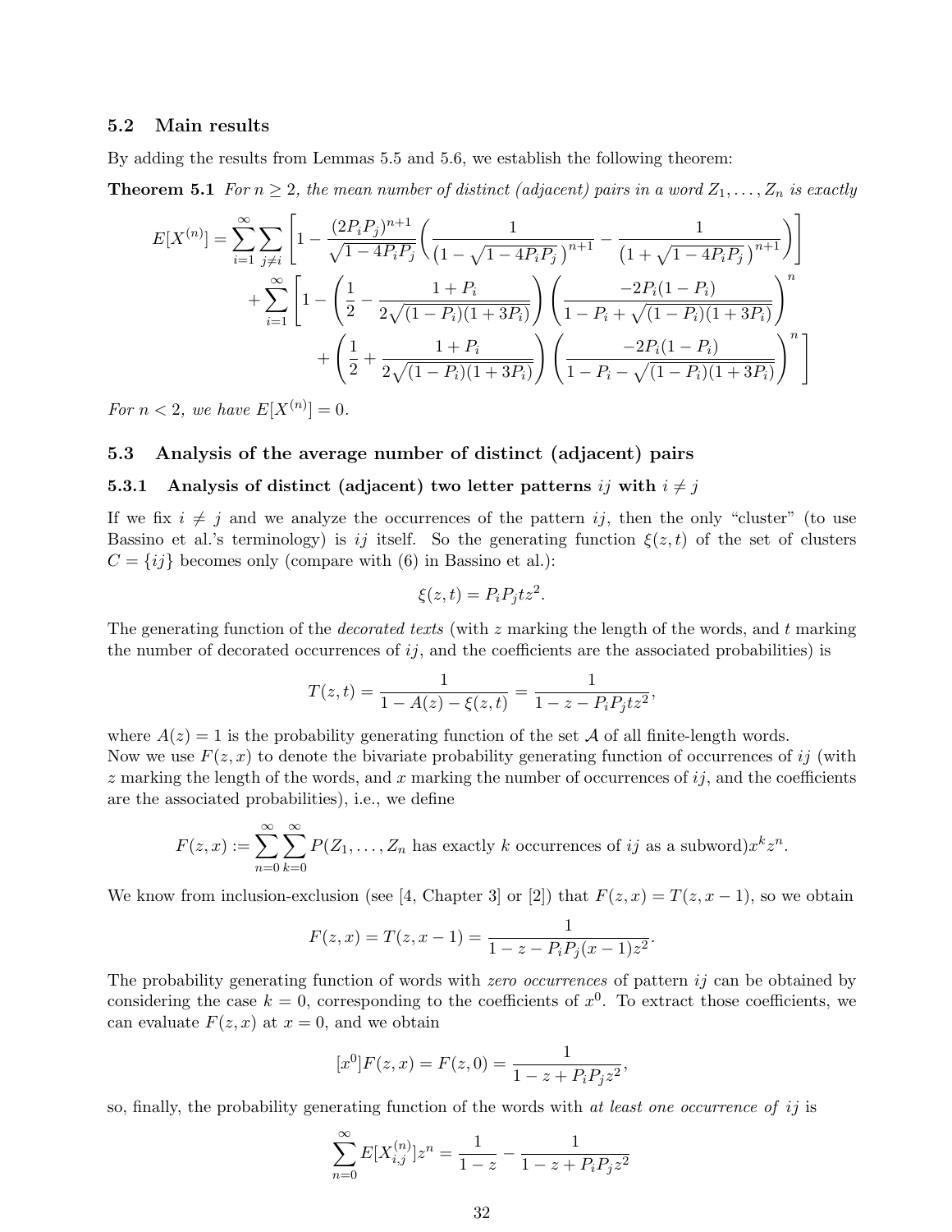### 5.2 Main results

By adding the results from Lemmas 5.5 and 5.6, we establish the following theorem:

**Theorem 5.1** *For $n \geq 2$, the mean number of distinct (adjacent) pairs in a word $Z_1, \ldots, Z_n$ is exactly*

$$
\begin{aligned}
E[X^{(n)}] = \sum_{i=1}^{\infty} \sum_{j \neq i} & \left[ 1 - \frac{(2P_iP_j)^{n+1}}{\sqrt{1-4P_iP_j}} \left( \frac{1}{\left(1-\sqrt{1-4P_iP_j}\right)^{n+1}} - \frac{1}{\left(1+\sqrt{1-4P_iP_j}\right)^{n+1}} \right) \right] \\
+ \sum_{i=1}^{\infty} & \left[ 1 - \left( \frac{1}{2} - \frac{1+P_i}{2\sqrt{(1-P_i)(1+3P_i)}} \right) \left( \frac{-2P_i(1-P_i)}{1-P_i+\sqrt{(1-P_i)(1+3P_i)}} \right)^n \right. \\
& \left. + \left( \frac{1}{2} + \frac{1+P_i}{2\sqrt{(1-P_i)(1+3P_i)}} \right) \left( \frac{-2P_i(1-P_i)}{1-P_i-\sqrt{(1-P_i)(1+3P_i)}} \right)^n \right]
\end{aligned}
$$

*For $n < 2$, we have $E[X^{(n)}] = 0$.*

### 5.3 Analysis of the average number of distinct (adjacent) pairs

#### 5.3.1 Analysis of distinct (adjacent) two letter patterns $ij$ with $i \neq j$

If we fix $i \neq j$ and we analyze the occurrences of the pattern $ij$, then the only "cluster" (to use Bassino et al.'s terminology) is $ij$ itself. So the generating function $\xi(z,t)$ of the set of clusters $C = \{ij\}$ becomes only (compare with (6) in Bassino et al.):

$$\xi(z,t) = P_iP_jtz^2.$$

The generating function of the *decorated texts* (with $z$ marking the length of the words, and $t$ marking the number of decorated occurrences of $ij$, and the coefficients are the associated probabilities) is

$$T(z,t) = \frac{1}{1-A(z)-\xi(z,t)} = \frac{1}{1-z-P_iP_jtz^2},$$

where $A(z) = 1$ is the probability generating function of the set $\mathcal{A}$ of all finite-length words.
Now we use $F(z,x)$ to denote the bivariate probability generating function of occurrences of $ij$ (with $z$ marking the length of the words, and $x$ marking the number of occurrences of $ij$, and the coefficients are the associated probabilities), i.e., we define

$$F(z,x) := \sum_{n=0}^{\infty} \sum_{k=0}^{\infty} P(Z_1, \ldots, Z_n \text{ has exactly } k \text{ occurrences of } ij \text{ as a subword}) x^k z^n.$$

We know from inclusion-exclusion (see [4, Chapter 3] or [2]) that $F(z,x) = T(z,x-1)$, so we obtain

$$F(z,x) = T(z,x-1) = \frac{1}{1-z-P_iP_j(x-1)z^2}.$$

The probability generating function of words with *zero occurrences* of pattern $ij$ can be obtained by considering the case $k = 0$, corresponding to the coefficients of $x^0$. To extract those coefficients, we can evaluate $F(z,x)$ at $x = 0$, and we obtain

$$[x^0]F(z,x) = F(z,0) = \frac{1}{1-z+P_iP_jz^2},$$

so, finally, the probability generating function of the words with *at least one occurrence of* $ij$ is

$$\sum_{n=0}^{\infty} E[X_{i,j}^{(n)}]z^n = \frac{1}{1-z} - \frac{1}{1-z+P_iP_jz^2}$$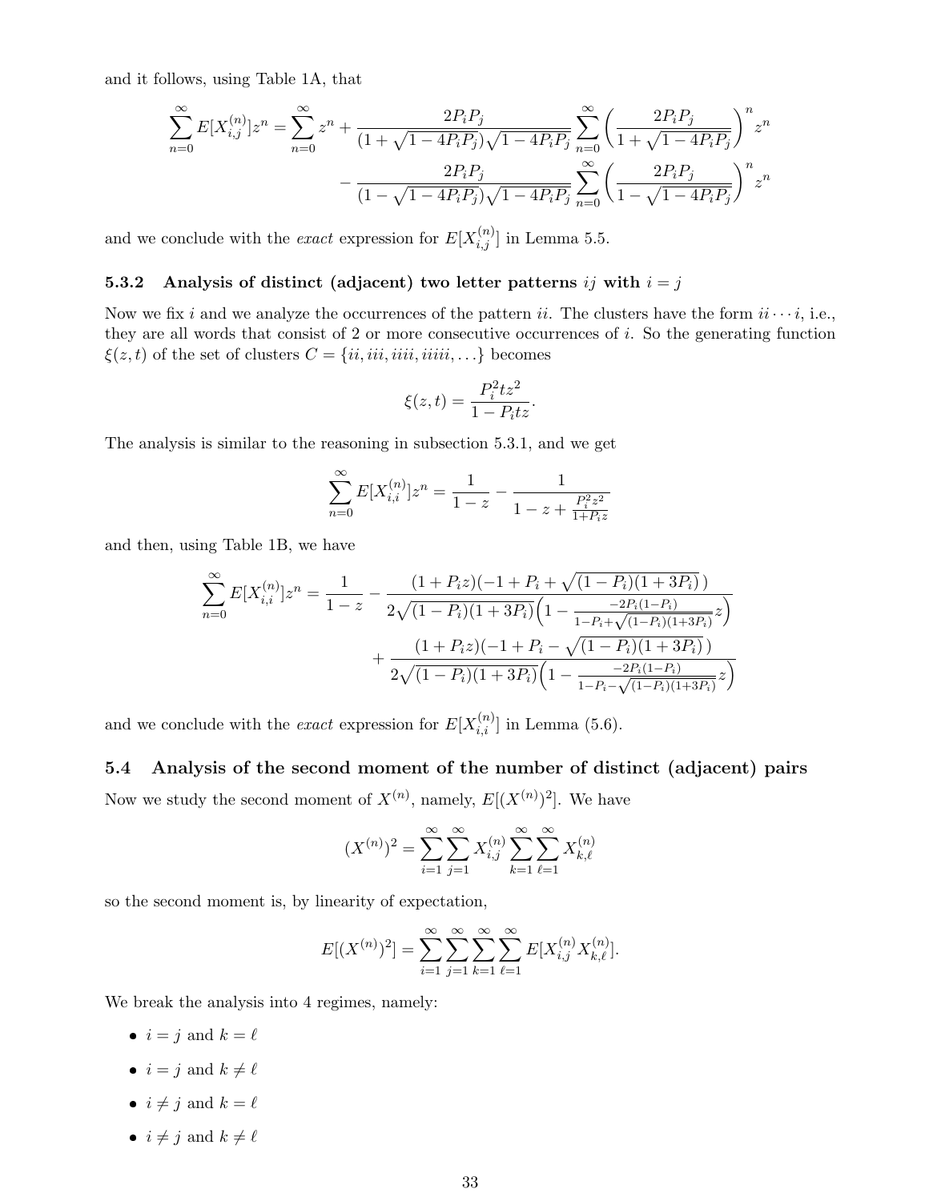and it follows, using Table 1A, that

$$\sum_{n=0}^{\infty} E[X_{i,j}^{(n)}]z^n = \sum_{n=0}^{\infty} z^n + \frac{2P_iP_j}{(1+\sqrt{1-4P_iP_j})\sqrt{1-4P_iP_j}} \sum_{n=0}^{\infty} \left( \frac{2P_iP_j}{1+\sqrt{1-4P_iP_j}} \right)^n z^n$$
$$- \frac{2P_iP_j}{(1-\sqrt{1-4P_iP_j})\sqrt{1-4P_iP_j}} \sum_{n=0}^{\infty} \left( \frac{2P_iP_j}{1-\sqrt{1-4P_iP_j}} \right)^n z^n$$

and we conclude with the *exact* expression for $E[X_{i,j}^{(n)}]$ in Lemma 5.5.

### 5.3.2 Analysis of distinct (adjacent) two letter patterns $ij$ with $i = j$

Now we fix $i$ and we analyze the occurrences of the pattern $ii$. The clusters have the form $ii \cdots i$, i.e., they are all words that consist of 2 or more consecutive occurrences of $i$. So the generating function $\xi(z,t)$ of the set of clusters $C = \{ii, iii, iiii, iiiii, \ldots\}$ becomes

$$\xi(z,t) = \frac{P_i^2 t z^2}{1 - P_i t z}.$$

The analysis is similar to the reasoning in subsection 5.3.1, and we get

$$\sum_{n=0}^{\infty} E[X_{i,i}^{(n)}]z^n = \frac{1}{1-z} - \frac{1}{1 - z + \frac{P_i^2 z^2}{1+P_i z}}$$

and then, using Table 1B, we have

$$\sum_{n=0}^{\infty} E[X_{i,i}^{(n)}]z^n = \frac{1}{1-z} - \frac{(1+P_iz)(-1+P_i+\sqrt{(1-P_i)(1+3P_i)}\,)}{2\sqrt{(1-P_i)(1+3P_i)}\Big(1 - \frac{-2P_i(1-P_i)}{1-P_i+\sqrt{(1-P_i)(1+3P_i)}}z\Big)}$$
$$+ \frac{(1+P_iz)(-1+P_i-\sqrt{(1-P_i)(1+3P_i)}\,)}{2\sqrt{(1-P_i)(1+3P_i)}\Big(1 - \frac{-2P_i(1-P_i)}{1-P_i-\sqrt{(1-P_i)(1+3P_i)}}z\Big)}$$

and we conclude with the *exact* expression for $E[X_{i,i}^{(n)}]$ in Lemma (5.6).

## 5.4 Analysis of the second moment of the number of distinct (adjacent) pairs

Now we study the second moment of $X^{(n)}$, namely, $E[(X^{(n)})^2]$. We have

$$(X^{(n)})^2 = \sum_{i=1}^{\infty}\sum_{j=1}^{\infty} X_{i,j}^{(n)} \sum_{k=1}^{\infty}\sum_{\ell=1}^{\infty} X_{k,\ell}^{(n)}$$

so the second moment is, by linearity of expectation,

$$E[(X^{(n)})^2] = \sum_{i=1}^{\infty}\sum_{j=1}^{\infty}\sum_{k=1}^{\infty}\sum_{\ell=1}^{\infty} E[X_{i,j}^{(n)} X_{k,\ell}^{(n)}].$$

We break the analysis into 4 regimes, namely:

- $i = j$ and $k = \ell$
- $i = j$ and $k \neq \ell$
- $i \neq j$ and $k = \ell$
- $i \neq j$ and $k \neq \ell$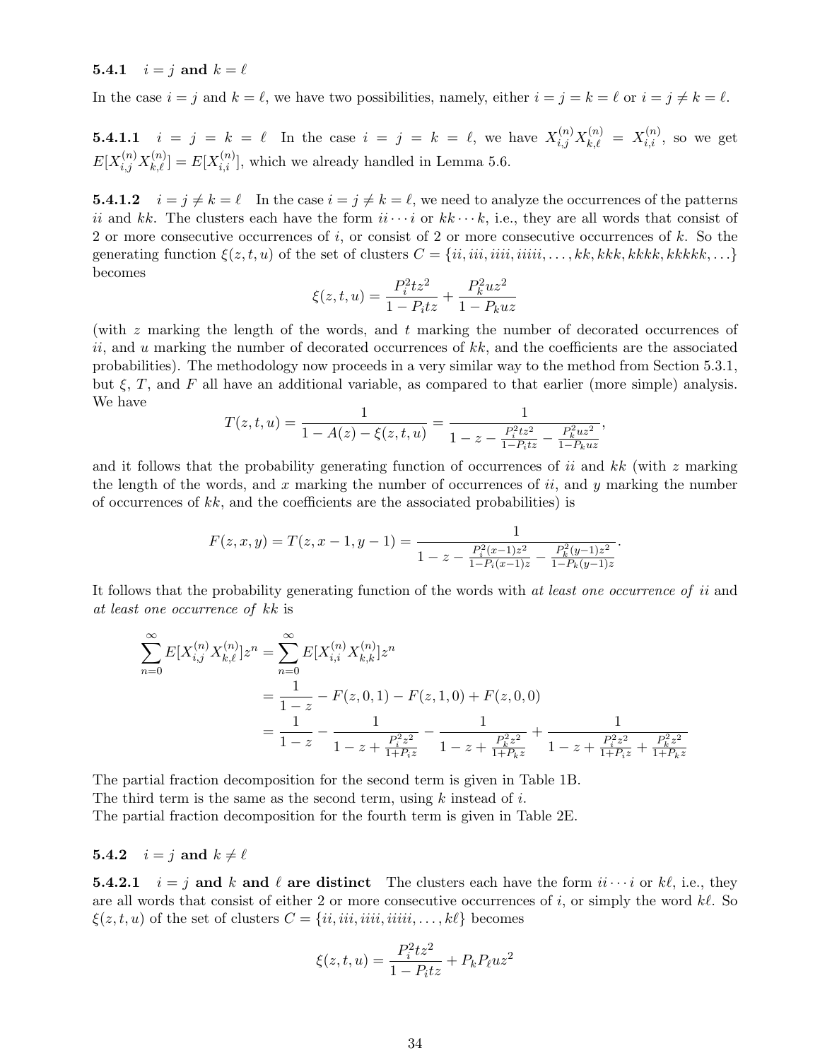#### 5.4.1 $i = j$ and $k = \ell$

In the case $i = j$ and $k = \ell$, we have two possibilities, namely, either $i = j = k = \ell$ or $i = j \neq k = \ell$.

**5.4.1.1** $i = j = k = \ell$ In the case $i = j = k = \ell$, we have $X^{(n)}_{i,j} X^{(n)}_{k,\ell} = X^{(n)}_{i,i}$, so we get $E[X^{(n)}_{i,j} X^{(n)}_{k,\ell}] = E[X^{(n)}_{i,i}]$, which we already handled in Lemma 5.6.

**5.4.1.2** $i = j \neq k = \ell$ In the case $i = j \neq k = \ell$, we need to analyze the occurrences of the patterns $ii$ and $kk$. The clusters each have the form $ii \cdots i$ or $kk \cdots k$, i.e., they are all words that consist of 2 or more consecutive occurrences of $i$, or consist of 2 or more consecutive occurrences of $k$. So the generating function $\xi(z, t, u)$ of the set of clusters $C = \{ii, iii, iiii, iiiii, \ldots, kk, kkk, kkkk, kkkkk, \ldots\}$ becomes

$$\xi(z, t, u) = \frac{P_i^2 t z^2}{1 - P_i t z} + \frac{P_k^2 u z^2}{1 - P_k u z}$$

(with $z$ marking the length of the words, and $t$ marking the number of decorated occurrences of $ii$, and $u$ marking the number of decorated occurrences of $kk$, and the coefficients are the associated probabilities). The methodology now proceeds in a very similar way to the method from Section 5.3.1, but $\xi$, $T$, and $F$ all have an additional variable, as compared to that earlier (more simple) analysis. We have

$$T(z, t, u) = \frac{1}{1 - A(z) - \xi(z, t, u)} = \frac{1}{1 - z - \frac{P_i^2 t z^2}{1 - P_i t z} - \frac{P_k^2 u z^2}{1 - P_k u z}},$$

and it follows that the probability generating function of occurrences of $ii$ and $kk$ (with $z$ marking the length of the words, and $x$ marking the number of occurrences of $ii$, and $y$ marking the number of occurrences of $kk$, and the coefficients are the associated probabilities) is

$$F(z, x, y) = T(z, x - 1, y - 1) = \frac{1}{1 - z - \frac{P_i^2 (x-1) z^2}{1 - P_i (x-1) z} - \frac{P_k^2 (y-1) z^2}{1 - P_k (y-1) z}}.$$

It follows that the probability generating function of the words with *at least one occurrence of* $ii$ and *at least one occurrence of* $kk$ is

$$\begin{aligned}
\sum_{n=0}^{\infty} E[X^{(n)}_{i,j} X^{(n)}_{k,\ell}] z^n &= \sum_{n=0}^{\infty} E[X^{(n)}_{i,i} X^{(n)}_{k,k}] z^n \\
&= \frac{1}{1-z} - F(z, 0, 1) - F(z, 1, 0) + F(z, 0, 0) \\
&= \frac{1}{1-z} - \frac{1}{1 - z + \frac{P_i^2 z^2}{1 + P_i z}} - \frac{1}{1 - z + \frac{P_k^2 z^2}{1 + P_k z}} + \frac{1}{1 - z + \frac{P_i^2 z^2}{1 + P_i z} + \frac{P_k^2 z^2}{1 + P_k z}}
\end{aligned}$$

The partial fraction decomposition for the second term is given in Table 1B.
The third term is the same as the second term, using $k$ instead of $i$.
The partial fraction decomposition for the fourth term is given in Table 2E.

#### 5.4.2 $i = j$ and $k \neq \ell$

**5.4.2.1** $i = j$ **and** $k$ **and** $\ell$ **are distinct** The clusters each have the form $ii \cdots i$ or $k\ell$, i.e., they are all words that consist of either 2 or more consecutive occurrences of $i$, or simply the word $k\ell$. So $\xi(z, t, u)$ of the set of clusters $C = \{ii, iii, iiii, iiiii, \ldots, k\ell\}$ becomes

$$\xi(z, t, u) = \frac{P_i^2 t z^2}{1 - P_i t z} + P_k P_\ell u z^2$$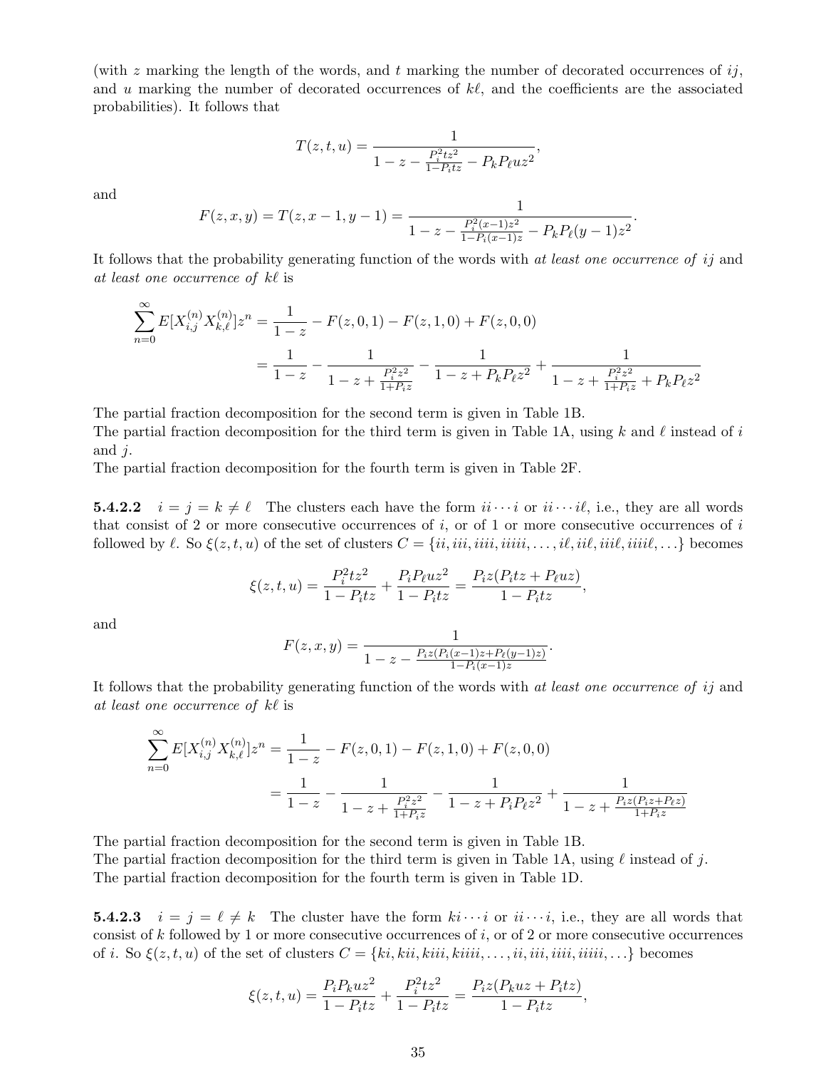(with $z$ marking the length of the words, and $t$ marking the number of decorated occurrences of $ij$, and $u$ marking the number of decorated occurrences of $k\ell$, and the coefficients are the associated probabilities). It follows that

$$T(z,t,u) = \frac{1}{1 - z - \frac{P_i^2 t z^2}{1 - P_i t z} - P_k P_\ell u z^2},$$

and

$$F(z,x,y) = T(z,x-1,y-1) = \frac{1}{1 - z - \frac{P_i^2 (x-1) z^2}{1 - P_i (x-1) z} - P_k P_\ell (y-1) z^2}.$$

It follows that the probability generating function of the words with *at least one occurrence of* $ij$ and *at least one occurrence of* $k\ell$ is

$$\begin{aligned}
\sum_{n=0}^{\infty} E[X_{i,j}^{(n)} X_{k,\ell}^{(n)}] z^n &= \frac{1}{1-z} - F(z,0,1) - F(z,1,0) + F(z,0,0) \\
&= \frac{1}{1-z} - \frac{1}{1 - z + \frac{P_i^2 z^2}{1 + P_i z}} - \frac{1}{1 - z + P_k P_\ell z^2} + \frac{1}{1 - z + \frac{P_i^2 z^2}{1 + P_i z} + P_k P_\ell z^2}
\end{aligned}$$

The partial fraction decomposition for the second term is given in Table 1B.
The partial fraction decomposition for the third term is given in Table 1A, using $k$ and $\ell$ instead of $i$ and $j$.
The partial fraction decomposition for the fourth term is given in Table 2F.

**5.4.2.2** $i = j = k \neq \ell$ The clusters each have the form $ii\cdots i$ or $ii\cdots i\ell$, i.e., they are all words that consist of 2 or more consecutive occurrences of $i$, or of 1 or more consecutive occurrences of $i$ followed by $\ell$. So $\xi(z,t,u)$ of the set of clusters $C = \{ii, iii, iiii, iiiii, \ldots, i\ell, ii\ell, iii\ell, iiii\ell, \ldots\}$ becomes

$$\xi(z,t,u) = \frac{P_i^2 t z^2}{1 - P_i t z} + \frac{P_i P_\ell u z^2}{1 - P_i t z} = \frac{P_i z (P_i t z + P_\ell u z)}{1 - P_i t z},$$

and

$$F(z,x,y) = \frac{1}{1 - z - \frac{P_i z (P_i (x-1) z + P_\ell (y-1) z)}{1 - P_i (x-1) z}}.$$

It follows that the probability generating function of the words with *at least one occurrence of* $ij$ and *at least one occurrence of* $k\ell$ is

$$\begin{aligned}
\sum_{n=0}^{\infty} E[X_{i,j}^{(n)} X_{k,\ell}^{(n)}] z^n &= \frac{1}{1-z} - F(z,0,1) - F(z,1,0) + F(z,0,0) \\
&= \frac{1}{1-z} - \frac{1}{1 - z + \frac{P_i^2 z^2}{1 + P_i z}} - \frac{1}{1 - z + P_i P_\ell z^2} + \frac{1}{1 - z + \frac{P_i z (P_i z + P_\ell z)}{1 + P_i z}}
\end{aligned}$$

The partial fraction decomposition for the second term is given in Table 1B.
The partial fraction decomposition for the third term is given in Table 1A, using $\ell$ instead of $j$.
The partial fraction decomposition for the fourth term is given in Table 1D.

**5.4.2.3** $i = j = \ell \neq k$ The cluster have the form $ki\cdots i$ or $ii\cdots i$, i.e., they are all words that consist of $k$ followed by 1 or more consecutive occurrences of $i$, or of 2 or more consecutive occurrences of $i$. So $\xi(z,t,u)$ of the set of clusters $C = \{ki, kii, kiii, kiiii, \ldots, ii, iii, iiii, iiiii, \ldots\}$ becomes

$$\xi(z,t,u) = \frac{P_i P_k u z^2}{1 - P_i t z} + \frac{P_i^2 t z^2}{1 - P_i t z} = \frac{P_i z (P_k u z + P_i t z)}{1 - P_i t z},$$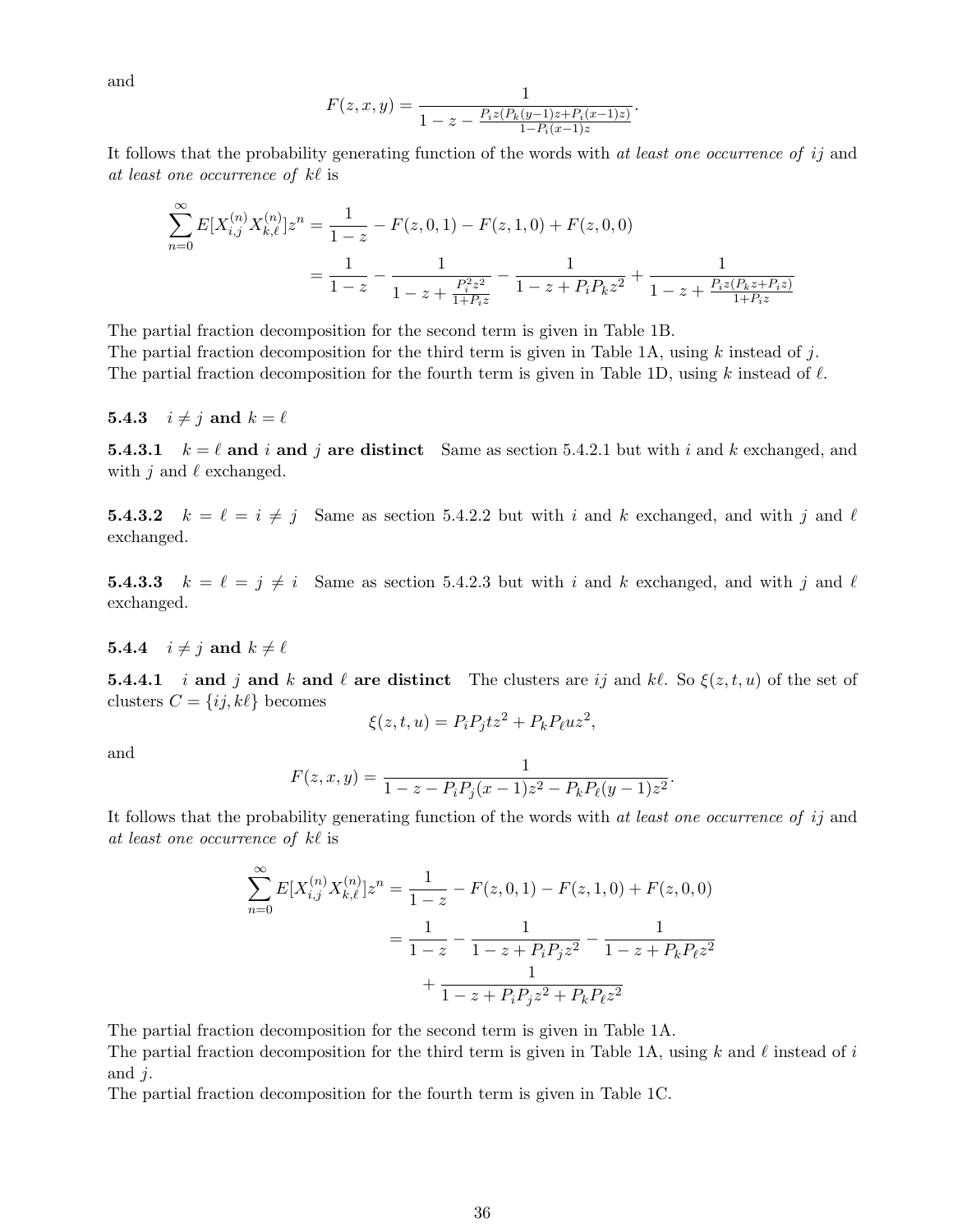and

$$F(z, x, y) = \frac{1}{1 - z - \frac{P_i z (P_k (y-1) z + P_i (x-1) z)}{1 - P_i (x-1) z}}.$$

It follows that the probability generating function of the words with *at least one occurrence of* $ij$ and *at least one occurrence of* $k\ell$ is

$$\begin{aligned}
\sum_{n=0}^{\infty} E[X_{i,j}^{(n)} X_{k,\ell}^{(n)}] z^n &= \frac{1}{1-z} - F(z,0,1) - F(z,1,0) + F(z,0,0) \\
&= \frac{1}{1-z} - \frac{1}{1 - z + \frac{P_i^2 z^2}{1 + P_i z}} - \frac{1}{1 - z + P_i P_k z^2} + \frac{1}{1 - z + \frac{P_i z (P_k z + P_i z)}{1 + P_i z}}
\end{aligned}$$

The partial fraction decomposition for the second term is given in Table 1B.
The partial fraction decomposition for the third term is given in Table 1A, using $k$ instead of $j$.
The partial fraction decomposition for the fourth term is given in Table 1D, using $k$ instead of $\ell$.

### 5.4.3 $i \neq j$ and $k = \ell$

**5.4.3.1 $k = \ell$ and $i$ and $j$ are distinct** Same as section 5.4.2.1 but with $i$ and $k$ exchanged, and with $j$ and $\ell$ exchanged.

**5.4.3.2 $k = \ell = i \neq j$** Same as section 5.4.2.2 but with $i$ and $k$ exchanged, and with $j$ and $\ell$ exchanged.

**5.4.3.3 $k = \ell = j \neq i$** Same as section 5.4.2.3 but with $i$ and $k$ exchanged, and with $j$ and $\ell$ exchanged.

### 5.4.4 $i \neq j$ and $k \neq \ell$

**5.4.4.1 $i$ and $j$ and $k$ and $\ell$ are distinct** The clusters are $ij$ and $k\ell$. So $\xi(z, t, u)$ of the set of clusters $C = \{ij, k\ell\}$ becomes

$$\xi(z, t, u) = P_i P_j t z^2 + P_k P_\ell u z^2,$$

and

$$F(z, x, y) = \frac{1}{1 - z - P_i P_j (x-1) z^2 - P_k P_\ell (y-1) z^2}.$$

It follows that the probability generating function of the words with *at least one occurrence of* $ij$ and *at least one occurrence of* $k\ell$ is

$$\begin{aligned}
\sum_{n=0}^{\infty} E[X_{i,j}^{(n)} X_{k,\ell}^{(n)}] z^n &= \frac{1}{1-z} - F(z,0,1) - F(z,1,0) + F(z,0,0) \\
&= \frac{1}{1-z} - \frac{1}{1 - z + P_i P_j z^2} - \frac{1}{1 - z + P_k P_\ell z^2} \\
&\quad + \frac{1}{1 - z + P_i P_j z^2 + P_k P_\ell z^2}
\end{aligned}$$

The partial fraction decomposition for the second term is given in Table 1A.
The partial fraction decomposition for the third term is given in Table 1A, using $k$ and $\ell$ instead of $i$ and $j$.
The partial fraction decomposition for the fourth term is given in Table 1C.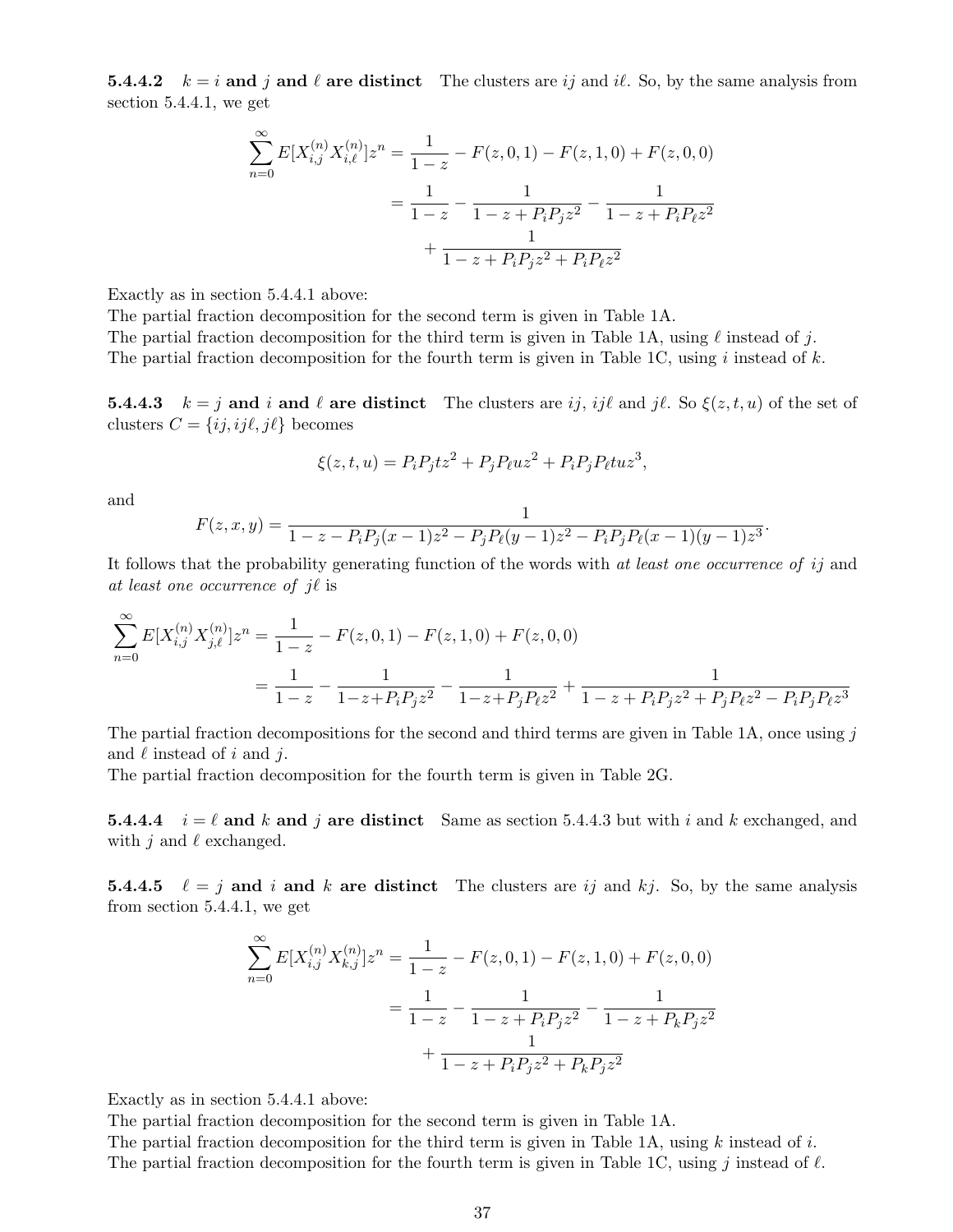#### 5.4.4.2 $k = i$ and $j$ and $\ell$ are distinct

The clusters are $ij$ and $i\ell$. So, by the same analysis from section 5.4.4.1, we get

$$\sum_{n=0}^{\infty} E[X_{i,j}^{(n)} X_{i,\ell}^{(n)}] z^n = \frac{1}{1-z} - F(z,0,1) - F(z,1,0) + F(z,0,0)$$
$$= \frac{1}{1-z} - \frac{1}{1-z+P_iP_jz^2} - \frac{1}{1-z+P_iP_\ell z^2} + \frac{1}{1-z+P_iP_jz^2+P_iP_\ell z^2}$$

Exactly as in section 5.4.4.1 above:
The partial fraction decomposition for the second term is given in Table 1A.
The partial fraction decomposition for the third term is given in Table 1A, using $\ell$ instead of $j$.
The partial fraction decomposition for the fourth term is given in Table 1C, using $i$ instead of $k$.

#### 5.4.4.3 $k = j$ and $i$ and $\ell$ are distinct

The clusters are $ij$, $ij\ell$ and $j\ell$. So $\xi(z,t,u)$ of the set of clusters $C = \{ij, ij\ell, j\ell\}$ becomes

$$\xi(z,t,u) = P_iP_jtz^2 + P_jP_\ell uz^2 + P_iP_jP_\ell tuz^3,$$

and

$$F(z,x,y) = \frac{1}{1-z-P_iP_j(x-1)z^2 - P_jP_\ell(y-1)z^2 - P_iP_jP_\ell(x-1)(y-1)z^3}.$$

It follows that the probability generating function of the words with *at least one occurrence of* $ij$ and *at least one occurrence of* $j\ell$ is

$$\sum_{n=0}^{\infty} E[X_{i,j}^{(n)} X_{j,\ell}^{(n)}] z^n = \frac{1}{1-z} - F(z,0,1) - F(z,1,0) + F(z,0,0)$$
$$= \frac{1}{1-z} - \frac{1}{1-z+P_iP_jz^2} - \frac{1}{1-z+P_jP_\ell z^2} + \frac{1}{1-z+P_iP_jz^2+P_jP_\ell z^2 - P_iP_jP_\ell z^3}$$

The partial fraction decompositions for the second and third terms are given in Table 1A, once using $j$ and $\ell$ instead of $i$ and $j$.
The partial fraction decomposition for the fourth term is given in Table 2G.

#### 5.4.4.4 $i = \ell$ and $k$ and $j$ are distinct

Same as section 5.4.4.3 but with $i$ and $k$ exchanged, and with $j$ and $\ell$ exchanged.

#### 5.4.4.5 $\ell = j$ and $i$ and $k$ are distinct

The clusters are $ij$ and $kj$. So, by the same analysis from section 5.4.4.1, we get

$$\sum_{n=0}^{\infty} E[X_{i,j}^{(n)} X_{k,j}^{(n)}] z^n = \frac{1}{1-z} - F(z,0,1) - F(z,1,0) + F(z,0,0)$$
$$= \frac{1}{1-z} - \frac{1}{1-z+P_iP_jz^2} - \frac{1}{1-z+P_kP_jz^2} + \frac{1}{1-z+P_iP_jz^2+P_kP_jz^2}$$

Exactly as in section 5.4.4.1 above:
The partial fraction decomposition for the second term is given in Table 1A.
The partial fraction decomposition for the third term is given in Table 1A, using $k$ instead of $i$.
The partial fraction decomposition for the fourth term is given in Table 1C, using $j$ instead of $\ell$.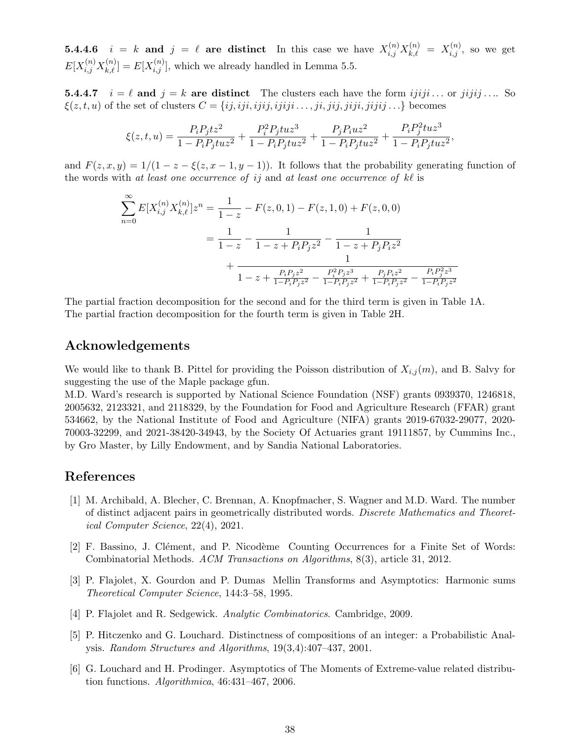**5.4.4.6** $i = k$ **and** $j = \ell$ **are distinct** In this case we have $X_{i,j}^{(n)} X_{k,\ell}^{(n)} = X_{i,j}^{(n)}$, so we get $E[X_{i,j}^{(n)} X_{k,\ell}^{(n)}] = E[X_{i,j}^{(n)}]$, which we already handled in Lemma 5.5.

**5.4.4.7** $i = \ell$ **and** $j = k$ **are distinct** The clusters each have the form $ijiji\ldots$ or $jijij\ldots$. So $\xi(z,t,u)$ of the set of clusters $C = \{ij, iji, ijij, ijiji\ldots, ji, jij, jiji, jijij\ldots\}$ becomes

$$\xi(z,t,u) = \frac{P_i P_j t z^2}{1 - P_i P_j t u z^2} + \frac{P_i^2 P_j t u z^3}{1 - P_i P_j t u z^2} + \frac{P_j P_i u z^2}{1 - P_i P_j t u z^2} + \frac{P_i P_j^2 t u z^3}{1 - P_i P_j t u z^2},$$

and $F(z,x,y) = 1/(1 - z - \xi(z, x-1, y-1))$. It follows that the probability generating function of the words with *at least one occurrence of* $ij$ and *at least one occurrence of* $k\ell$ is

$$\begin{aligned}
\sum_{n=0}^{\infty} E[X_{i,j}^{(n)} X_{k,\ell}^{(n)}] z^n &= \frac{1}{1-z} - F(z,0,1) - F(z,1,0) + F(z,0,0) \\
&= \frac{1}{1-z} - \frac{1}{1 - z + P_i P_j z^2} - \frac{1}{1 - z + P_j P_i z^2} \\
&\quad + \frac{1}{1 - z + \frac{P_i P_j z^2}{1 - P_i P_j z^2} - \frac{P_i^2 P_j z^3}{1 - P_i P_j z^2} + \frac{P_j P_i z^2}{1 - P_i P_j z^2} - \frac{P_i P_j^2 z^3}{1 - P_i P_j z^2}}
\end{aligned}$$

The partial fraction decomposition for the second and for the third term is given in Table 1A.
The partial fraction decomposition for the fourth term is given in Table 2H.

## Acknowledgements

We would like to thank B. Pittel for providing the Poisson distribution of $X_{i,j}(m)$, and B. Salvy for suggesting the use of the Maple package gfun.

M.D. Ward's research is supported by National Science Foundation (NSF) grants 0939370, 1246818, 2005632, 2123321, and 2118329, by the Foundation for Food and Agriculture Research (FFAR) grant 534662, by the National Institute of Food and Agriculture (NIFA) grants 2019-67032-29077, 2020-70003-32299, and 2021-38420-34943, by the Society Of Actuaries grant 19111857, by Cummins Inc., by Gro Master, by Lilly Endowment, and by Sandia National Laboratories.

## References

[1] M. Archibald, A. Blecher, C. Brennan, A. Knopfmacher, S. Wagner and M.D. Ward. The number of distinct adjacent pairs in geometrically distributed words. *Discrete Mathematics and Theoretical Computer Science*, 22(4), 2021.

[2] F. Bassino, J. Clément, and P. Nicodème Counting Occurrences for a Finite Set of Words: Combinatorial Methods. *ACM Transactions on Algorithms*, 8(3), article 31, 2012.

[3] P. Flajolet, X. Gourdon and P. Dumas Mellin Transforms and Asymptotics: Harmonic sums *Theoretical Computer Science*, 144:3–58, 1995.

[4] P. Flajolet and R. Sedgewick. *Analytic Combinatorics*. Cambridge, 2009.

[5] P. Hitczenko and G. Louchard. Distinctness of compositions of an integer: a Probabilistic Analysis. *Random Structures and Algorithms*, 19(3,4):407–437, 2001.

[6] G. Louchard and H. Prodinger. Asymptotics of The Moments of Extreme-value related distribution functions. *Algorithmica*, 46:431–467, 2006.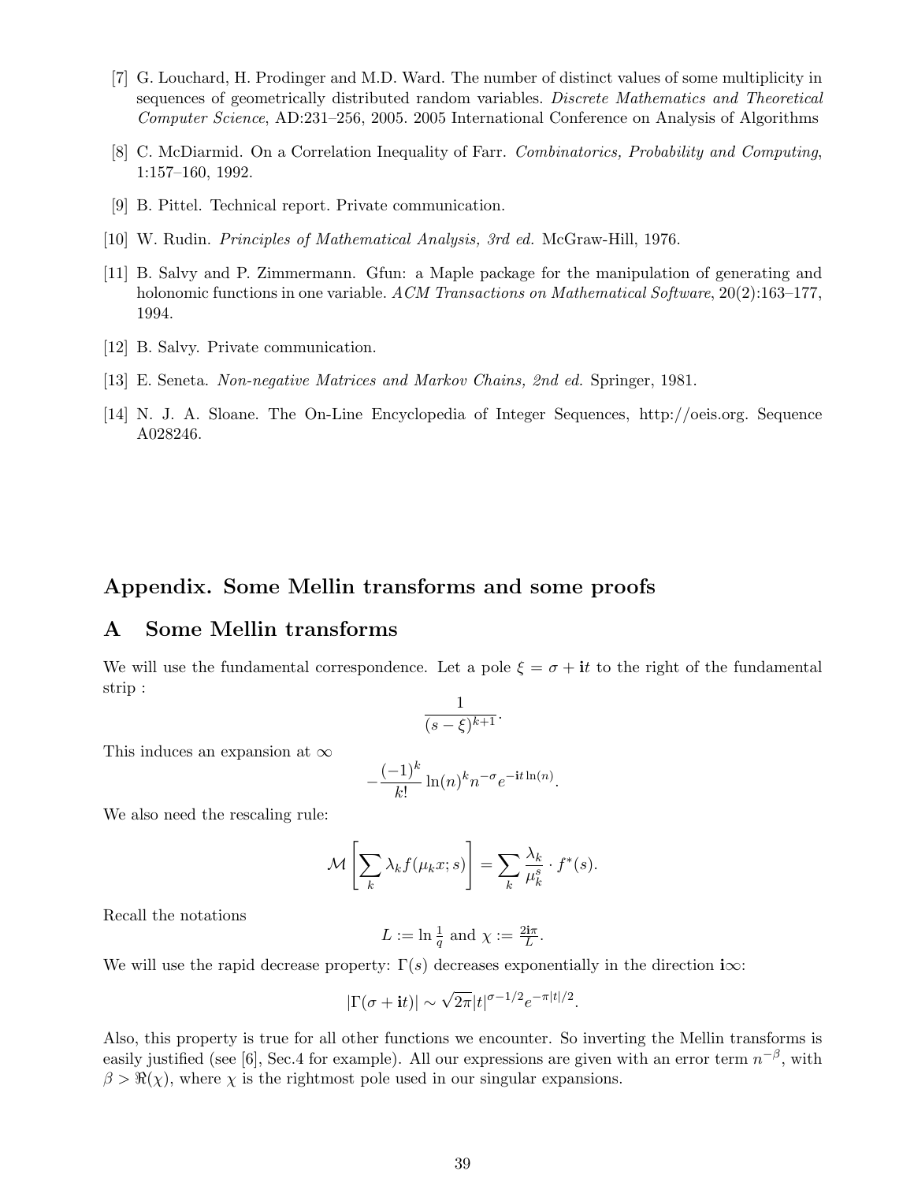[7] G. Louchard, H. Prodinger and M.D. Ward. The number of distinct values of some multiplicity in sequences of geometrically distributed random variables. *Discrete Mathematics and Theoretical Computer Science*, AD:231–256, 2005. 2005 International Conference on Analysis of Algorithms

[8] C. McDiarmid. On a Correlation Inequality of Farr. *Combinatorics, Probability and Computing*, 1:157–160, 1992.

[9] B. Pittel. Technical report. Private communication.

[10] W. Rudin. *Principles of Mathematical Analysis, 3rd ed.* McGraw-Hill, 1976.

[11] B. Salvy and P. Zimmermann. Gfun: a Maple package for the manipulation of generating and holonomic functions in one variable. *ACM Transactions on Mathematical Software*, 20(2):163–177, 1994.

[12] B. Salvy. Private communication.

[13] E. Seneta. *Non-negative Matrices and Markov Chains, 2nd ed.* Springer, 1981.

[14] N. J. A. Sloane. The On-Line Encyclopedia of Integer Sequences, http://oeis.org. Sequence A028246.

# Appendix. Some Mellin transforms and some proofs

## A Some Mellin transforms

We will use the fundamental correspondence. Let a pole $\xi = \sigma + \mathbf{i}t$ to the right of the fundamental strip :

$$\frac{1}{(s-\xi)^{k+1}}.$$

This induces an expansion at $\infty$

$$-\frac{(-1)^k}{k!}\ln(n)^k n^{-\sigma} e^{-\mathbf{i}t\ln(n)}.$$

We also need the rescaling rule:

$$\mathcal{M}\left[\sum_k \lambda_k f(\mu_k x; s)\right] = \sum_k \frac{\lambda_k}{\mu_k^s} \cdot f^*(s).$$

Recall the notations

$$L := \ln\tfrac{1}{q} \text{ and } \chi := \tfrac{2\mathbf{i}\pi}{L}.$$

We will use the rapid decrease property: $\Gamma(s)$ decreases exponentially in the direction $\mathbf{i}\infty$:

$$|\Gamma(\sigma + \mathbf{i}t)| \sim \sqrt{2\pi}|t|^{\sigma-1/2}e^{-\pi|t|/2}.$$

Also, this property is true for all other functions we encounter. So inverting the Mellin transforms is easily justified (see [6], Sec.4 for example). All our expressions are given with an error term $n^{-\beta}$, with $\beta > \Re(\chi)$, where $\chi$ is the rightmost pole used in our singular expansions.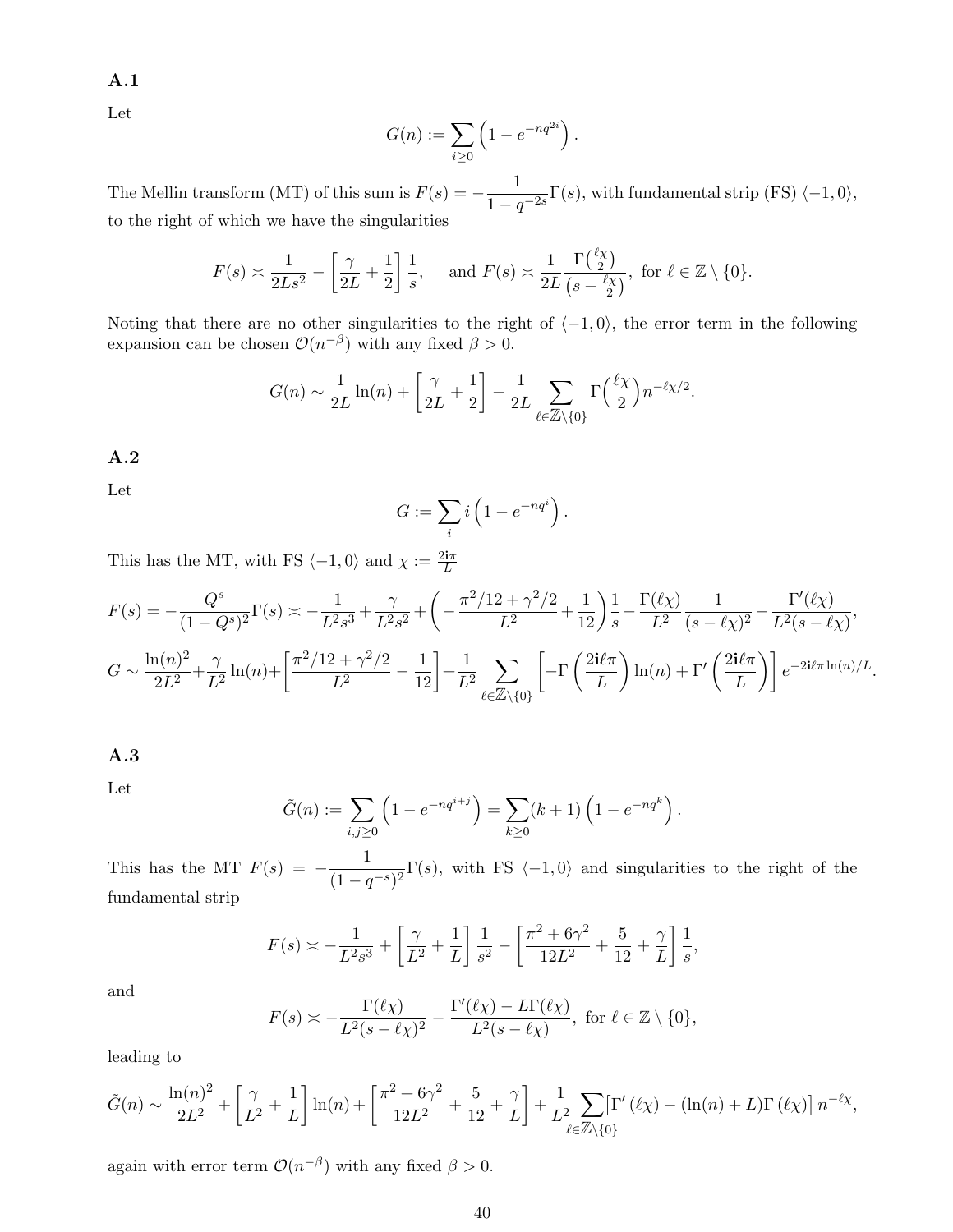### A.1

Let

$$G(n) := \sum_{i\geq 0} \left(1 - e^{-nq^{2i}}\right).$$

The Mellin transform (MT) of this sum is $F(s) = -\dfrac{1}{1-q^{-2s}}\Gamma(s)$, with fundamental strip (FS) $\langle -1, 0\rangle$, to the right of which we have the singularities

$$F(s) \asymp \frac{1}{2Ls^2} - \left[\frac{\gamma}{2L} + \frac{1}{2}\right]\frac{1}{s}, \quad \text{ and } F(s) \asymp \frac{1}{2L}\frac{\Gamma\left(\frac{\ell\chi}{2}\right)}{\left(s - \frac{\ell\chi}{2}\right)}, \text{ for } \ell \in \mathbb{Z}\setminus\{0\}.$$

Noting that there are no other singularities to the right of $\langle -1, 0\rangle$, the error term in the following expansion can be chosen $\mathcal{O}(n^{-\beta})$ with any fixed $\beta > 0$.

$$G(n) \sim \frac{1}{2L}\ln(n) + \left[\frac{\gamma}{2L} + \frac{1}{2}\right] - \frac{1}{2L}\sum_{\ell\in\mathbb{Z}\setminus\{0\}} \Gamma\Big(\frac{\ell\chi}{2}\Big) n^{-\ell\chi/2}.$$

### A.2

Let

$$G := \sum_i i\left(1 - e^{-nq^i}\right).$$

This has the MT, with FS $\langle -1, 0\rangle$ and $\chi := \frac{2\mathbf{i}\pi}{L}$

$$F(s) = -\frac{Q^s}{(1-Q^s)^2}\Gamma(s) \asymp -\frac{1}{L^2s^3} + \frac{\gamma}{L^2s^2} + \left(-\frac{\pi^2/12 + \gamma^2/2}{L^2} + \frac{1}{12}\right)\frac{1}{s} - \frac{\Gamma(\ell\chi)}{L^2}\frac{1}{(s-\ell\chi)^2} - \frac{\Gamma'(\ell\chi)}{L^2(s-\ell\chi)},$$

$$G \sim \frac{\ln(n)^2}{2L^2} + \frac{\gamma}{L^2}\ln(n) + \left[\frac{\pi^2/12 + \gamma^2/2}{L^2} - \frac{1}{12}\right] + \frac{1}{L^2}\sum_{\ell\in\mathbb{Z}\setminus\{0\}}\left[-\Gamma\left(\frac{2\mathbf{i}\ell\pi}{L}\right)\ln(n) + \Gamma'\left(\frac{2\mathbf{i}\ell\pi}{L}\right)\right]e^{-2\mathbf{i}\ell\pi\ln(n)/L}.$$

### A.3

Let

$$\tilde{G}(n) := \sum_{i,j\geq 0}\left(1 - e^{-nq^{i+j}}\right) = \sum_{k\geq 0}(k+1)\left(1 - e^{-nq^k}\right).$$

This has the MT $F(s) = -\dfrac{1}{(1-q^{-s})^2}\Gamma(s)$, with FS $\langle -1, 0\rangle$ and singularities to the right of the fundamental strip

$$F(s) \asymp -\frac{1}{L^2s^3} + \left[\frac{\gamma}{L^2} + \frac{1}{L}\right]\frac{1}{s^2} - \left[\frac{\pi^2 + 6\gamma^2}{12L^2} + \frac{5}{12} + \frac{\gamma}{L}\right]\frac{1}{s},$$

and

$$F(s) \asymp -\frac{\Gamma(\ell\chi)}{L^2(s-\ell\chi)^2} - \frac{\Gamma'(\ell\chi) - L\Gamma(\ell\chi)}{L^2(s-\ell\chi)}, \text{ for } \ell \in \mathbb{Z}\setminus\{0\},$$

leading to

$$\tilde{G}(n) \sim \frac{\ln(n)^2}{2L^2} + \left[\frac{\gamma}{L^2} + \frac{1}{L}\right]\ln(n) + \left[\frac{\pi^2 + 6\gamma^2}{12L^2} + \frac{5}{12} + \frac{\gamma}{L}\right] + \frac{1}{L^2}\sum_{\ell\in\mathbb{Z}\setminus\{0\}}\left[\Gamma'(\ell\chi) - (\ln(n) + L)\Gamma(\ell\chi)\right]n^{-\ell\chi},$$

again with error term $\mathcal{O}(n^{-\beta})$ with any fixed $\beta > 0$.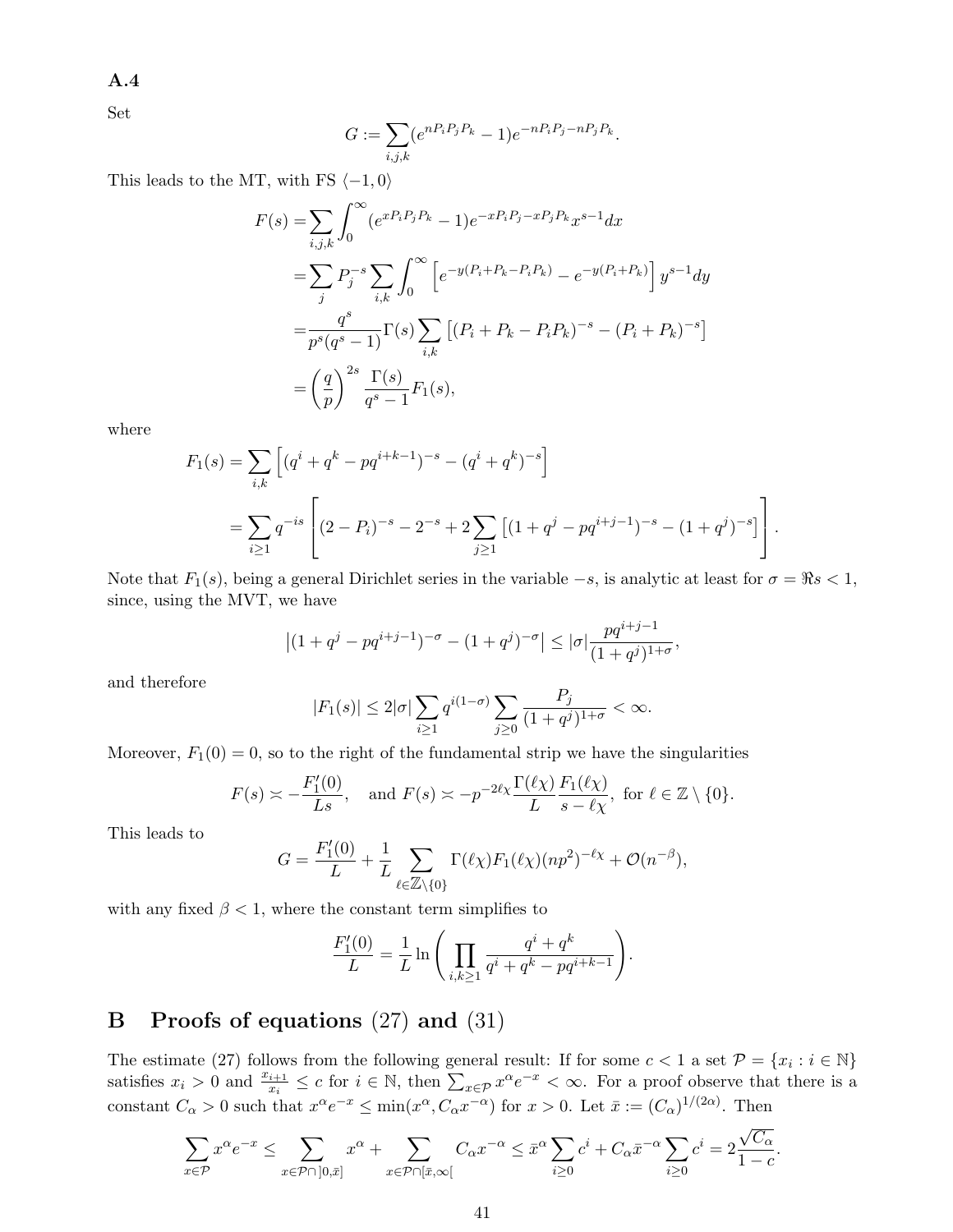**A.4**

Set

$$G := \sum_{i,j,k} (e^{nP_iP_jP_k} - 1)e^{-nP_iP_j - nP_jP_k}.$$

This leads to the MT, with FS $\langle -1, 0 \rangle$

$$\begin{aligned}
F(s) =& \sum_{i,j,k} \int_0^\infty (e^{xP_iP_jP_k} - 1)e^{-xP_iP_j - xP_jP_k} x^{s-1} dx \\
=& \sum_j P_j^{-s} \sum_{i,k} \int_0^\infty \left[ e^{-y(P_i+P_k-P_iP_k)} - e^{-y(P_i+P_k)} \right] y^{s-1} dy \\
=& \frac{q^s}{p^s(q^s-1)} \Gamma(s) \sum_{i,k} \left[ (P_i + P_k - P_iP_k)^{-s} - (P_i + P_k)^{-s} \right] \\
=& \left(\frac{q}{p}\right)^{2s} \frac{\Gamma(s)}{q^s - 1} F_1(s),
\end{aligned}$$

where

$$\begin{aligned}
F_1(s) =& \sum_{i,k} \left[ (q^i + q^k - pq^{i+k-1})^{-s} - (q^i + q^k)^{-s} \right] \\
=& \sum_{i \ge 1} q^{-is} \left[ (2 - P_i)^{-s} - 2^{-s} + 2 \sum_{j \ge 1} \left[ (1 + q^j - pq^{i+j-1})^{-s} - (1 + q^j)^{-s} \right] \right].
\end{aligned}$$

Note that $F_1(s)$, being a general Dirichlet series in the variable $-s$, is analytic at least for $\sigma = \Re s < 1$, since, using the MVT, we have

$$\left| (1 + q^j - pq^{i+j-1})^{-\sigma} - (1 + q^j)^{-\sigma} \right| \le |\sigma| \frac{pq^{i+j-1}}{(1 + q^j)^{1+\sigma}},$$

and therefore

$$|F_1(s)| \le 2|\sigma| \sum_{i \ge 1} q^{i(1-\sigma)} \sum_{j \ge 0} \frac{P_j}{(1 + q^j)^{1+\sigma}} < \infty.$$

Moreover, $F_1(0) = 0$, so to the right of the fundamental strip we have the singularities

$$F(s) \asymp -\frac{F_1'(0)}{Ls}, \quad \text{and } F(s) \asymp -p^{-2\ell\chi} \frac{\Gamma(\ell\chi)}{L} \frac{F_1(\ell\chi)}{s - \ell\chi}, \text{ for } \ell \in \mathbb{Z} \setminus \{0\}.$$

This leads to

$$G = \frac{F_1'(0)}{L} + \frac{1}{L} \sum_{\ell \in \mathbb{Z} \setminus \{0\}} \Gamma(\ell\chi) F_1(\ell\chi) (np^2)^{-\ell\chi} + \mathcal{O}(n^{-\beta}),$$

with any fixed $\beta < 1$, where the constant term simplifies to

$$\frac{F_1'(0)}{L} = \frac{1}{L} \ln \left( \prod_{i,k \ge 1} \frac{q^i + q^k}{q^i + q^k - pq^{i+k-1}} \right).$$

# B Proofs of equations (27) and (31)

The estimate (27) follows from the following general result: If for some $c < 1$ a set $\mathcal{P} = \{x_i : i \in \mathbb{N}\}$ satisfies $x_i > 0$ and $\frac{x_{i+1}}{x_i} \le c$ for $i \in \mathbb{N}$, then $\sum_{x \in \mathcal{P}} x^\alpha e^{-x} < \infty$. For a proof observe that there is a constant $C_\alpha > 0$ such that $x^\alpha e^{-x} \le \min(x^\alpha, C_\alpha x^{-\alpha})$ for $x > 0$. Let $\bar{x} := (C_\alpha)^{1/(2\alpha)}$. Then

$$\sum_{x \in \mathcal{P}} x^\alpha e^{-x} \le \sum_{x \in \mathcal{P} \cap ]0, \bar{x}]} x^\alpha + \sum_{x \in \mathcal{P} \cap [\bar{x}, \infty[} C_\alpha x^{-\alpha} \le \bar{x}^\alpha \sum_{i \ge 0} c^i + C_\alpha \bar{x}^{-\alpha} \sum_{i \ge 0} c^i = 2 \frac{\sqrt{C_\alpha}}{1 - c}.$$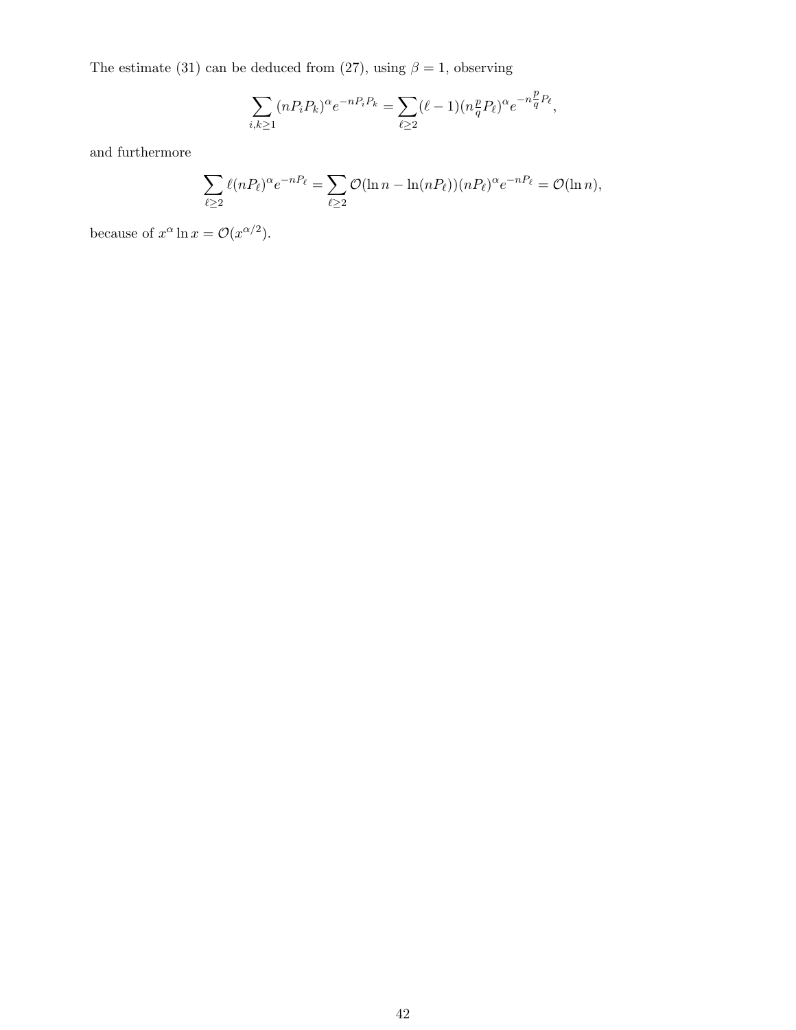The estimate (31) can be deduced from (27), using $\beta = 1$, observing

$$\sum_{i,k\geq 1} (nP_iP_k)^\alpha e^{-nP_iP_k} = \sum_{\ell\geq 2} (\ell-1)(n\tfrac{p}{q}P_\ell)^\alpha e^{-n\frac{p}{q}P_\ell},$$

and furthermore

$$\sum_{\ell\geq 2} \ell(nP_\ell)^\alpha e^{-nP_\ell} = \sum_{\ell\geq 2} \mathcal{O}(\ln n - \ln(nP_\ell))(nP_\ell)^\alpha e^{-nP_\ell} = \mathcal{O}(\ln n),$$

because of $x^\alpha \ln x = \mathcal{O}(x^{\alpha/2})$.